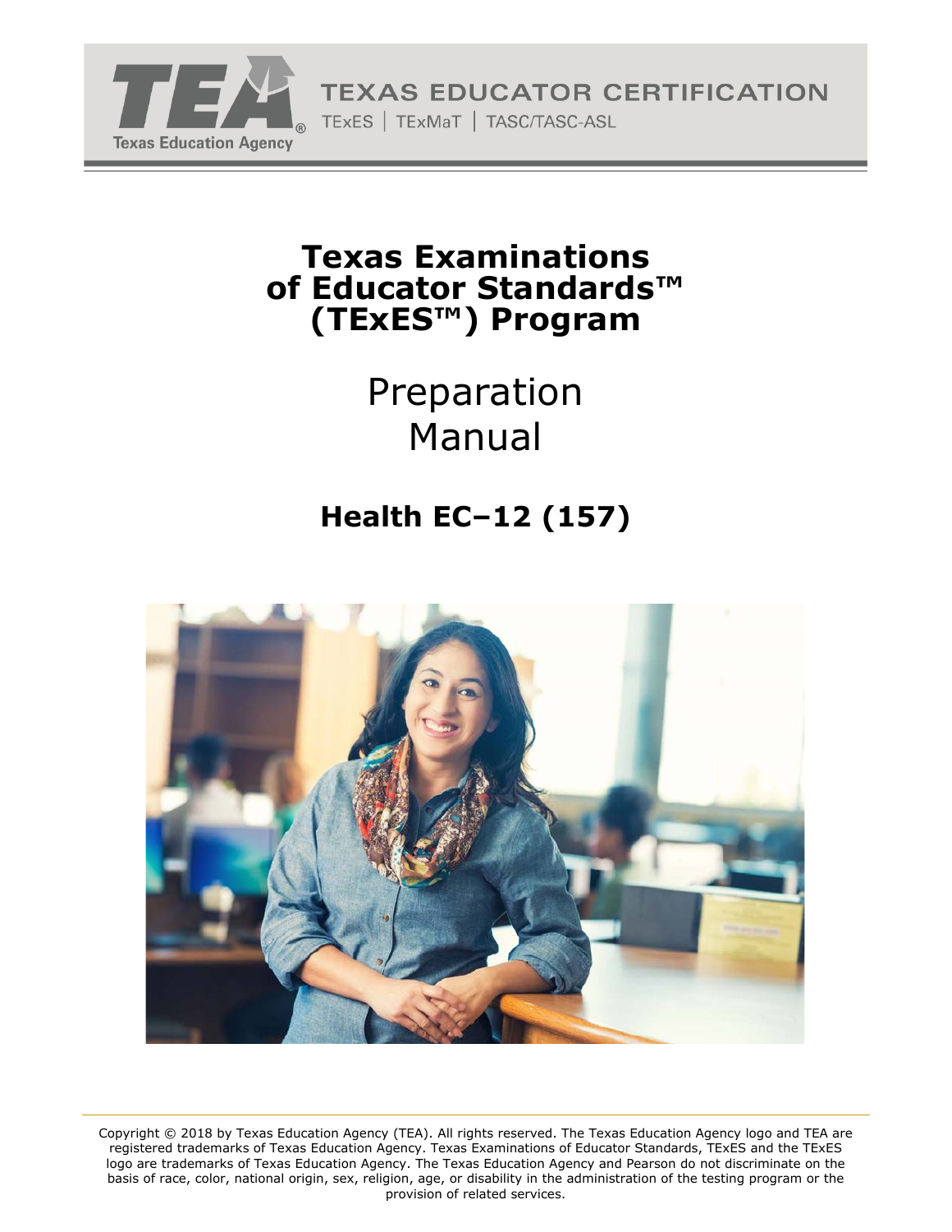TEXAS EDUCATOR CERTIFICATION

TExES | TExMaT | TASC/TASC-ASL

# Texas Examinations of Educator Standards™ (TExES™) Program

## Preparation Manual

### Health EC–12 (157)

Copyright © 2018 by Texas Education Agency (TEA). All rights reserved. The Texas Education Agency logo and TEA are registered trademarks of Texas Education Agency. Texas Examinations of Educator Standards, TExES and the TExES logo are trademarks of Texas Education Agency. The Texas Education Agency and Pearson do not discriminate on the basis of race, color, national origin, sex, religion, age, or disability in the administration of the testing program or the provision of related services.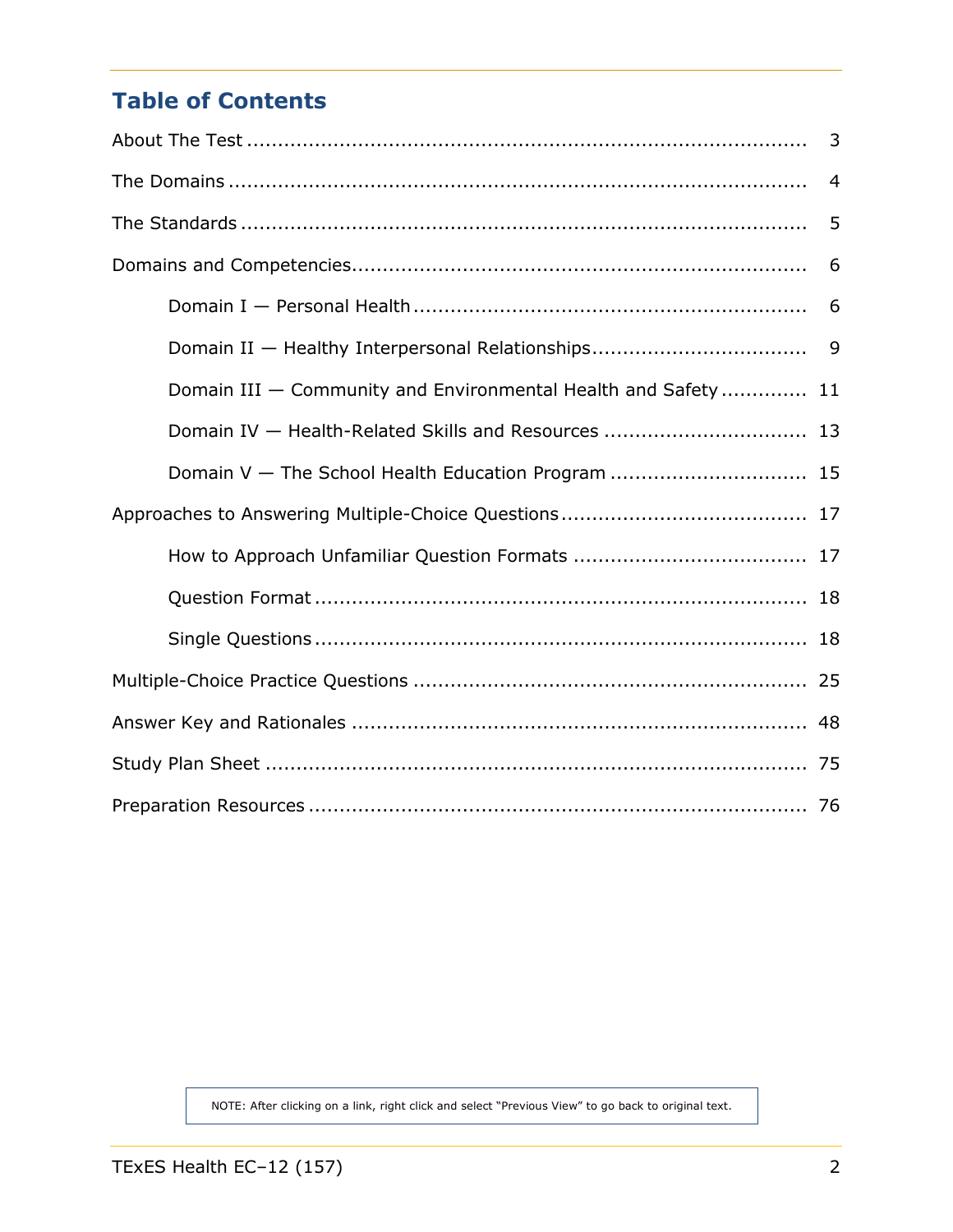## Table of Contents

About The Test ........................................................................................ 3

The Domains ........................................................................................... 4

The Standards ......................................................................................... 5

Domains and Competencies....................................................................... 6

- Domain I — Personal Health ............................................................... 6
- Domain II — Healthy Interpersonal Relationships.................................. 9
- Domain III — Community and Environmental Health and Safety ............. 11
- Domain IV — Health-Related Skills and Resources ................................ 13
- Domain V — The School Health Education Program ............................... 15

Approaches to Answering Multiple-Choice Questions...................................... 17

- How to Approach Unfamiliar Question Formats ..................................... 17
- Question Format ............................................................................... 18
- Single Questions ............................................................................... 18

Multiple-Choice Practice Questions .............................................................. 25

Answer Key and Rationales ........................................................................ 48

Study Plan Sheet ...................................................................................... 75

Preparation Resources ............................................................................... 76

NOTE: After clicking on a link, right click and select "Previous View" to go back to original text.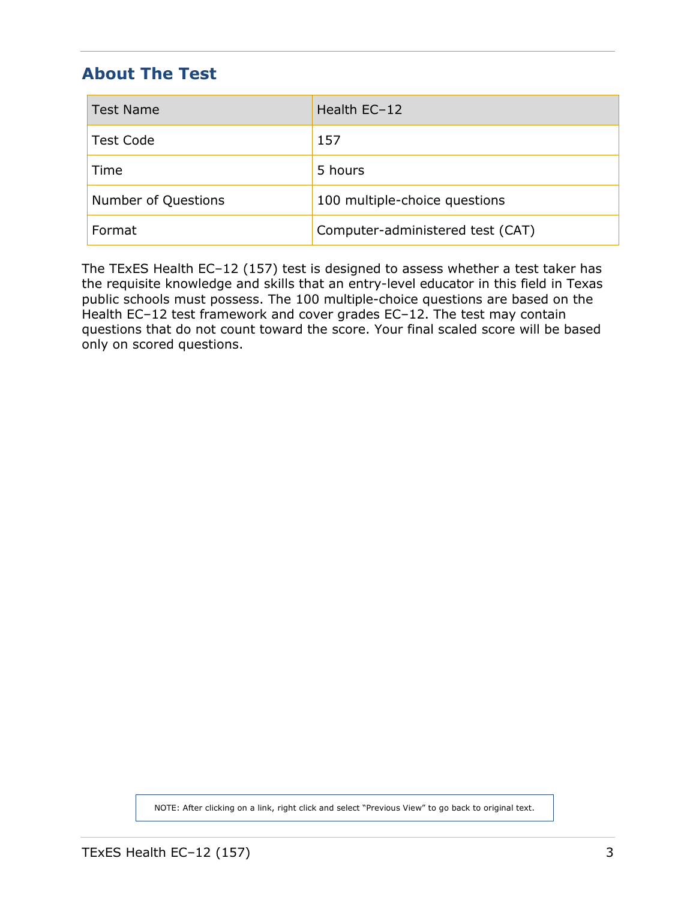## About The Test

| Test Name | Health EC–12 |
| --- | --- |
| Test Code | 157 |
| Time | 5 hours |
| Number of Questions | 100 multiple-choice questions |
| Format | Computer-administered test (CAT) |

The TExES Health EC–12 (157) test is designed to assess whether a test taker has the requisite knowledge and skills that an entry-level educator in this field in Texas public schools must possess. The 100 multiple-choice questions are based on the Health EC–12 test framework and cover grades EC–12. The test may contain questions that do not count toward the score. Your final scaled score will be based only on scored questions.

NOTE: After clicking on a link, right click and select "Previous View" to go back to original text.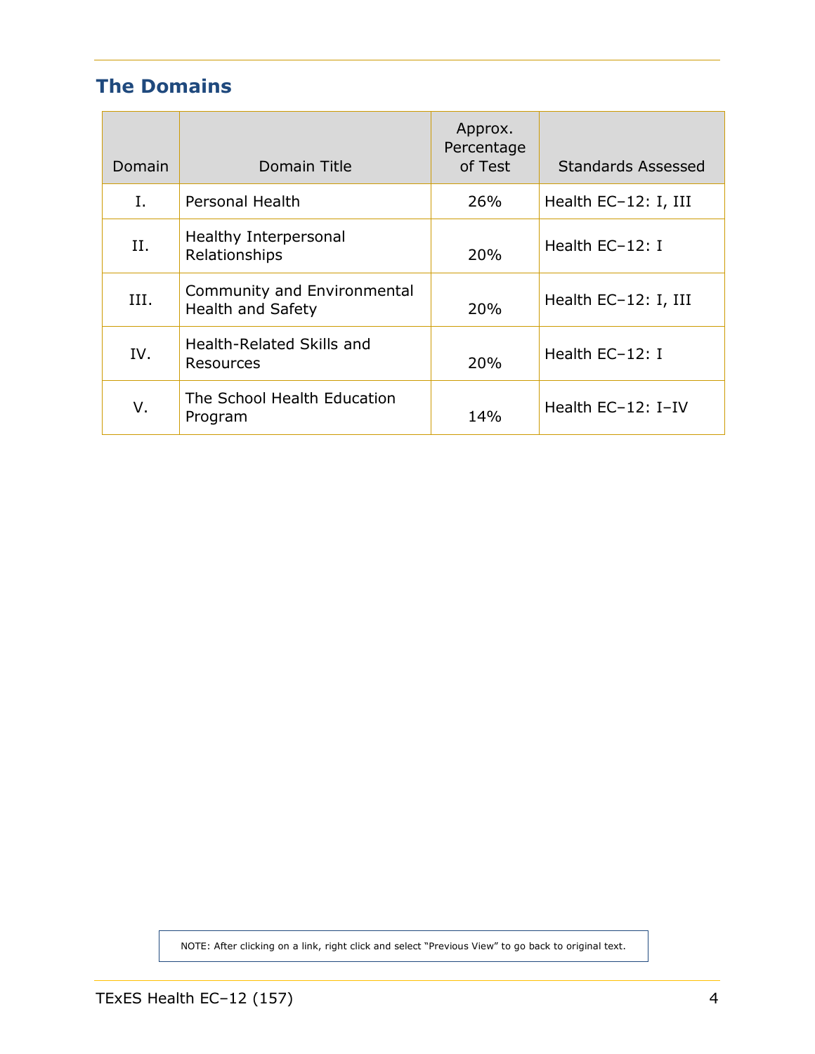## The Domains

| Domain | Domain Title | Approx. Percentage of Test | Standards Assessed |
|---|---|---|---|
| I. | Personal Health | 26% | Health EC–12: I, III |
| II. | Healthy Interpersonal Relationships | 20% | Health EC–12: I |
| III. | Community and Environmental Health and Safety | 20% | Health EC–12: I, III |
| IV. | Health-Related Skills and Resources | 20% | Health EC–12: I |
| V. | The School Health Education Program | 14% | Health EC–12: I–IV |

NOTE: After clicking on a link, right click and select "Previous View" to go back to original text.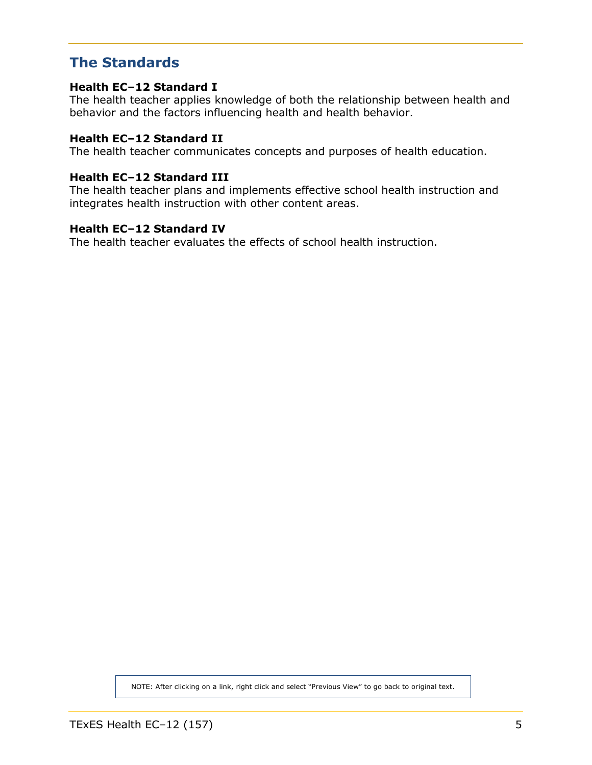## The Standards

**Health EC–12 Standard I**
The health teacher applies knowledge of both the relationship between health and behavior and the factors influencing health and health behavior.

**Health EC–12 Standard II**
The health teacher communicates concepts and purposes of health education.

**Health EC–12 Standard III**
The health teacher plans and implements effective school health instruction and integrates health instruction with other content areas.

**Health EC–12 Standard IV**
The health teacher evaluates the effects of school health instruction.

NOTE: After clicking on a link, right click and select "Previous View" to go back to original text.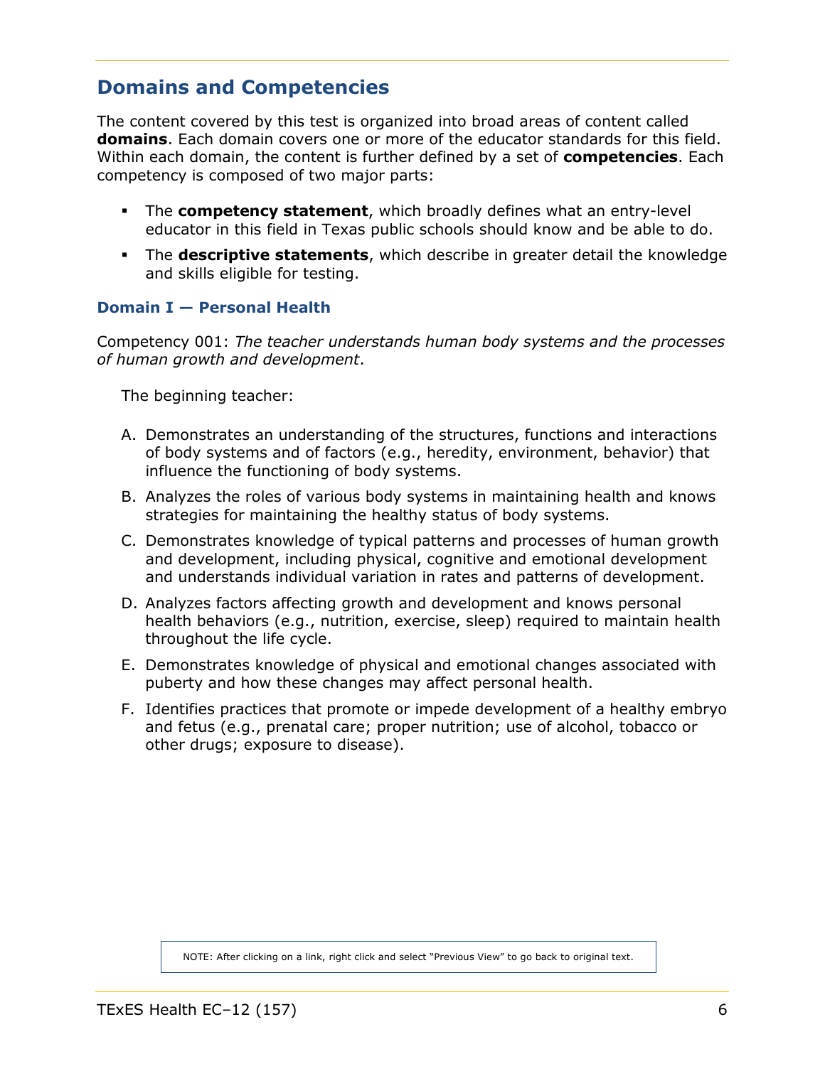## Domains and Competencies

The content covered by this test is organized into broad areas of content called **domains**. Each domain covers one or more of the educator standards for this field. Within each domain, the content is further defined by a set of **competencies**. Each competency is composed of two major parts:

- The **competency statement**, which broadly defines what an entry-level educator in this field in Texas public schools should know and be able to do.
- The **descriptive statements**, which describe in greater detail the knowledge and skills eligible for testing.

### Domain I — Personal Health

Competency 001: *The teacher understands human body systems and the processes of human growth and development*.

The beginning teacher:

A. Demonstrates an understanding of the structures, functions and interactions of body systems and of factors (e.g., heredity, environment, behavior) that influence the functioning of body systems.

B. Analyzes the roles of various body systems in maintaining health and knows strategies for maintaining the healthy status of body systems.

C. Demonstrates knowledge of typical patterns and processes of human growth and development, including physical, cognitive and emotional development and understands individual variation in rates and patterns of development.

D. Analyzes factors affecting growth and development and knows personal health behaviors (e.g., nutrition, exercise, sleep) required to maintain health throughout the life cycle.

E. Demonstrates knowledge of physical and emotional changes associated with puberty and how these changes may affect personal health.

F. Identifies practices that promote or impede development of a healthy embryo and fetus (e.g., prenatal care; proper nutrition; use of alcohol, tobacco or other drugs; exposure to disease).

NOTE: After clicking on a link, right click and select "Previous View" to go back to original text.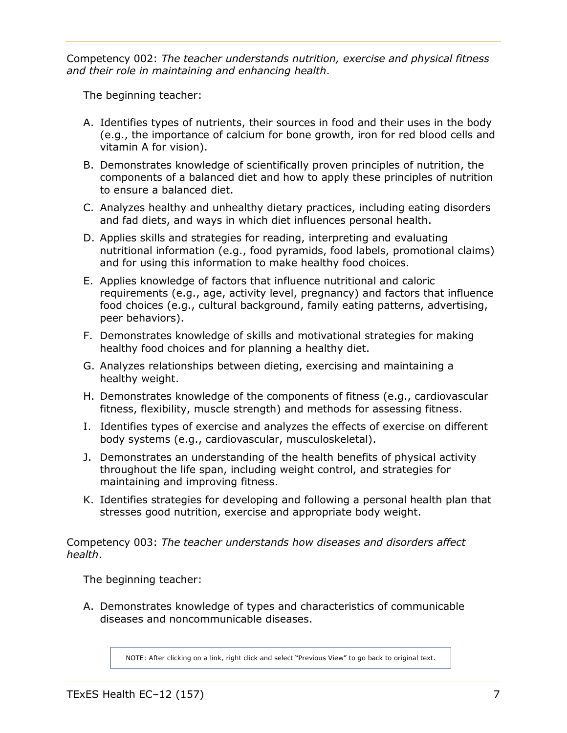Competency 002: *The teacher understands nutrition, exercise and physical fitness and their role in maintaining and enhancing health*.

The beginning teacher:

A. Identifies types of nutrients, their sources in food and their uses in the body (e.g., the importance of calcium for bone growth, iron for red blood cells and vitamin A for vision).

B. Demonstrates knowledge of scientifically proven principles of nutrition, the components of a balanced diet and how to apply these principles of nutrition to ensure a balanced diet.

C. Analyzes healthy and unhealthy dietary practices, including eating disorders and fad diets, and ways in which diet influences personal health.

D. Applies skills and strategies for reading, interpreting and evaluating nutritional information (e.g., food pyramids, food labels, promotional claims) and for using this information to make healthy food choices.

E. Applies knowledge of factors that influence nutritional and caloric requirements (e.g., age, activity level, pregnancy) and factors that influence food choices (e.g., cultural background, family eating patterns, advertising, peer behaviors).

F. Demonstrates knowledge of skills and motivational strategies for making healthy food choices and for planning a healthy diet.

G. Analyzes relationships between dieting, exercising and maintaining a healthy weight.

H. Demonstrates knowledge of the components of fitness (e.g., cardiovascular fitness, flexibility, muscle strength) and methods for assessing fitness.

I. Identifies types of exercise and analyzes the effects of exercise on different body systems (e.g., cardiovascular, musculoskeletal).

J. Demonstrates an understanding of the health benefits of physical activity throughout the life span, including weight control, and strategies for maintaining and improving fitness.

K. Identifies strategies for developing and following a personal health plan that stresses good nutrition, exercise and appropriate body weight.

Competency 003: *The teacher understands how diseases and disorders affect health*.

The beginning teacher:

A. Demonstrates knowledge of types and characteristics of communicable diseases and noncommunicable diseases.

NOTE: After clicking on a link, right click and select "Previous View" to go back to original text.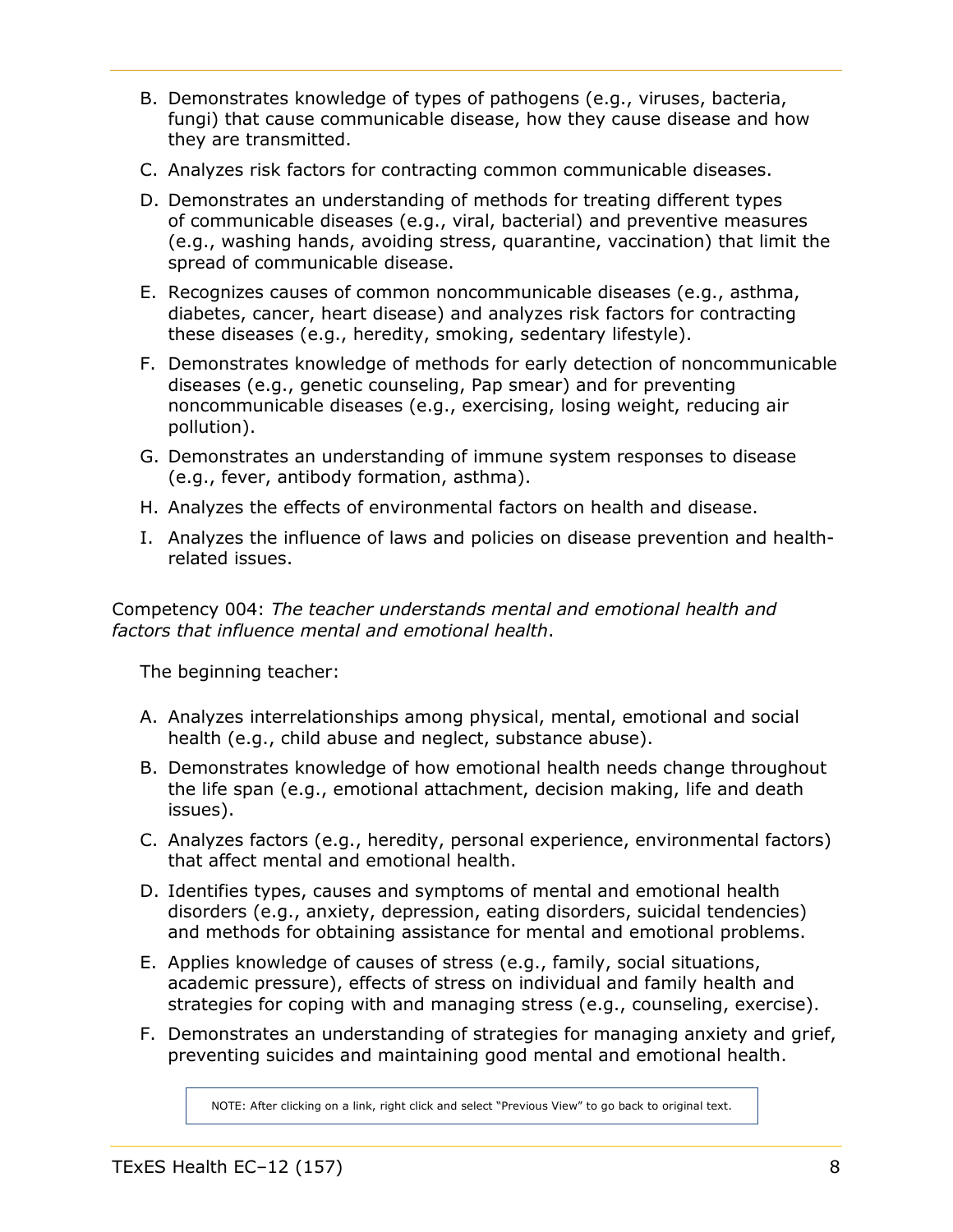B. Demonstrates knowledge of types of pathogens (e.g., viruses, bacteria, fungi) that cause communicable disease, how they cause disease and how they are transmitted.

C. Analyzes risk factors for contracting common communicable diseases.

D. Demonstrates an understanding of methods for treating different types of communicable diseases (e.g., viral, bacterial) and preventive measures (e.g., washing hands, avoiding stress, quarantine, vaccination) that limit the spread of communicable disease.

E. Recognizes causes of common noncommunicable diseases (e.g., asthma, diabetes, cancer, heart disease) and analyzes risk factors for contracting these diseases (e.g., heredity, smoking, sedentary lifestyle).

F. Demonstrates knowledge of methods for early detection of noncommunicable diseases (e.g., genetic counseling, Pap smear) and for preventing noncommunicable diseases (e.g., exercising, losing weight, reducing air pollution).

G. Demonstrates an understanding of immune system responses to disease (e.g., fever, antibody formation, asthma).

H. Analyzes the effects of environmental factors on health and disease.

I. Analyzes the influence of laws and policies on disease prevention and health-related issues.

Competency 004: *The teacher understands mental and emotional health and factors that influence mental and emotional health*.

The beginning teacher:

A. Analyzes interrelationships among physical, mental, emotional and social health (e.g., child abuse and neglect, substance abuse).

B. Demonstrates knowledge of how emotional health needs change throughout the life span (e.g., emotional attachment, decision making, life and death issues).

C. Analyzes factors (e.g., heredity, personal experience, environmental factors) that affect mental and emotional health.

D. Identifies types, causes and symptoms of mental and emotional health disorders (e.g., anxiety, depression, eating disorders, suicidal tendencies) and methods for obtaining assistance for mental and emotional problems.

E. Applies knowledge of causes of stress (e.g., family, social situations, academic pressure), effects of stress on individual and family health and strategies for coping with and managing stress (e.g., counseling, exercise).

F. Demonstrates an understanding of strategies for managing anxiety and grief, preventing suicides and maintaining good mental and emotional health.

NOTE: After clicking on a link, right click and select "Previous View" to go back to original text.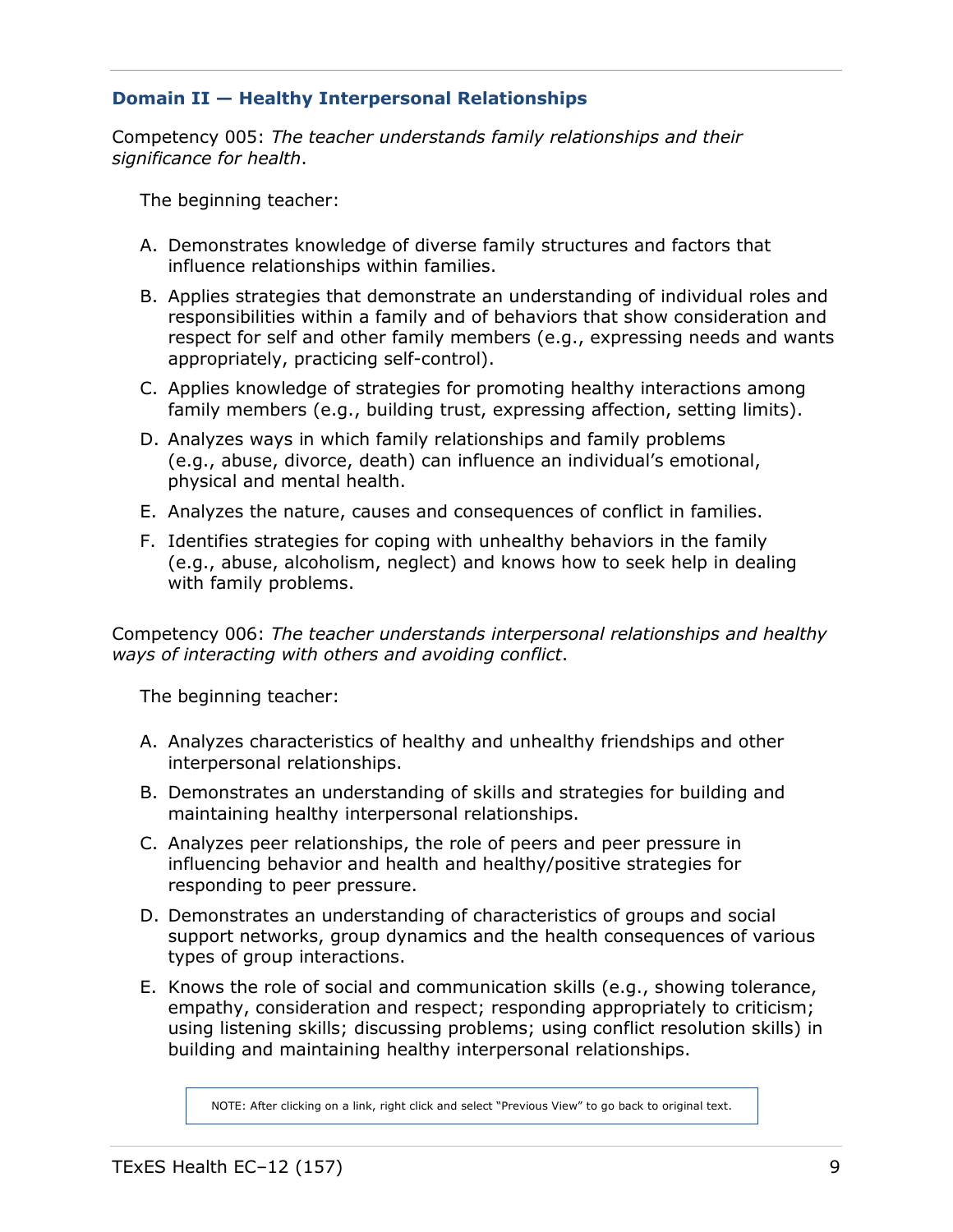### Domain II — Healthy Interpersonal Relationships

Competency 005: *The teacher understands family relationships and their significance for health*.

The beginning teacher:

A. Demonstrates knowledge of diverse family structures and factors that influence relationships within families.

B. Applies strategies that demonstrate an understanding of individual roles and responsibilities within a family and of behaviors that show consideration and respect for self and other family members (e.g., expressing needs and wants appropriately, practicing self-control).

C. Applies knowledge of strategies for promoting healthy interactions among family members (e.g., building trust, expressing affection, setting limits).

D. Analyzes ways in which family relationships and family problems (e.g., abuse, divorce, death) can influence an individual's emotional, physical and mental health.

E. Analyzes the nature, causes and consequences of conflict in families.

F. Identifies strategies for coping with unhealthy behaviors in the family (e.g., abuse, alcoholism, neglect) and knows how to seek help in dealing with family problems.

Competency 006: *The teacher understands interpersonal relationships and healthy ways of interacting with others and avoiding conflict*.

The beginning teacher:

A. Analyzes characteristics of healthy and unhealthy friendships and other interpersonal relationships.

B. Demonstrates an understanding of skills and strategies for building and maintaining healthy interpersonal relationships.

C. Analyzes peer relationships, the role of peers and peer pressure in influencing behavior and health and healthy/positive strategies for responding to peer pressure.

D. Demonstrates an understanding of characteristics of groups and social support networks, group dynamics and the health consequences of various types of group interactions.

E. Knows the role of social and communication skills (e.g., showing tolerance, empathy, consideration and respect; responding appropriately to criticism; using listening skills; discussing problems; using conflict resolution skills) in building and maintaining healthy interpersonal relationships.

NOTE: After clicking on a link, right click and select "Previous View" to go back to original text.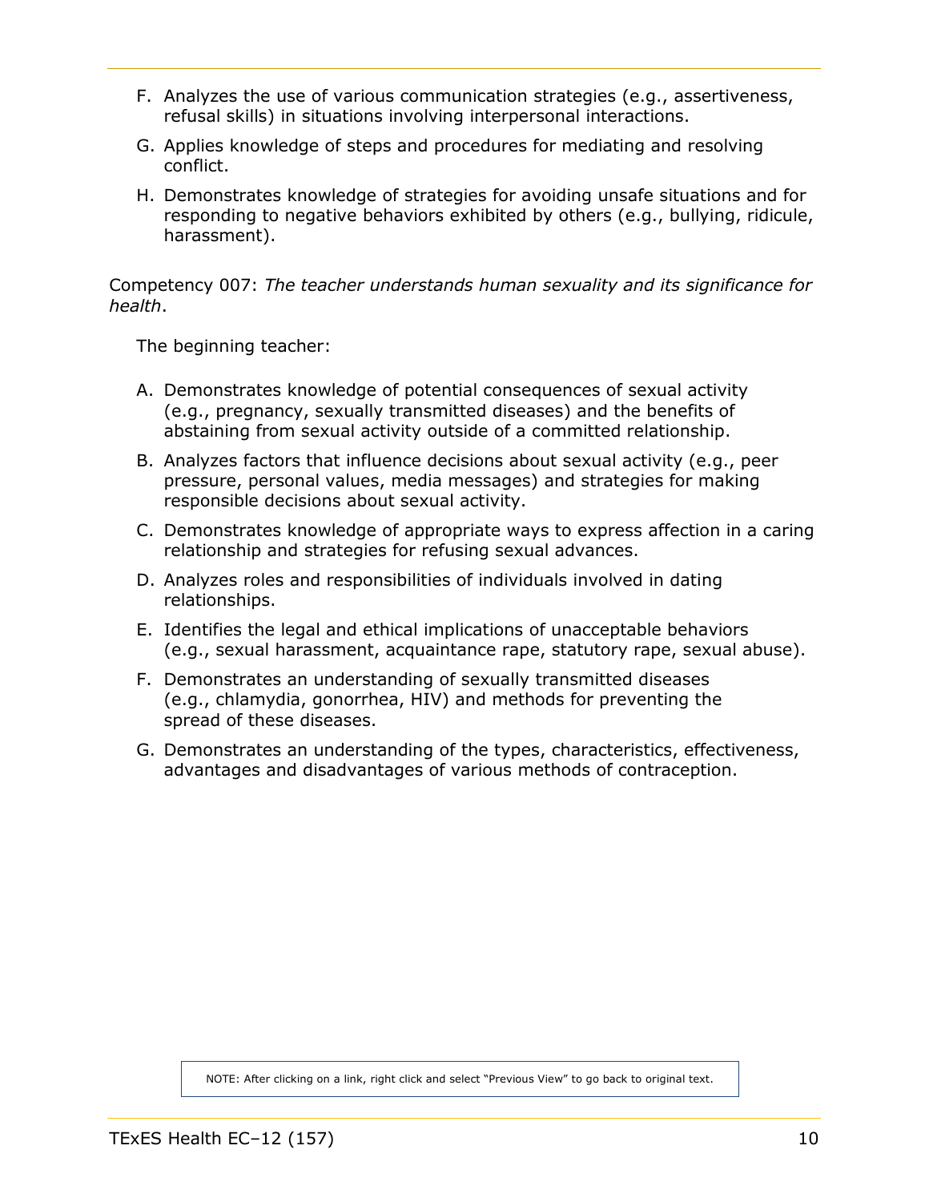F. Analyzes the use of various communication strategies (e.g., assertiveness, refusal skills) in situations involving interpersonal interactions.

G. Applies knowledge of steps and procedures for mediating and resolving conflict.

H. Demonstrates knowledge of strategies for avoiding unsafe situations and for responding to negative behaviors exhibited by others (e.g., bullying, ridicule, harassment).

Competency 007: *The teacher understands human sexuality and its significance for health*.

The beginning teacher:

A. Demonstrates knowledge of potential consequences of sexual activity (e.g., pregnancy, sexually transmitted diseases) and the benefits of abstaining from sexual activity outside of a committed relationship.

B. Analyzes factors that influence decisions about sexual activity (e.g., peer pressure, personal values, media messages) and strategies for making responsible decisions about sexual activity.

C. Demonstrates knowledge of appropriate ways to express affection in a caring relationship and strategies for refusing sexual advances.

D. Analyzes roles and responsibilities of individuals involved in dating relationships.

E. Identifies the legal and ethical implications of unacceptable behaviors (e.g., sexual harassment, acquaintance rape, statutory rape, sexual abuse).

F. Demonstrates an understanding of sexually transmitted diseases (e.g., chlamydia, gonorrhea, HIV) and methods for preventing the spread of these diseases.

G. Demonstrates an understanding of the types, characteristics, effectiveness, advantages and disadvantages of various methods of contraception.

NOTE: After clicking on a link, right click and select "Previous View" to go back to original text.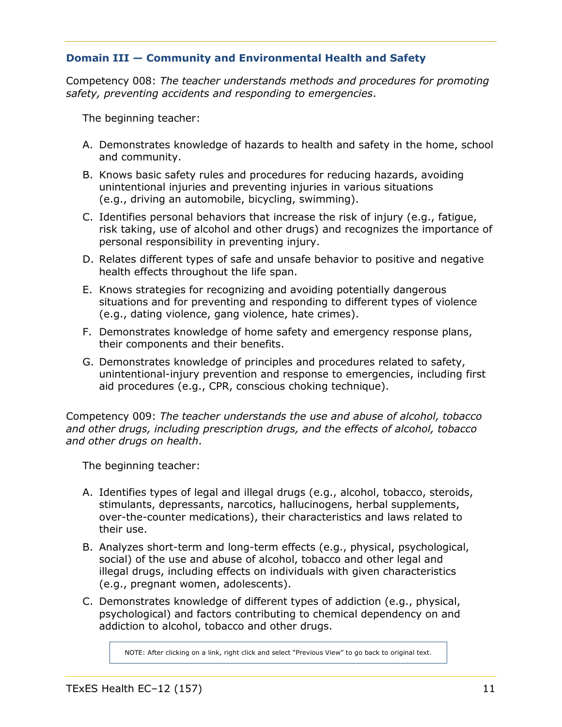### Domain III — Community and Environmental Health and Safety

Competency 008: *The teacher understands methods and procedures for promoting safety, preventing accidents and responding to emergencies*.

The beginning teacher:

A. Demonstrates knowledge of hazards to health and safety in the home, school and community.

B. Knows basic safety rules and procedures for reducing hazards, avoiding unintentional injuries and preventing injuries in various situations (e.g., driving an automobile, bicycling, swimming).

C. Identifies personal behaviors that increase the risk of injury (e.g., fatigue, risk taking, use of alcohol and other drugs) and recognizes the importance of personal responsibility in preventing injury.

D. Relates different types of safe and unsafe behavior to positive and negative health effects throughout the life span.

E. Knows strategies for recognizing and avoiding potentially dangerous situations and for preventing and responding to different types of violence (e.g., dating violence, gang violence, hate crimes).

F. Demonstrates knowledge of home safety and emergency response plans, their components and their benefits.

G. Demonstrates knowledge of principles and procedures related to safety, unintentional-injury prevention and response to emergencies, including first aid procedures (e.g., CPR, conscious choking technique).

Competency 009: *The teacher understands the use and abuse of alcohol, tobacco and other drugs, including prescription drugs, and the effects of alcohol, tobacco and other drugs on health*.

The beginning teacher:

A. Identifies types of legal and illegal drugs (e.g., alcohol, tobacco, steroids, stimulants, depressants, narcotics, hallucinogens, herbal supplements, over-the-counter medications), their characteristics and laws related to their use.

B. Analyzes short-term and long-term effects (e.g., physical, psychological, social) of the use and abuse of alcohol, tobacco and other legal and illegal drugs, including effects on individuals with given characteristics (e.g., pregnant women, adolescents).

C. Demonstrates knowledge of different types of addiction (e.g., physical, psychological) and factors contributing to chemical dependency on and addiction to alcohol, tobacco and other drugs.

NOTE: After clicking on a link, right click and select "Previous View" to go back to original text.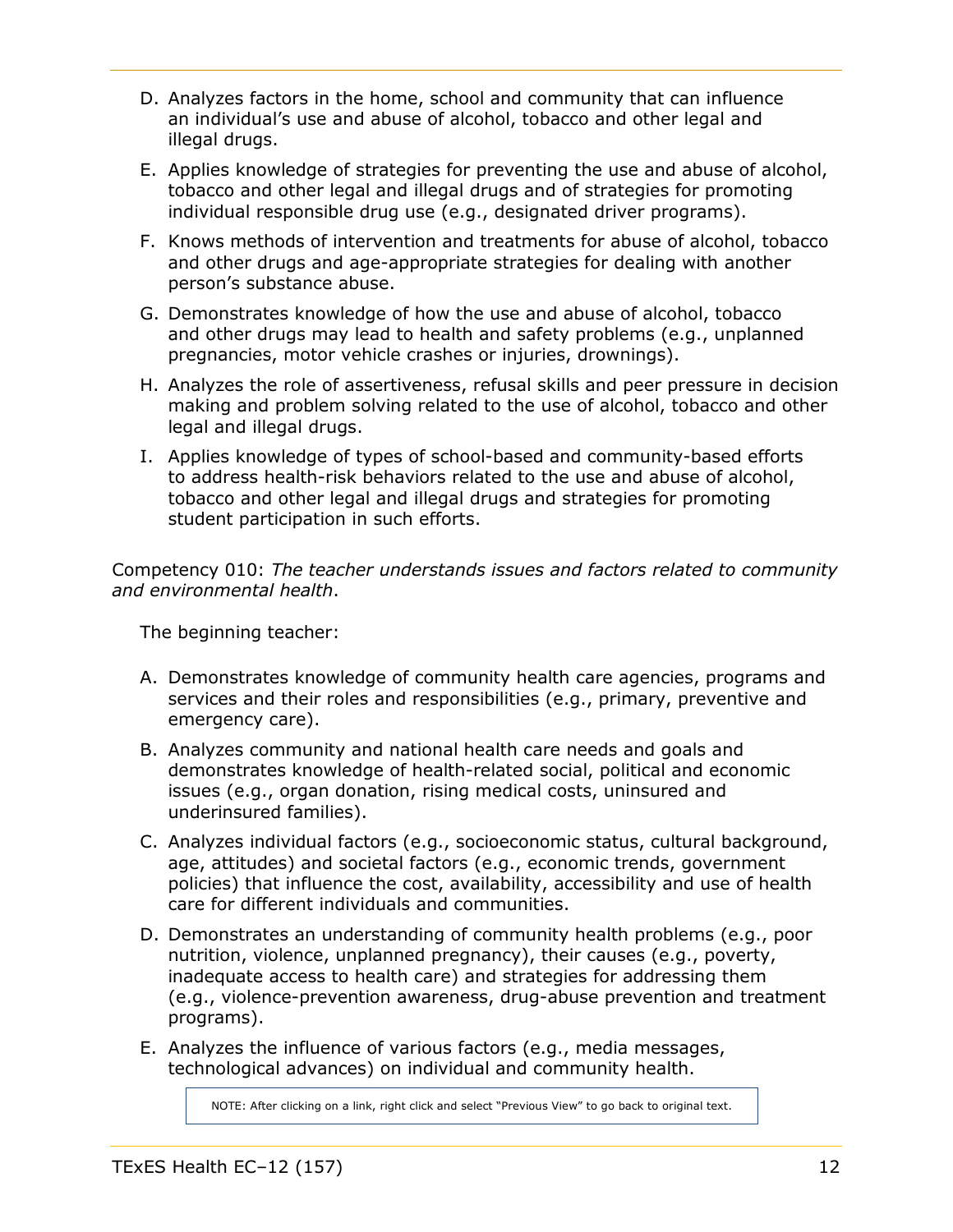D. Analyzes factors in the home, school and community that can influence an individual's use and abuse of alcohol, tobacco and other legal and illegal drugs.

E. Applies knowledge of strategies for preventing the use and abuse of alcohol, tobacco and other legal and illegal drugs and of strategies for promoting individual responsible drug use (e.g., designated driver programs).

F. Knows methods of intervention and treatments for abuse of alcohol, tobacco and other drugs and age-appropriate strategies for dealing with another person's substance abuse.

G. Demonstrates knowledge of how the use and abuse of alcohol, tobacco and other drugs may lead to health and safety problems (e.g., unplanned pregnancies, motor vehicle crashes or injuries, drownings).

H. Analyzes the role of assertiveness, refusal skills and peer pressure in decision making and problem solving related to the use of alcohol, tobacco and other legal and illegal drugs.

I. Applies knowledge of types of school-based and community-based efforts to address health-risk behaviors related to the use and abuse of alcohol, tobacco and other legal and illegal drugs and strategies for promoting student participation in such efforts.

Competency 010: *The teacher understands issues and factors related to community and environmental health*.

The beginning teacher:

A. Demonstrates knowledge of community health care agencies, programs and services and their roles and responsibilities (e.g., primary, preventive and emergency care).

B. Analyzes community and national health care needs and goals and demonstrates knowledge of health-related social, political and economic issues (e.g., organ donation, rising medical costs, uninsured and underinsured families).

C. Analyzes individual factors (e.g., socioeconomic status, cultural background, age, attitudes) and societal factors (e.g., economic trends, government policies) that influence the cost, availability, accessibility and use of health care for different individuals and communities.

D. Demonstrates an understanding of community health problems (e.g., poor nutrition, violence, unplanned pregnancy), their causes (e.g., poverty, inadequate access to health care) and strategies for addressing them (e.g., violence-prevention awareness, drug-abuse prevention and treatment programs).

E. Analyzes the influence of various factors (e.g., media messages, technological advances) on individual and community health.

NOTE: After clicking on a link, right click and select "Previous View" to go back to original text.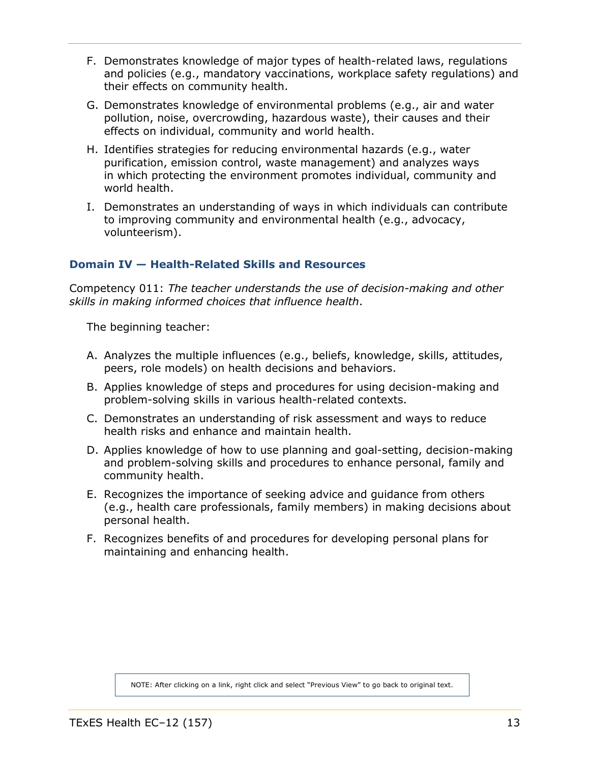F. Demonstrates knowledge of major types of health-related laws, regulations and policies (e.g., mandatory vaccinations, workplace safety regulations) and their effects on community health.

G. Demonstrates knowledge of environmental problems (e.g., air and water pollution, noise, overcrowding, hazardous waste), their causes and their effects on individual, community and world health.

H. Identifies strategies for reducing environmental hazards (e.g., water purification, emission control, waste management) and analyzes ways in which protecting the environment promotes individual, community and world health.

I. Demonstrates an understanding of ways in which individuals can contribute to improving community and environmental health (e.g., advocacy, volunteerism).

### Domain IV — Health-Related Skills and Resources

Competency 011: *The teacher understands the use of decision-making and other skills in making informed choices that influence health*.

The beginning teacher:

A. Analyzes the multiple influences (e.g., beliefs, knowledge, skills, attitudes, peers, role models) on health decisions and behaviors.

B. Applies knowledge of steps and procedures for using decision-making and problem-solving skills in various health-related contexts.

C. Demonstrates an understanding of risk assessment and ways to reduce health risks and enhance and maintain health.

D. Applies knowledge of how to use planning and goal-setting, decision-making and problem-solving skills and procedures to enhance personal, family and community health.

E. Recognizes the importance of seeking advice and guidance from others (e.g., health care professionals, family members) in making decisions about personal health.

F. Recognizes benefits of and procedures for developing personal plans for maintaining and enhancing health.

NOTE: After clicking on a link, right click and select "Previous View" to go back to original text.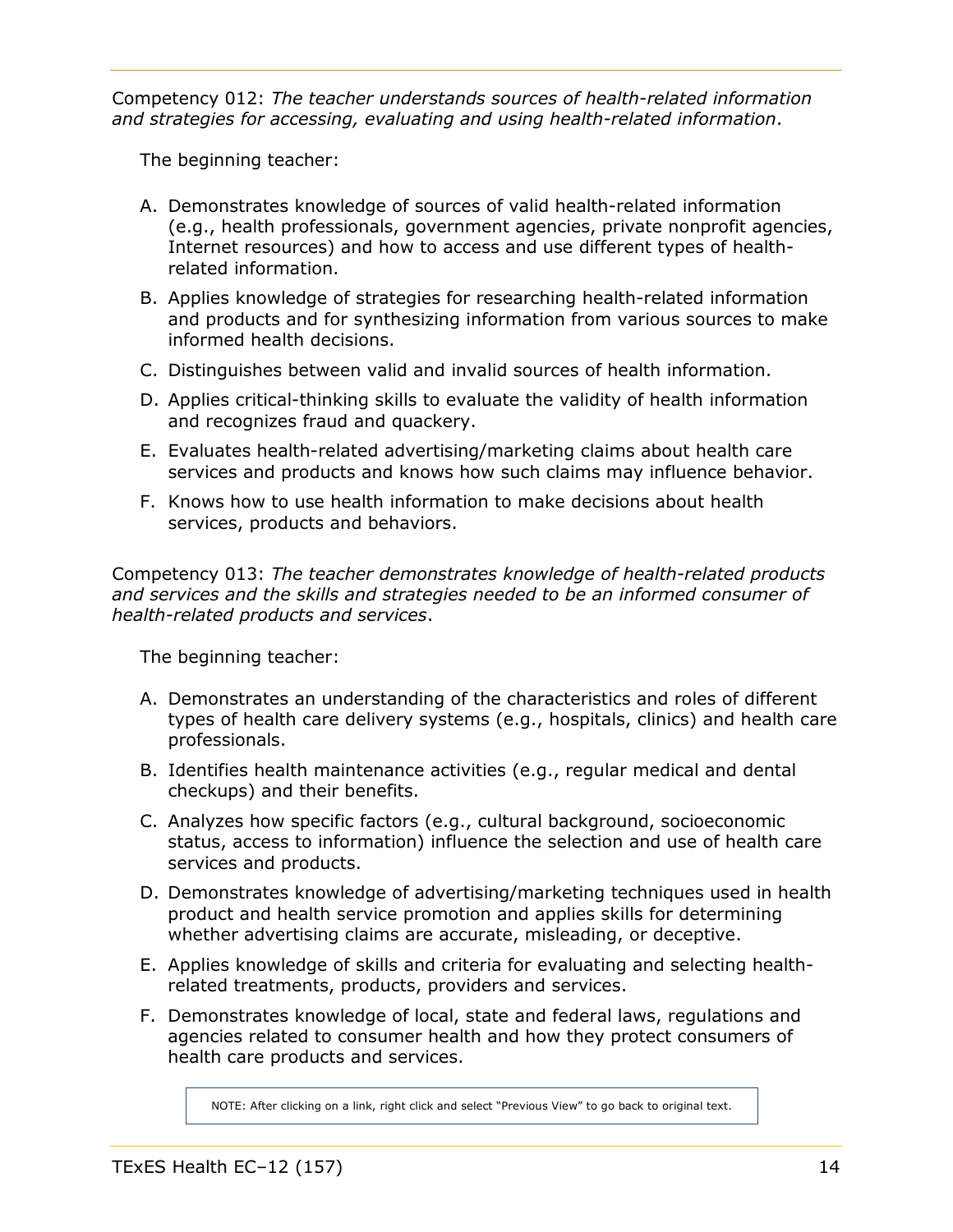Competency 012: *The teacher understands sources of health-related information and strategies for accessing, evaluating and using health-related information*.

The beginning teacher:

A. Demonstrates knowledge of sources of valid health-related information (e.g., health professionals, government agencies, private nonprofit agencies, Internet resources) and how to access and use different types of health-related information.

B. Applies knowledge of strategies for researching health-related information and products and for synthesizing information from various sources to make informed health decisions.

C. Distinguishes between valid and invalid sources of health information.

D. Applies critical-thinking skills to evaluate the validity of health information and recognizes fraud and quackery.

E. Evaluates health-related advertising/marketing claims about health care services and products and knows how such claims may influence behavior.

F. Knows how to use health information to make decisions about health services, products and behaviors.

Competency 013: *The teacher demonstrates knowledge of health-related products and services and the skills and strategies needed to be an informed consumer of health-related products and services*.

The beginning teacher:

A. Demonstrates an understanding of the characteristics and roles of different types of health care delivery systems (e.g., hospitals, clinics) and health care professionals.

B. Identifies health maintenance activities (e.g., regular medical and dental checkups) and their benefits.

C. Analyzes how specific factors (e.g., cultural background, socioeconomic status, access to information) influence the selection and use of health care services and products.

D. Demonstrates knowledge of advertising/marketing techniques used in health product and health service promotion and applies skills for determining whether advertising claims are accurate, misleading, or deceptive.

E. Applies knowledge of skills and criteria for evaluating and selecting health-related treatments, products, providers and services.

F. Demonstrates knowledge of local, state and federal laws, regulations and agencies related to consumer health and how they protect consumers of health care products and services.

NOTE: After clicking on a link, right click and select "Previous View" to go back to original text.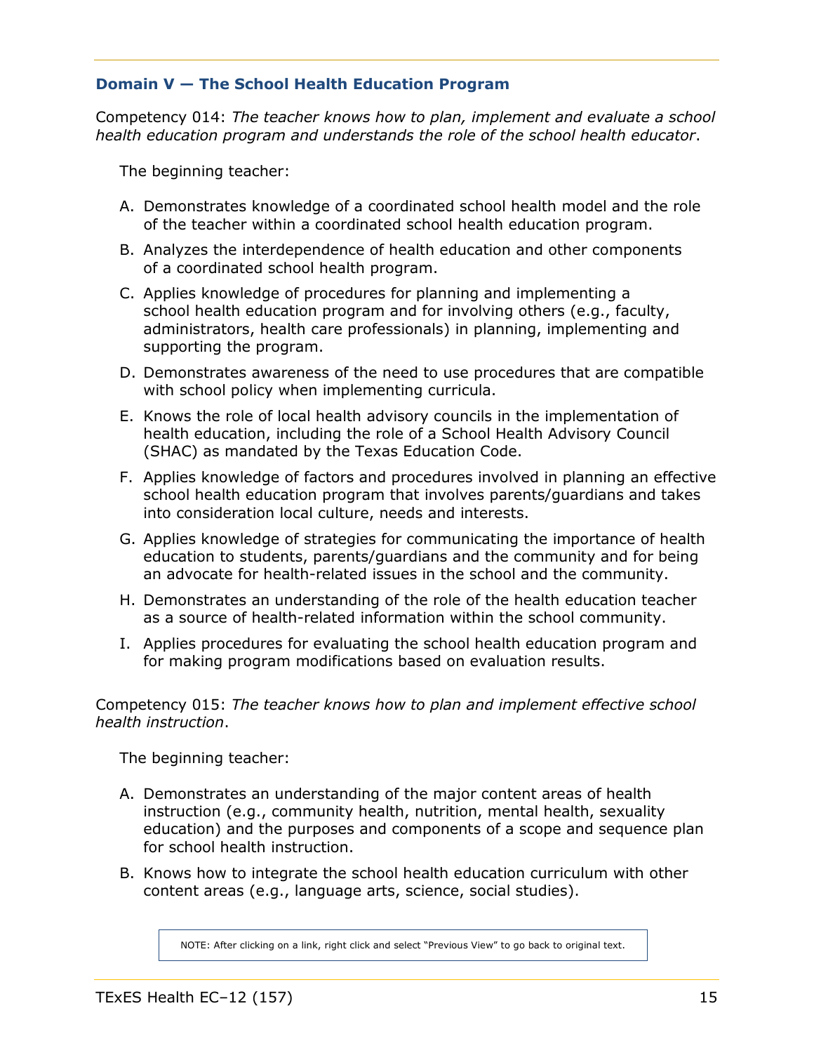## Domain V — The School Health Education Program

Competency 014: *The teacher knows how to plan, implement and evaluate a school health education program and understands the role of the school health educator*.

The beginning teacher:

A. Demonstrates knowledge of a coordinated school health model and the role of the teacher within a coordinated school health education program.

B. Analyzes the interdependence of health education and other components of a coordinated school health program.

C. Applies knowledge of procedures for planning and implementing a school health education program and for involving others (e.g., faculty, administrators, health care professionals) in planning, implementing and supporting the program.

D. Demonstrates awareness of the need to use procedures that are compatible with school policy when implementing curricula.

E. Knows the role of local health advisory councils in the implementation of health education, including the role of a School Health Advisory Council (SHAC) as mandated by the Texas Education Code.

F. Applies knowledge of factors and procedures involved in planning an effective school health education program that involves parents/guardians and takes into consideration local culture, needs and interests.

G. Applies knowledge of strategies for communicating the importance of health education to students, parents/guardians and the community and for being an advocate for health-related issues in the school and the community.

H. Demonstrates an understanding of the role of the health education teacher as a source of health-related information within the school community.

I. Applies procedures for evaluating the school health education program and for making program modifications based on evaluation results.

Competency 015: *The teacher knows how to plan and implement effective school health instruction*.

The beginning teacher:

A. Demonstrates an understanding of the major content areas of health instruction (e.g., community health, nutrition, mental health, sexuality education) and the purposes and components of a scope and sequence plan for school health instruction.

B. Knows how to integrate the school health education curriculum with other content areas (e.g., language arts, science, social studies).

NOTE: After clicking on a link, right click and select "Previous View" to go back to original text.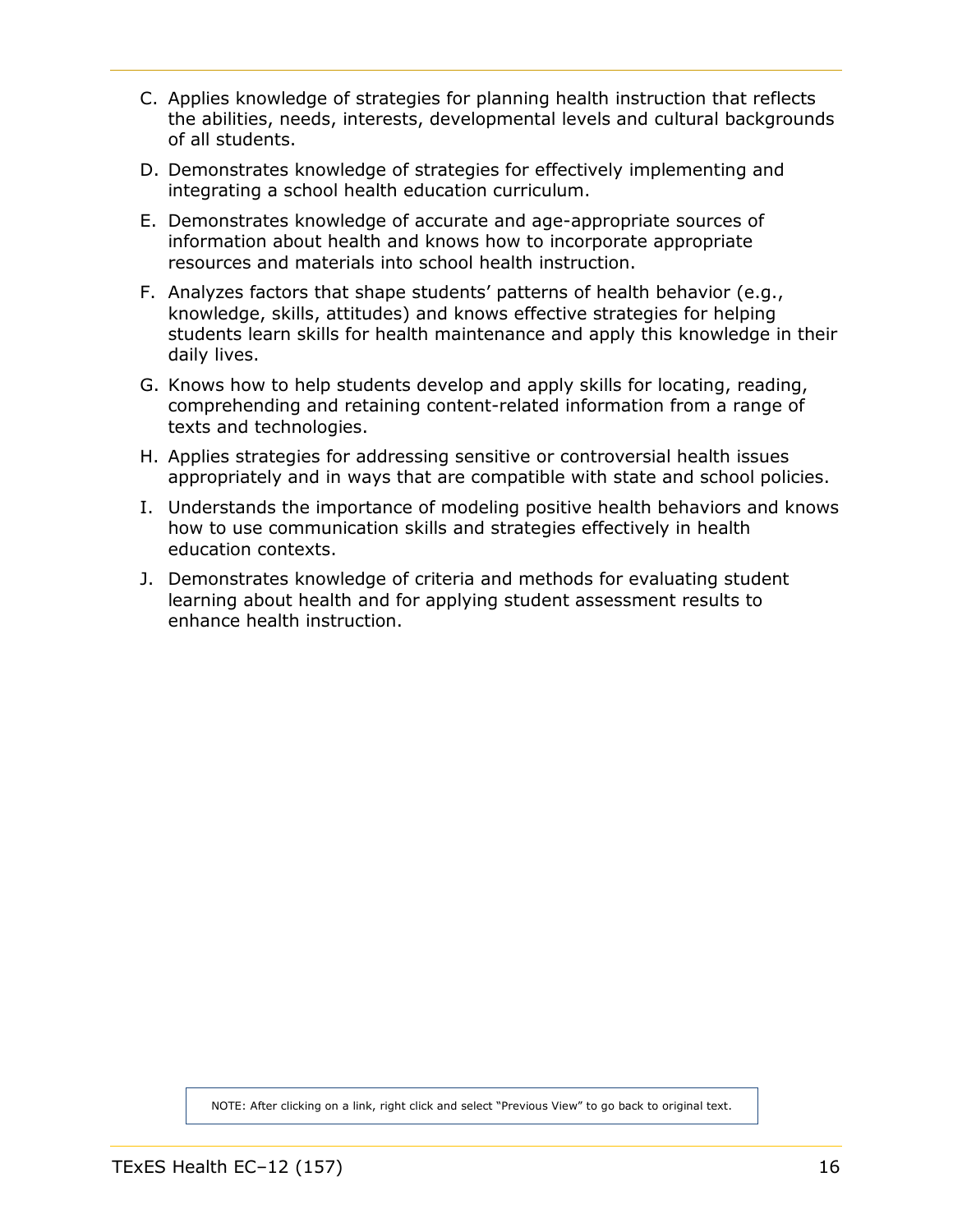C. Applies knowledge of strategies for planning health instruction that reflects the abilities, needs, interests, developmental levels and cultural backgrounds of all students.

D. Demonstrates knowledge of strategies for effectively implementing and integrating a school health education curriculum.

E. Demonstrates knowledge of accurate and age-appropriate sources of information about health and knows how to incorporate appropriate resources and materials into school health instruction.

F. Analyzes factors that shape students' patterns of health behavior (e.g., knowledge, skills, attitudes) and knows effective strategies for helping students learn skills for health maintenance and apply this knowledge in their daily lives.

G. Knows how to help students develop and apply skills for locating, reading, comprehending and retaining content-related information from a range of texts and technologies.

H. Applies strategies for addressing sensitive or controversial health issues appropriately and in ways that are compatible with state and school policies.

I. Understands the importance of modeling positive health behaviors and knows how to use communication skills and strategies effectively in health education contexts.

J. Demonstrates knowledge of criteria and methods for evaluating student learning about health and for applying student assessment results to enhance health instruction.

NOTE: After clicking on a link, right click and select "Previous View" to go back to original text.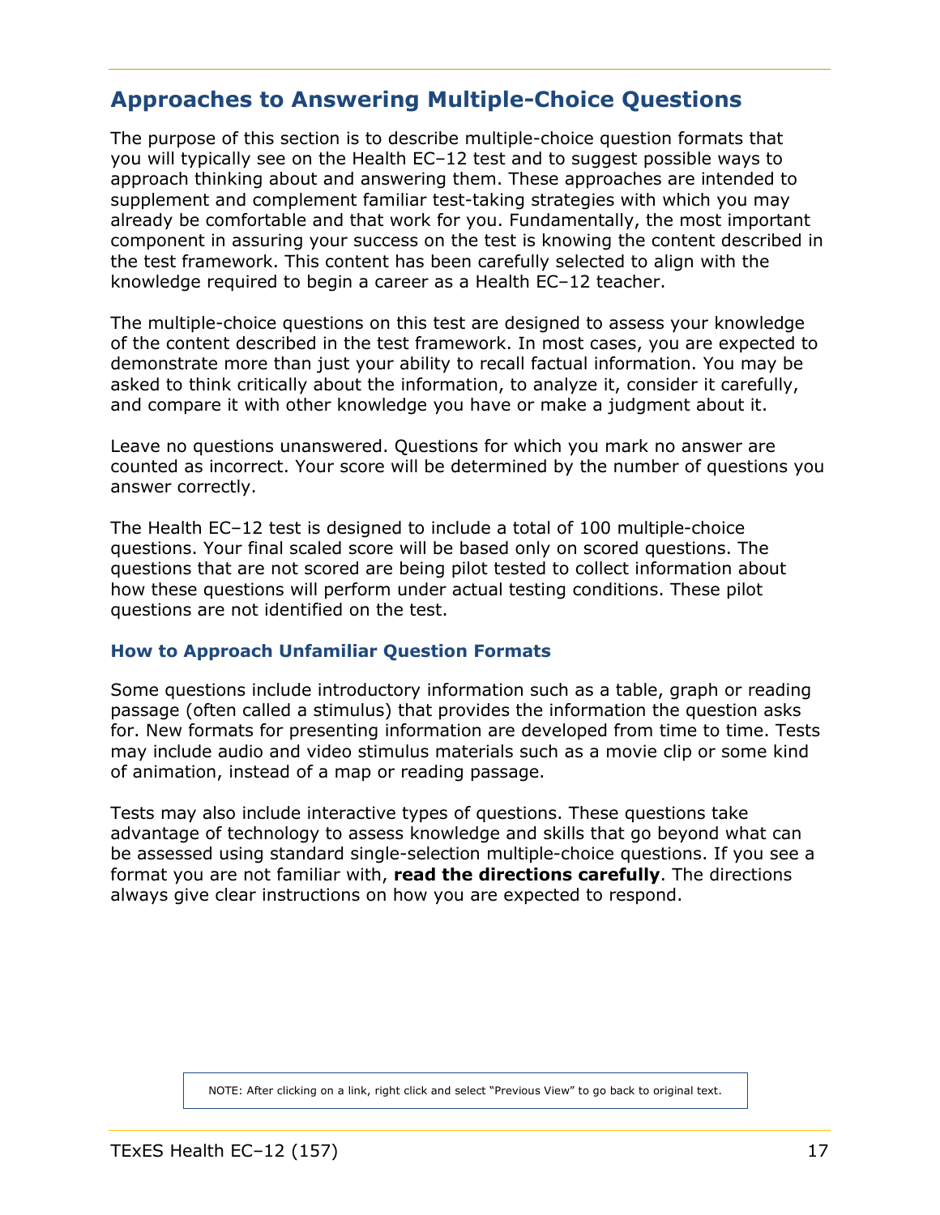## Approaches to Answering Multiple-Choice Questions

The purpose of this section is to describe multiple-choice question formats that you will typically see on the Health EC–12 test and to suggest possible ways to approach thinking about and answering them. These approaches are intended to supplement and complement familiar test-taking strategies with which you may already be comfortable and that work for you. Fundamentally, the most important component in assuring your success on the test is knowing the content described in the test framework. This content has been carefully selected to align with the knowledge required to begin a career as a Health EC–12 teacher.

The multiple-choice questions on this test are designed to assess your knowledge of the content described in the test framework. In most cases, you are expected to demonstrate more than just your ability to recall factual information. You may be asked to think critically about the information, to analyze it, consider it carefully, and compare it with other knowledge you have or make a judgment about it.

Leave no questions unanswered. Questions for which you mark no answer are counted as incorrect. Your score will be determined by the number of questions you answer correctly.

The Health EC–12 test is designed to include a total of 100 multiple-choice questions. Your final scaled score will be based only on scored questions. The questions that are not scored are being pilot tested to collect information about how these questions will perform under actual testing conditions. These pilot questions are not identified on the test.

### How to Approach Unfamiliar Question Formats

Some questions include introductory information such as a table, graph or reading passage (often called a stimulus) that provides the information the question asks for. New formats for presenting information are developed from time to time. Tests may include audio and video stimulus materials such as a movie clip or some kind of animation, instead of a map or reading passage.

Tests may also include interactive types of questions. These questions take advantage of technology to assess knowledge and skills that go beyond what can be assessed using standard single-selection multiple-choice questions. If you see a format you are not familiar with, **read the directions carefully**. The directions always give clear instructions on how you are expected to respond.

NOTE: After clicking on a link, right click and select "Previous View" to go back to original text.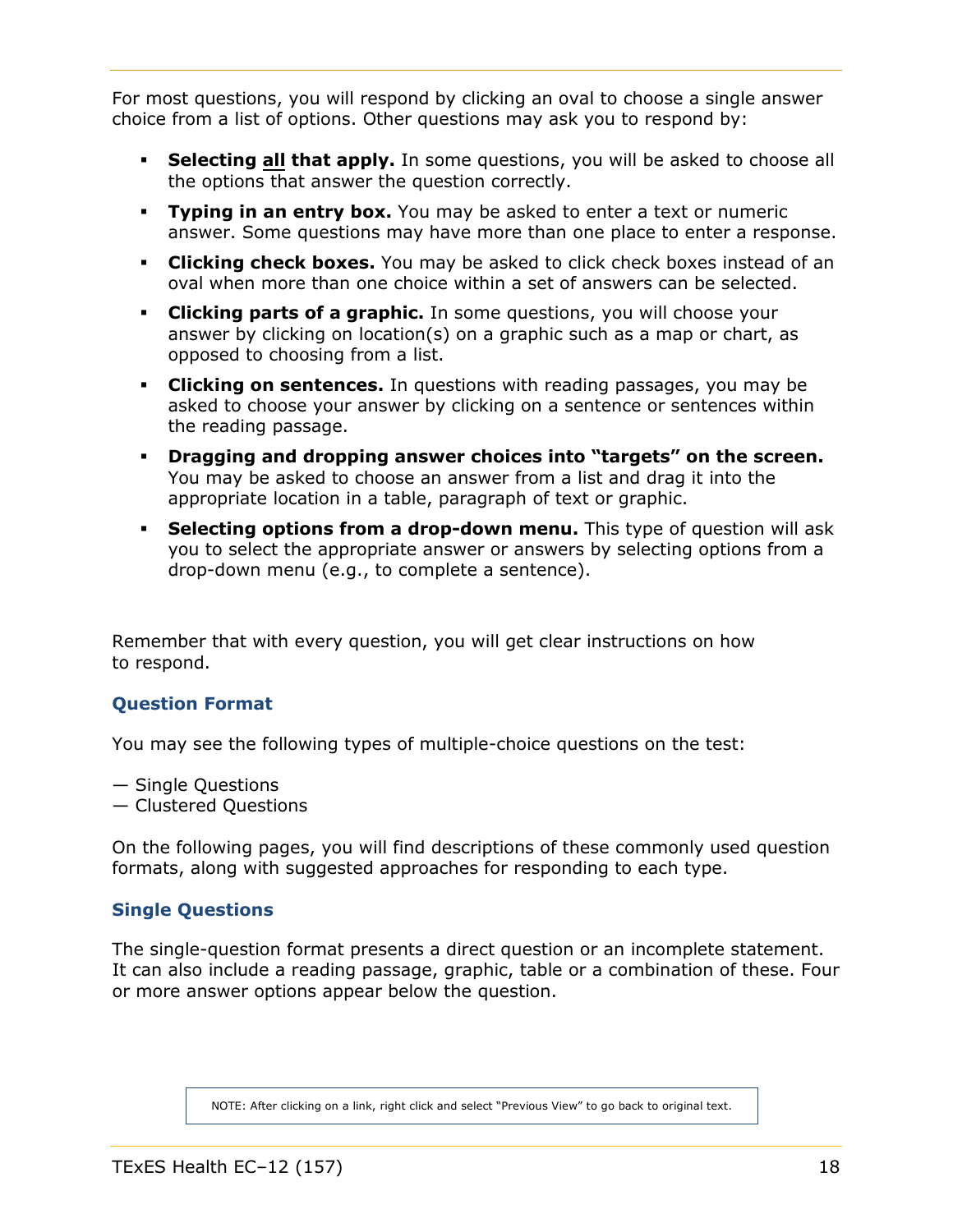For most questions, you will respond by clicking an oval to choose a single answer choice from a list of options. Other questions may ask you to respond by:

- **Selecting all that apply.** In some questions, you will be asked to choose all the options that answer the question correctly.
- **Typing in an entry box.** You may be asked to enter a text or numeric answer. Some questions may have more than one place to enter a response.
- **Clicking check boxes.** You may be asked to click check boxes instead of an oval when more than one choice within a set of answers can be selected.
- **Clicking parts of a graphic.** In some questions, you will choose your answer by clicking on location(s) on a graphic such as a map or chart, as opposed to choosing from a list.
- **Clicking on sentences.** In questions with reading passages, you may be asked to choose your answer by clicking on a sentence or sentences within the reading passage.
- **Dragging and dropping answer choices into "targets" on the screen.** You may be asked to choose an answer from a list and drag it into the appropriate location in a table, paragraph of text or graphic.
- **Selecting options from a drop-down menu.** This type of question will ask you to select the appropriate answer or answers by selecting options from a drop-down menu (e.g., to complete a sentence).

Remember that with every question, you will get clear instructions on how to respond.

### Question Format

You may see the following types of multiple-choice questions on the test:

— Single Questions
— Clustered Questions

On the following pages, you will find descriptions of these commonly used question formats, along with suggested approaches for responding to each type.

### Single Questions

The single-question format presents a direct question or an incomplete statement. It can also include a reading passage, graphic, table or a combination of these. Four or more answer options appear below the question.

NOTE: After clicking on a link, right click and select "Previous View" to go back to original text.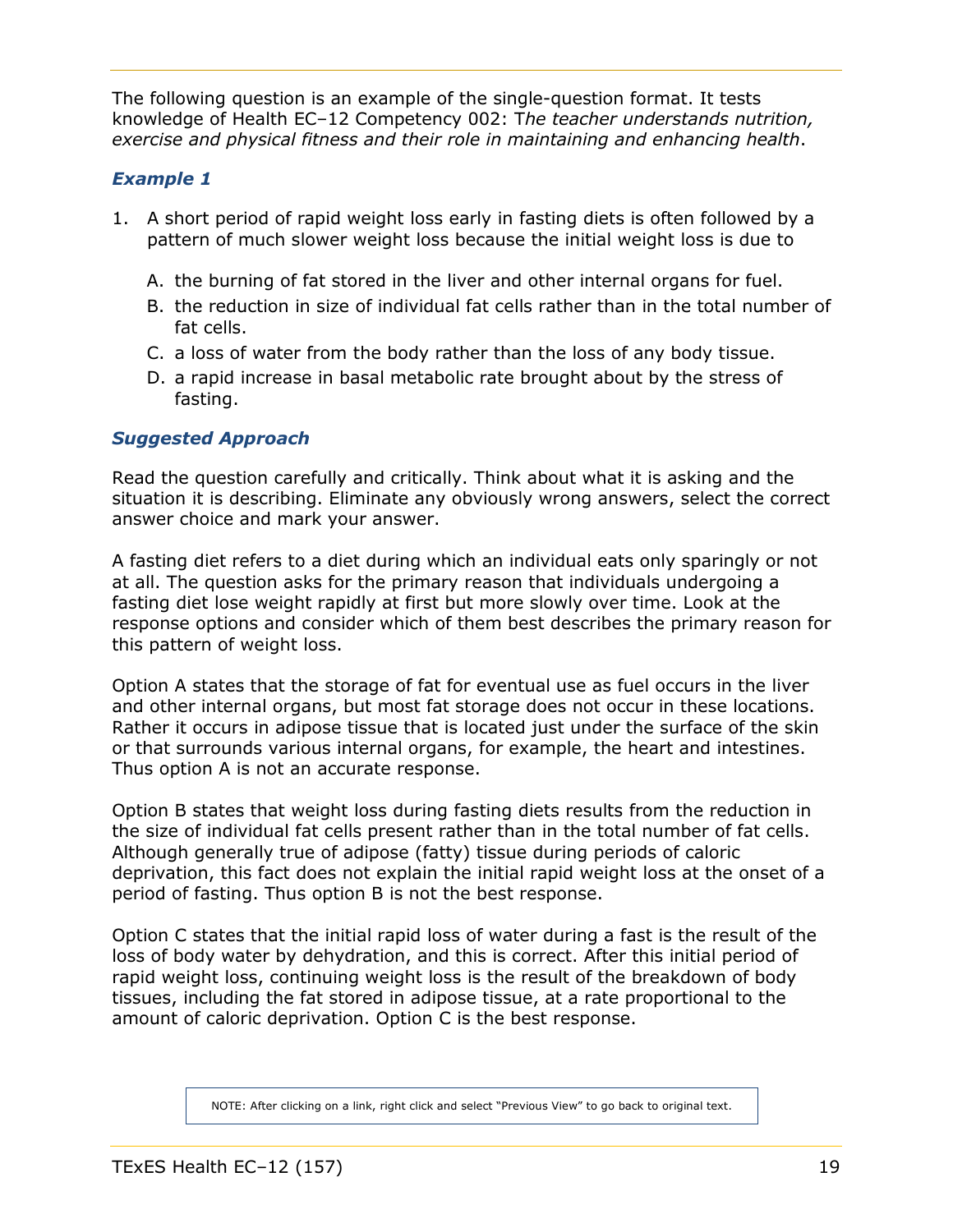The following question is an example of the single-question format. It tests knowledge of Health EC–12 Competency 002: T*he teacher understands nutrition, exercise and physical fitness and their role in maintaining and enhancing health*.

### *Example 1*

1. A short period of rapid weight loss early in fasting diets is often followed by a pattern of much slower weight loss because the initial weight loss is due to

   A. the burning of fat stored in the liver and other internal organs for fuel.

   B. the reduction in size of individual fat cells rather than in the total number of fat cells.

   C. a loss of water from the body rather than the loss of any body tissue.

   D. a rapid increase in basal metabolic rate brought about by the stress of fasting.

### *Suggested Approach*

Read the question carefully and critically. Think about what it is asking and the situation it is describing. Eliminate any obviously wrong answers, select the correct answer choice and mark your answer.

A fasting diet refers to a diet during which an individual eats only sparingly or not at all. The question asks for the primary reason that individuals undergoing a fasting diet lose weight rapidly at first but more slowly over time. Look at the response options and consider which of them best describes the primary reason for this pattern of weight loss.

Option A states that the storage of fat for eventual use as fuel occurs in the liver and other internal organs, but most fat storage does not occur in these locations. Rather it occurs in adipose tissue that is located just under the surface of the skin or that surrounds various internal organs, for example, the heart and intestines. Thus option A is not an accurate response.

Option B states that weight loss during fasting diets results from the reduction in the size of individual fat cells present rather than in the total number of fat cells. Although generally true of adipose (fatty) tissue during periods of caloric deprivation, this fact does not explain the initial rapid weight loss at the onset of a period of fasting. Thus option B is not the best response.

Option C states that the initial rapid loss of water during a fast is the result of the loss of body water by dehydration, and this is correct. After this initial period of rapid weight loss, continuing weight loss is the result of the breakdown of body tissues, including the fat stored in adipose tissue, at a rate proportional to the amount of caloric deprivation. Option C is the best response.

NOTE: After clicking on a link, right click and select "Previous View" to go back to original text.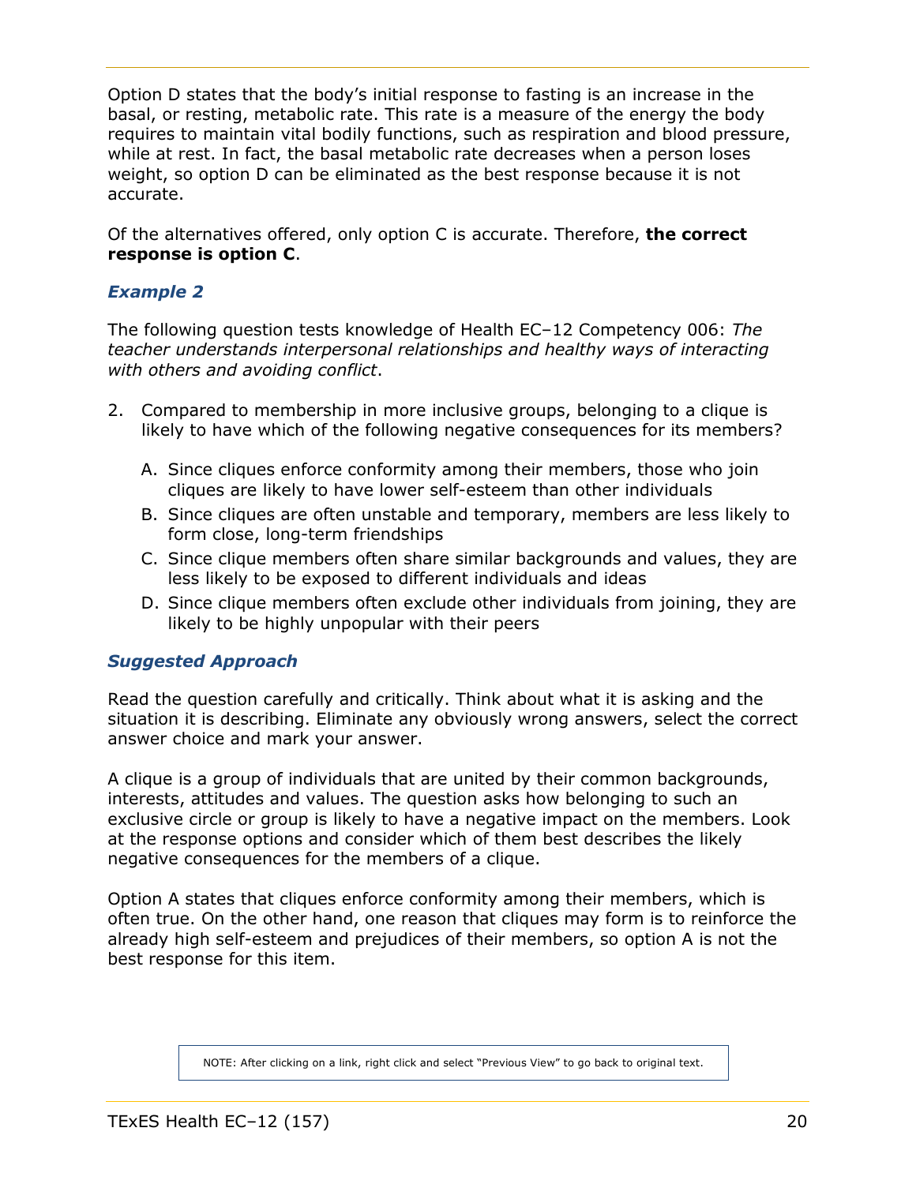Option D states that the body's initial response to fasting is an increase in the basal, or resting, metabolic rate. This rate is a measure of the energy the body requires to maintain vital bodily functions, such as respiration and blood pressure, while at rest. In fact, the basal metabolic rate decreases when a person loses weight, so option D can be eliminated as the best response because it is not accurate.

Of the alternatives offered, only option C is accurate. Therefore, **the correct response is option C**.

### *Example 2*

The following question tests knowledge of Health EC–12 Competency 006: *The teacher understands interpersonal relationships and healthy ways of interacting with others and avoiding conflict*.

2. Compared to membership in more inclusive groups, belonging to a clique is likely to have which of the following negative consequences for its members?

   A. Since cliques enforce conformity among their members, those who join cliques are likely to have lower self-esteem than other individuals

   B. Since cliques are often unstable and temporary, members are less likely to form close, long-term friendships

   C. Since clique members often share similar backgrounds and values, they are less likely to be exposed to different individuals and ideas

   D. Since clique members often exclude other individuals from joining, they are likely to be highly unpopular with their peers

### *Suggested Approach*

Read the question carefully and critically. Think about what it is asking and the situation it is describing. Eliminate any obviously wrong answers, select the correct answer choice and mark your answer.

A clique is a group of individuals that are united by their common backgrounds, interests, attitudes and values. The question asks how belonging to such an exclusive circle or group is likely to have a negative impact on the members. Look at the response options and consider which of them best describes the likely negative consequences for the members of a clique.

Option A states that cliques enforce conformity among their members, which is often true. On the other hand, one reason that cliques may form is to reinforce the already high self-esteem and prejudices of their members, so option A is not the best response for this item.

NOTE: After clicking on a link, right click and select "Previous View" to go back to original text.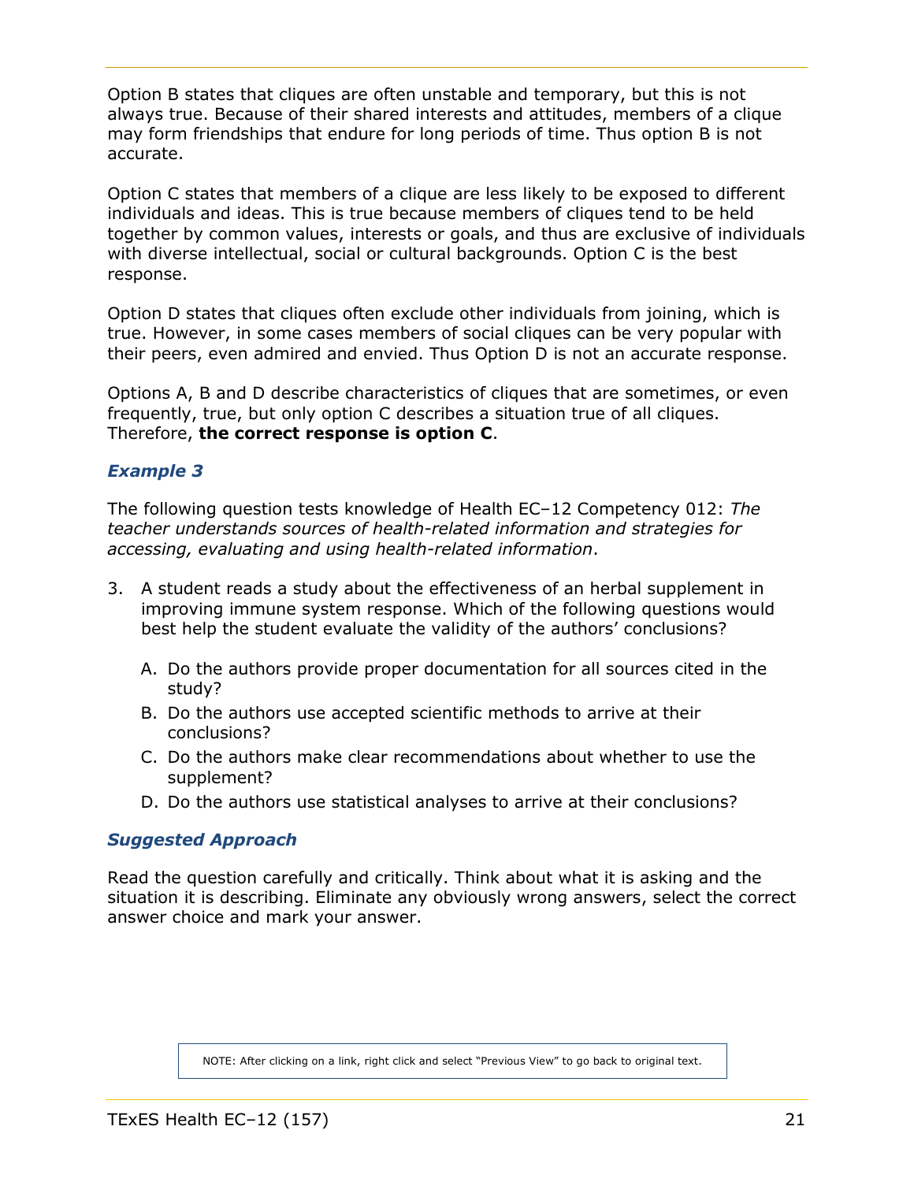Option B states that cliques are often unstable and temporary, but this is not always true. Because of their shared interests and attitudes, members of a clique may form friendships that endure for long periods of time. Thus option B is not accurate.

Option C states that members of a clique are less likely to be exposed to different individuals and ideas. This is true because members of cliques tend to be held together by common values, interests or goals, and thus are exclusive of individuals with diverse intellectual, social or cultural backgrounds. Option C is the best response.

Option D states that cliques often exclude other individuals from joining, which is true. However, in some cases members of social cliques can be very popular with their peers, even admired and envied. Thus Option D is not an accurate response.

Options A, B and D describe characteristics of cliques that are sometimes, or even frequently, true, but only option C describes a situation true of all cliques. Therefore, **the correct response is option C**.

### *Example 3*

The following question tests knowledge of Health EC–12 Competency 012: *The teacher understands sources of health-related information and strategies for accessing, evaluating and using health-related information*.

3. A student reads a study about the effectiveness of an herbal supplement in improving immune system response. Which of the following questions would best help the student evaluate the validity of the authors' conclusions?

   A. Do the authors provide proper documentation for all sources cited in the study?
   B. Do the authors use accepted scientific methods to arrive at their conclusions?
   C. Do the authors make clear recommendations about whether to use the supplement?
   D. Do the authors use statistical analyses to arrive at their conclusions?

### *Suggested Approach*

Read the question carefully and critically. Think about what it is asking and the situation it is describing. Eliminate any obviously wrong answers, select the correct answer choice and mark your answer.

NOTE: After clicking on a link, right click and select "Previous View" to go back to original text.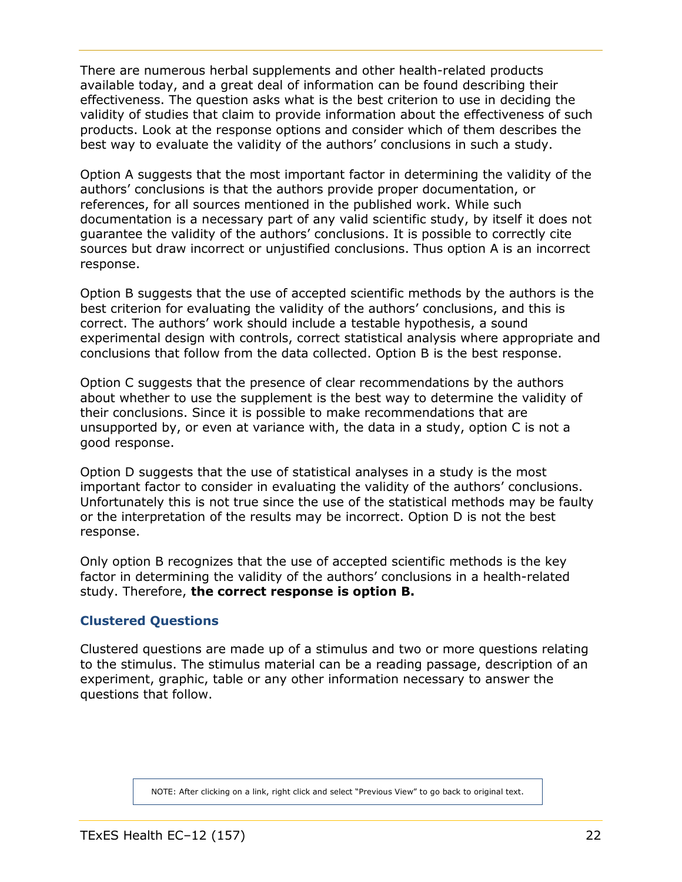There are numerous herbal supplements and other health-related products available today, and a great deal of information can be found describing their effectiveness. The question asks what is the best criterion to use in deciding the validity of studies that claim to provide information about the effectiveness of such products. Look at the response options and consider which of them describes the best way to evaluate the validity of the authors' conclusions in such a study.

Option A suggests that the most important factor in determining the validity of the authors' conclusions is that the authors provide proper documentation, or references, for all sources mentioned in the published work. While such documentation is a necessary part of any valid scientific study, by itself it does not guarantee the validity of the authors' conclusions. It is possible to correctly cite sources but draw incorrect or unjustified conclusions. Thus option A is an incorrect response.

Option B suggests that the use of accepted scientific methods by the authors is the best criterion for evaluating the validity of the authors' conclusions, and this is correct. The authors' work should include a testable hypothesis, a sound experimental design with controls, correct statistical analysis where appropriate and conclusions that follow from the data collected. Option B is the best response.

Option C suggests that the presence of clear recommendations by the authors about whether to use the supplement is the best way to determine the validity of their conclusions. Since it is possible to make recommendations that are unsupported by, or even at variance with, the data in a study, option C is not a good response.

Option D suggests that the use of statistical analyses in a study is the most important factor to consider in evaluating the validity of the authors' conclusions. Unfortunately this is not true since the use of the statistical methods may be faulty or the interpretation of the results may be incorrect. Option D is not the best response.

Only option B recognizes that the use of accepted scientific methods is the key factor in determining the validity of the authors' conclusions in a health-related study. Therefore, **the correct response is option B.**

### Clustered Questions

Clustered questions are made up of a stimulus and two or more questions relating to the stimulus. The stimulus material can be a reading passage, description of an experiment, graphic, table or any other information necessary to answer the questions that follow.

NOTE: After clicking on a link, right click and select "Previous View" to go back to original text.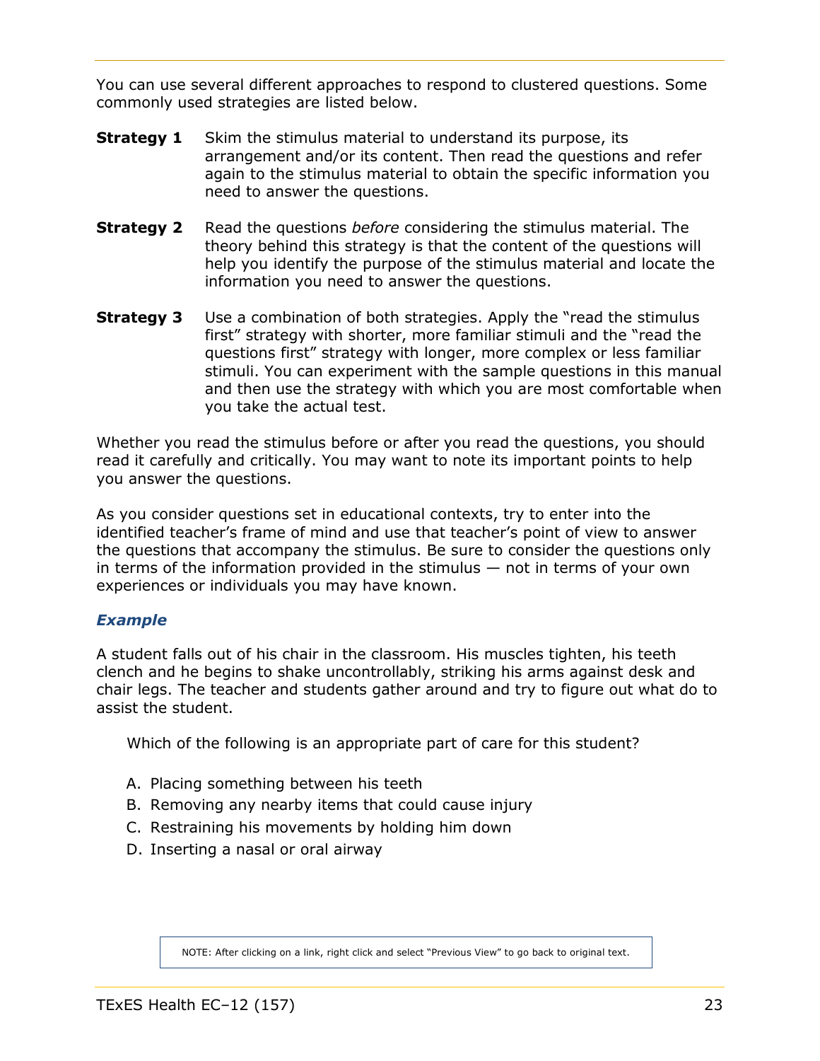You can use several different approaches to respond to clustered questions. Some commonly used strategies are listed below.

**Strategy 1** Skim the stimulus material to understand its purpose, its arrangement and/or its content. Then read the questions and refer again to the stimulus material to obtain the specific information you need to answer the questions.

**Strategy 2** Read the questions *before* considering the stimulus material. The theory behind this strategy is that the content of the questions will help you identify the purpose of the stimulus material and locate the information you need to answer the questions.

**Strategy 3** Use a combination of both strategies. Apply the "read the stimulus first" strategy with shorter, more familiar stimuli and the "read the questions first" strategy with longer, more complex or less familiar stimuli. You can experiment with the sample questions in this manual and then use the strategy with which you are most comfortable when you take the actual test.

Whether you read the stimulus before or after you read the questions, you should read it carefully and critically. You may want to note its important points to help you answer the questions.

As you consider questions set in educational contexts, try to enter into the identified teacher's frame of mind and use that teacher's point of view to answer the questions that accompany the stimulus. Be sure to consider the questions only in terms of the information provided in the stimulus — not in terms of your own experiences or individuals you may have known.

### *Example*

A student falls out of his chair in the classroom. His muscles tighten, his teeth clench and he begins to shake uncontrollably, striking his arms against desk and chair legs. The teacher and students gather around and try to figure out what do to assist the student.

Which of the following is an appropriate part of care for this student?

A. Placing something between his teeth
B. Removing any nearby items that could cause injury
C. Restraining his movements by holding him down
D. Inserting a nasal or oral airway

NOTE: After clicking on a link, right click and select "Previous View" to go back to original text.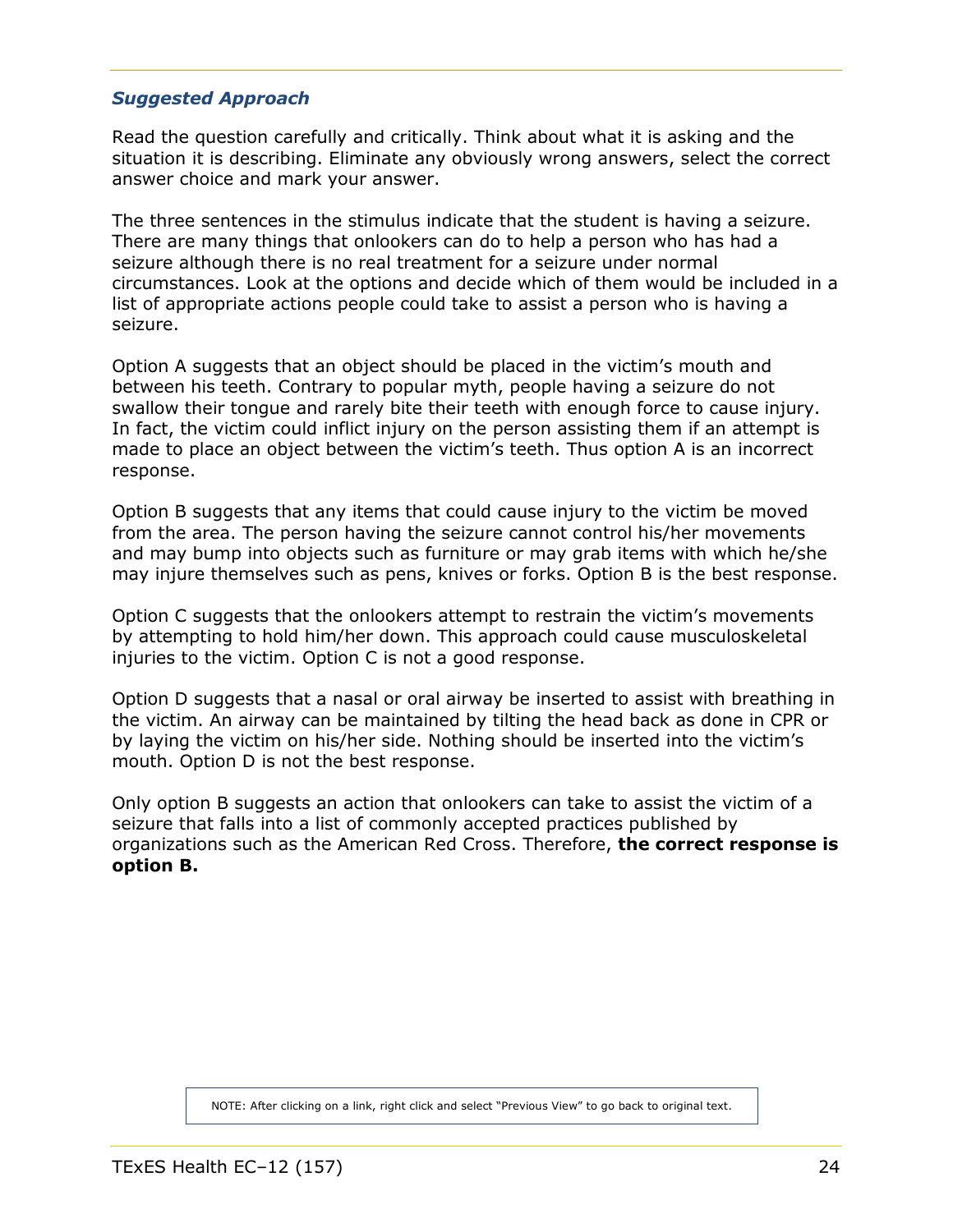### *Suggested Approach*

Read the question carefully and critically. Think about what it is asking and the situation it is describing. Eliminate any obviously wrong answers, select the correct answer choice and mark your answer.

The three sentences in the stimulus indicate that the student is having a seizure. There are many things that onlookers can do to help a person who has had a seizure although there is no real treatment for a seizure under normal circumstances. Look at the options and decide which of them would be included in a list of appropriate actions people could take to assist a person who is having a seizure.

Option A suggests that an object should be placed in the victim's mouth and between his teeth. Contrary to popular myth, people having a seizure do not swallow their tongue and rarely bite their teeth with enough force to cause injury. In fact, the victim could inflict injury on the person assisting them if an attempt is made to place an object between the victim's teeth. Thus option A is an incorrect response.

Option B suggests that any items that could cause injury to the victim be moved from the area. The person having the seizure cannot control his/her movements and may bump into objects such as furniture or may grab items with which he/she may injure themselves such as pens, knives or forks. Option B is the best response.

Option C suggests that the onlookers attempt to restrain the victim's movements by attempting to hold him/her down. This approach could cause musculoskeletal injuries to the victim. Option C is not a good response.

Option D suggests that a nasal or oral airway be inserted to assist with breathing in the victim. An airway can be maintained by tilting the head back as done in CPR or by laying the victim on his/her side. Nothing should be inserted into the victim's mouth. Option D is not the best response.

Only option B suggests an action that onlookers can take to assist the victim of a seizure that falls into a list of commonly accepted practices published by organizations such as the American Red Cross. Therefore, **the correct response is option B.**

NOTE: After clicking on a link, right click and select "Previous View" to go back to original text.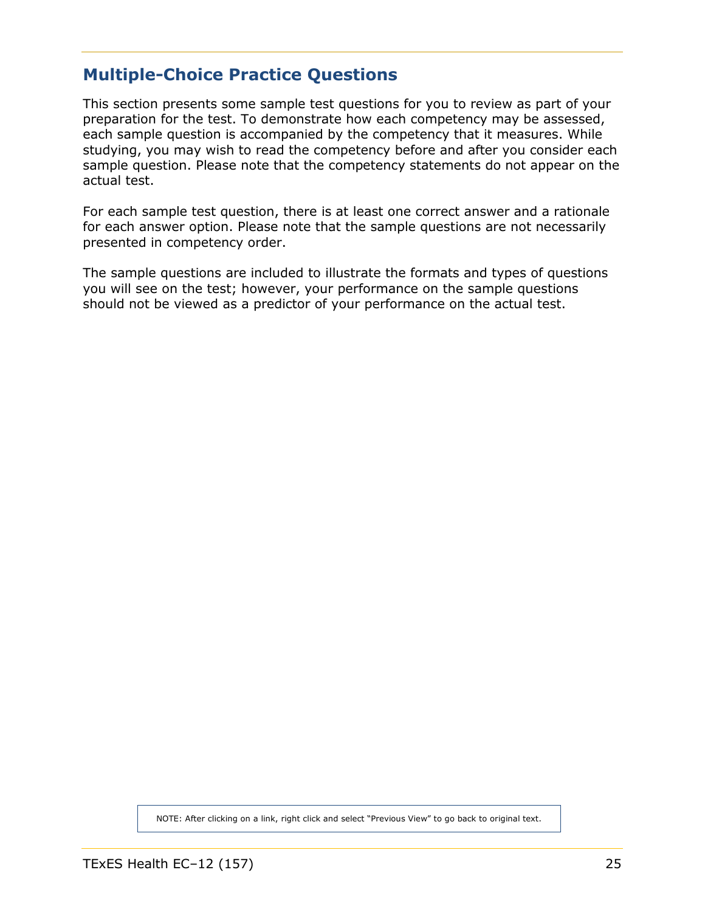## Multiple-Choice Practice Questions

This section presents some sample test questions for you to review as part of your preparation for the test. To demonstrate how each competency may be assessed, each sample question is accompanied by the competency that it measures. While studying, you may wish to read the competency before and after you consider each sample question. Please note that the competency statements do not appear on the actual test.

For each sample test question, there is at least one correct answer and a rationale for each answer option. Please note that the sample questions are not necessarily presented in competency order.

The sample questions are included to illustrate the formats and types of questions you will see on the test; however, your performance on the sample questions should not be viewed as a predictor of your performance on the actual test.

NOTE: After clicking on a link, right click and select "Previous View" to go back to original text.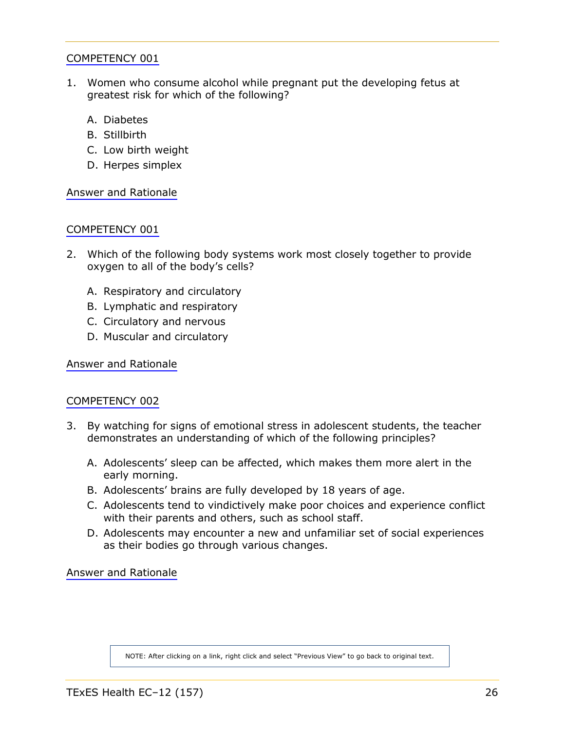COMPETENCY 001

1. Women who consume alcohol while pregnant put the developing fetus at greatest risk for which of the following?

   A. Diabetes
   B. Stillbirth
   C. Low birth weight
   D. Herpes simplex

Answer and Rationale

COMPETENCY 001

2. Which of the following body systems work most closely together to provide oxygen to all of the body's cells?

   A. Respiratory and circulatory
   B. Lymphatic and respiratory
   C. Circulatory and nervous
   D. Muscular and circulatory

Answer and Rationale

COMPETENCY 002

3. By watching for signs of emotional stress in adolescent students, the teacher demonstrates an understanding of which of the following principles?

   A. Adolescents' sleep can be affected, which makes them more alert in the early morning.
   B. Adolescents' brains are fully developed by 18 years of age.
   C. Adolescents tend to vindictively make poor choices and experience conflict with their parents and others, such as school staff.
   D. Adolescents may encounter a new and unfamiliar set of social experiences as their bodies go through various changes.

Answer and Rationale

NOTE: After clicking on a link, right click and select "Previous View" to go back to original text.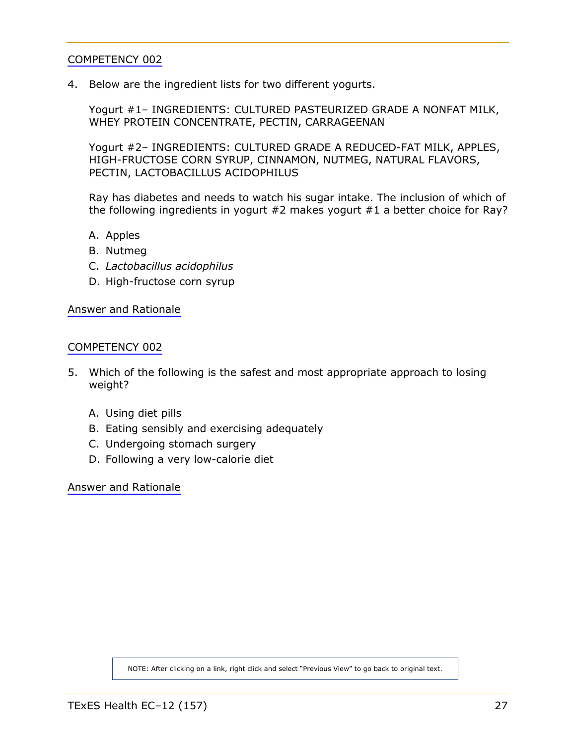COMPETENCY 002

4. Below are the ingredient lists for two different yogurts.

   Yogurt #1– INGREDIENTS: CULTURED PASTEURIZED GRADE A NONFAT MILK, WHEY PROTEIN CONCENTRATE, PECTIN, CARRAGEENAN

   Yogurt #2– INGREDIENTS: CULTURED GRADE A REDUCED-FAT MILK, APPLES, HIGH-FRUCTOSE CORN SYRUP, CINNAMON, NUTMEG, NATURAL FLAVORS, PECTIN, LACTOBACILLUS ACIDOPHILUS

   Ray has diabetes and needs to watch his sugar intake. The inclusion of which of the following ingredients in yogurt #2 makes yogurt #1 a better choice for Ray?

   A. Apples
   B. Nutmeg
   C. *Lactobacillus acidophilus*
   D. High-fructose corn syrup

Answer and Rationale

COMPETENCY 002

5. Which of the following is the safest and most appropriate approach to losing weight?

   A. Using diet pills
   B. Eating sensibly and exercising adequately
   C. Undergoing stomach surgery
   D. Following a very low-calorie diet

Answer and Rationale

NOTE: After clicking on a link, right click and select "Previous View" to go back to original text.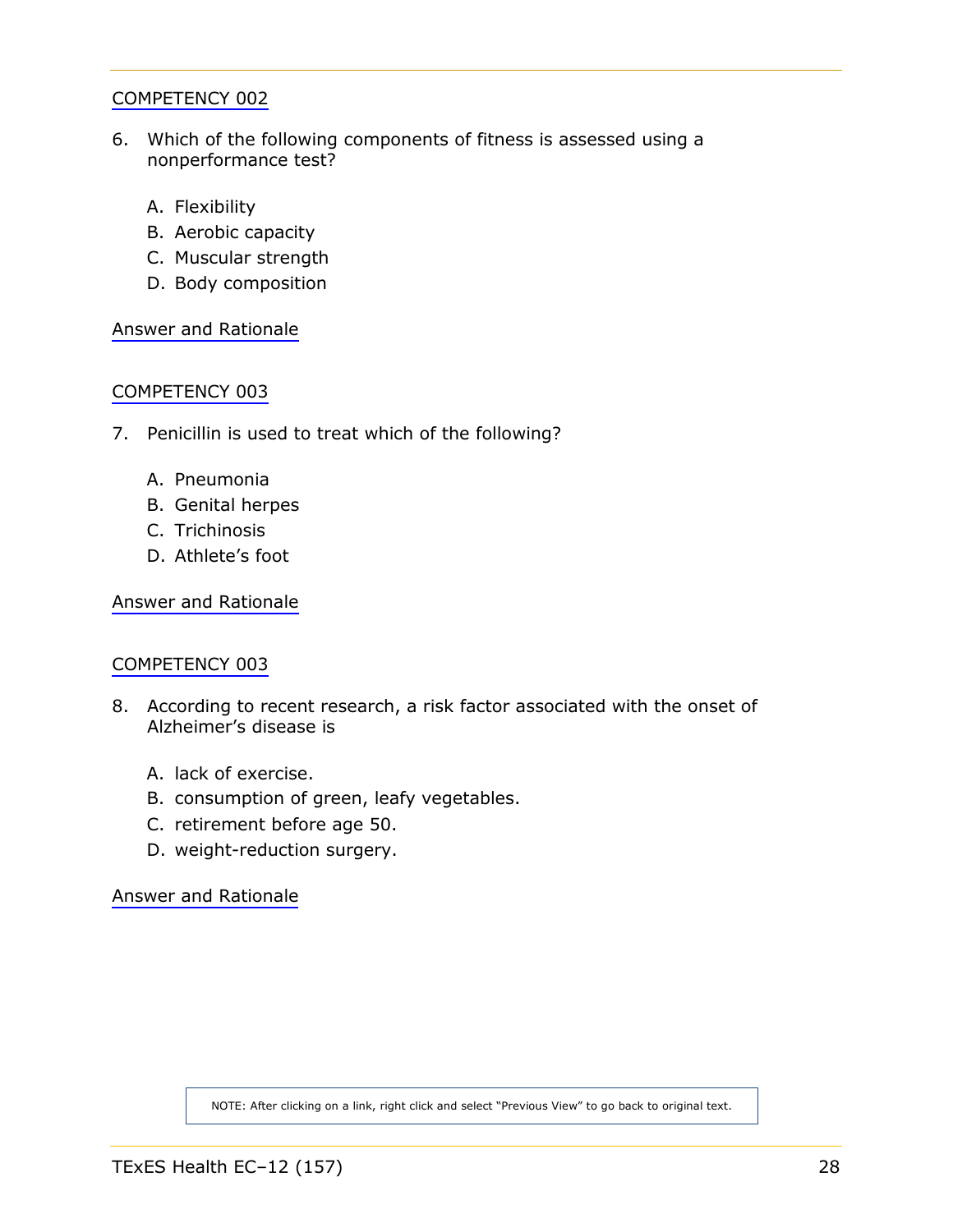COMPETENCY 002

6. Which of the following components of fitness is assessed using a nonperformance test?

   A. Flexibility
   B. Aerobic capacity
   C. Muscular strength
   D. Body composition

Answer and Rationale

COMPETENCY 003

7. Penicillin is used to treat which of the following?

   A. Pneumonia
   B. Genital herpes
   C. Trichinosis
   D. Athlete's foot

Answer and Rationale

COMPETENCY 003

8. According to recent research, a risk factor associated with the onset of Alzheimer's disease is

   A. lack of exercise.
   B. consumption of green, leafy vegetables.
   C. retirement before age 50.
   D. weight-reduction surgery.

Answer and Rationale

NOTE: After clicking on a link, right click and select "Previous View" to go back to original text.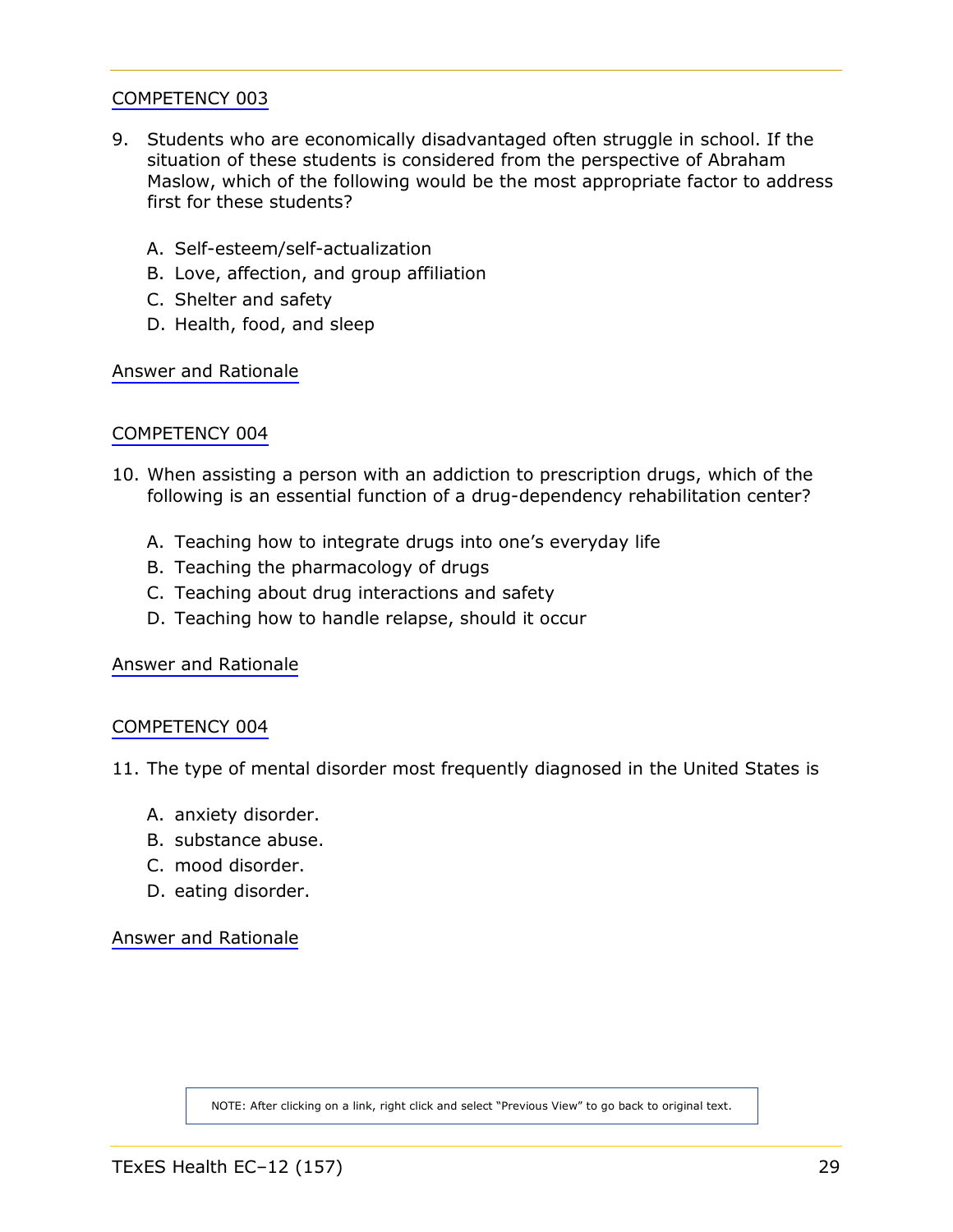COMPETENCY 003

9. Students who are economically disadvantaged often struggle in school. If the situation of these students is considered from the perspective of Abraham Maslow, which of the following would be the most appropriate factor to address first for these students?

   A. Self-esteem/self-actualization
   B. Love, affection, and group affiliation
   C. Shelter and safety
   D. Health, food, and sleep

Answer and Rationale

COMPETENCY 004

10. When assisting a person with an addiction to prescription drugs, which of the following is an essential function of a drug-dependency rehabilitation center?

   A. Teaching how to integrate drugs into one's everyday life
   B. Teaching the pharmacology of drugs
   C. Teaching about drug interactions and safety
   D. Teaching how to handle relapse, should it occur

Answer and Rationale

COMPETENCY 004

11. The type of mental disorder most frequently diagnosed in the United States is

   A. anxiety disorder.
   B. substance abuse.
   C. mood disorder.
   D. eating disorder.

Answer and Rationale

NOTE: After clicking on a link, right click and select "Previous View" to go back to original text.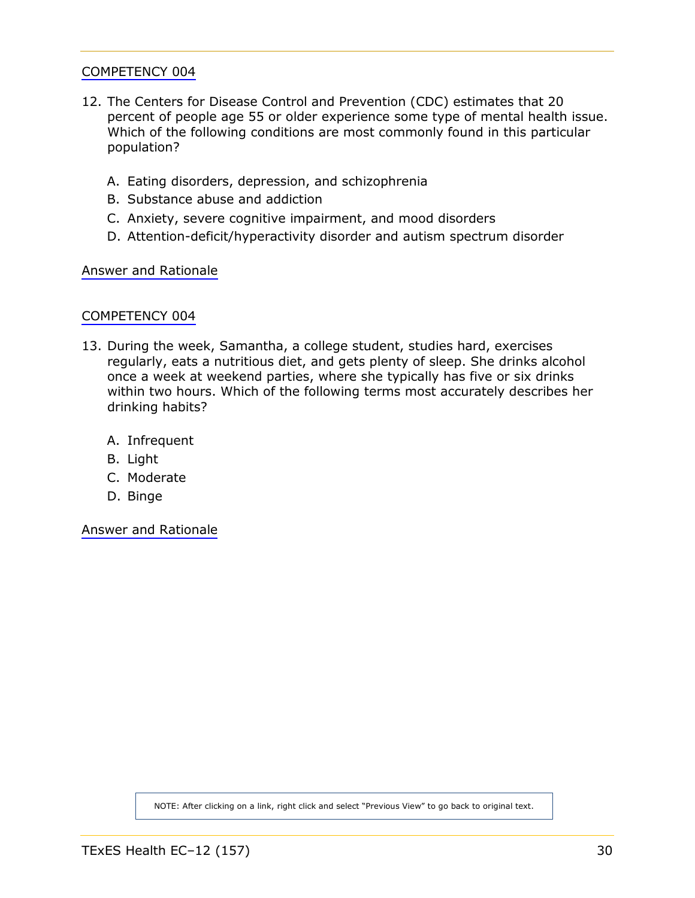COMPETENCY 004

12. The Centers for Disease Control and Prevention (CDC) estimates that 20 percent of people age 55 or older experience some type of mental health issue. Which of the following conditions are most commonly found in this particular population?

    A. Eating disorders, depression, and schizophrenia
    B. Substance abuse and addiction
    C. Anxiety, severe cognitive impairment, and mood disorders
    D. Attention-deficit/hyperactivity disorder and autism spectrum disorder

Answer and Rationale

COMPETENCY 004

13. During the week, Samantha, a college student, studies hard, exercises regularly, eats a nutritious diet, and gets plenty of sleep. She drinks alcohol once a week at weekend parties, where she typically has five or six drinks within two hours. Which of the following terms most accurately describes her drinking habits?

    A. Infrequent
    B. Light
    C. Moderate
    D. Binge

Answer and Rationale

NOTE: After clicking on a link, right click and select "Previous View" to go back to original text.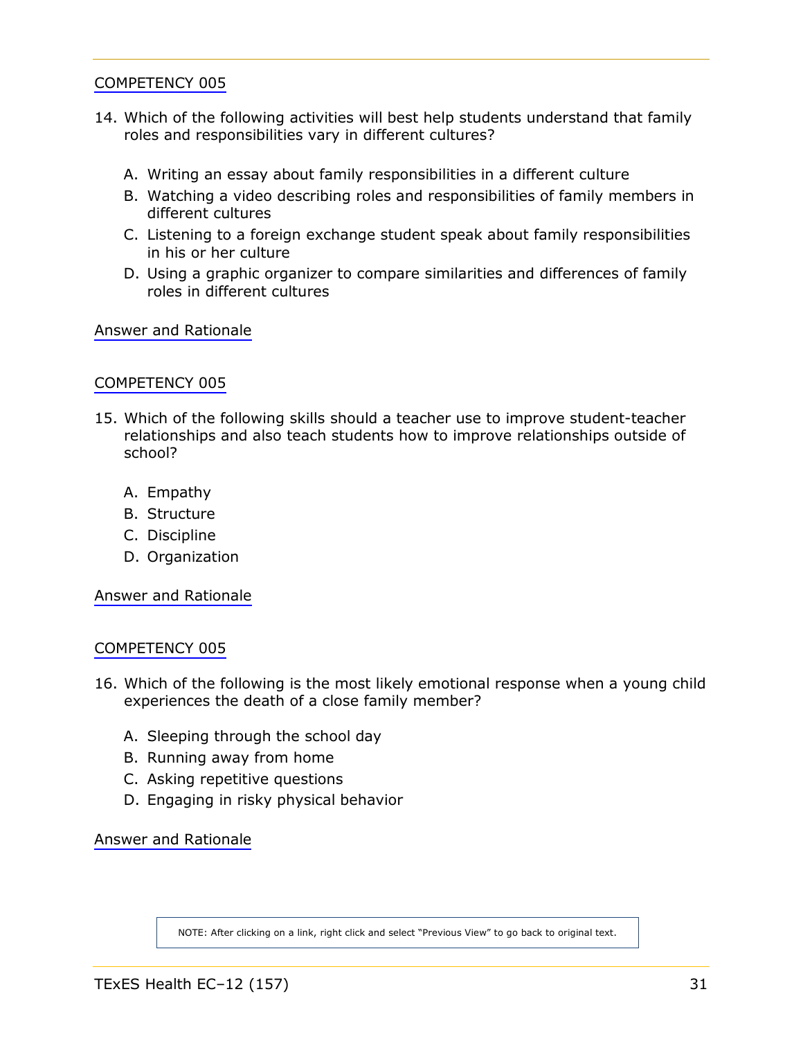COMPETENCY 005

14. Which of the following activities will best help students understand that family roles and responsibilities vary in different cultures?

    A. Writing an essay about family responsibilities in a different culture
    B. Watching a video describing roles and responsibilities of family members in different cultures
    C. Listening to a foreign exchange student speak about family responsibilities in his or her culture
    D. Using a graphic organizer to compare similarities and differences of family roles in different cultures

Answer and Rationale

COMPETENCY 005

15. Which of the following skills should a teacher use to improve student-teacher relationships and also teach students how to improve relationships outside of school?

    A. Empathy
    B. Structure
    C. Discipline
    D. Organization

Answer and Rationale

COMPETENCY 005

16. Which of the following is the most likely emotional response when a young child experiences the death of a close family member?

    A. Sleeping through the school day
    B. Running away from home
    C. Asking repetitive questions
    D. Engaging in risky physical behavior

Answer and Rationale

NOTE: After clicking on a link, right click and select "Previous View" to go back to original text.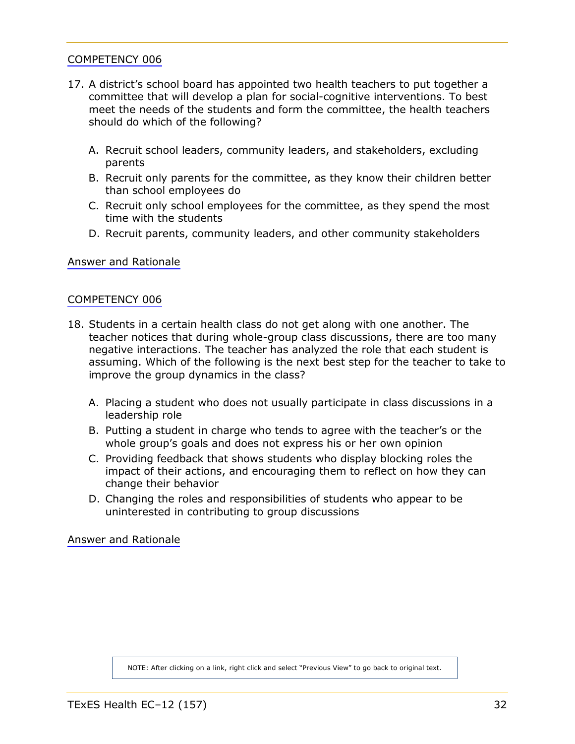COMPETENCY 006

17. A district's school board has appointed two health teachers to put together a committee that will develop a plan for social-cognitive interventions. To best meet the needs of the students and form the committee, the health teachers should do which of the following?

    A. Recruit school leaders, community leaders, and stakeholders, excluding parents
    B. Recruit only parents for the committee, as they know their children better than school employees do
    C. Recruit only school employees for the committee, as they spend the most time with the students
    D. Recruit parents, community leaders, and other community stakeholders

Answer and Rationale

COMPETENCY 006

18. Students in a certain health class do not get along with one another. The teacher notices that during whole-group class discussions, there are too many negative interactions. The teacher has analyzed the role that each student is assuming. Which of the following is the next best step for the teacher to take to improve the group dynamics in the class?

    A. Placing a student who does not usually participate in class discussions in a leadership role
    B. Putting a student in charge who tends to agree with the teacher's or the whole group's goals and does not express his or her own opinion
    C. Providing feedback that shows students who display blocking roles the impact of their actions, and encouraging them to reflect on how they can change their behavior
    D. Changing the roles and responsibilities of students who appear to be uninterested in contributing to group discussions

Answer and Rationale

NOTE: After clicking on a link, right click and select "Previous View" to go back to original text.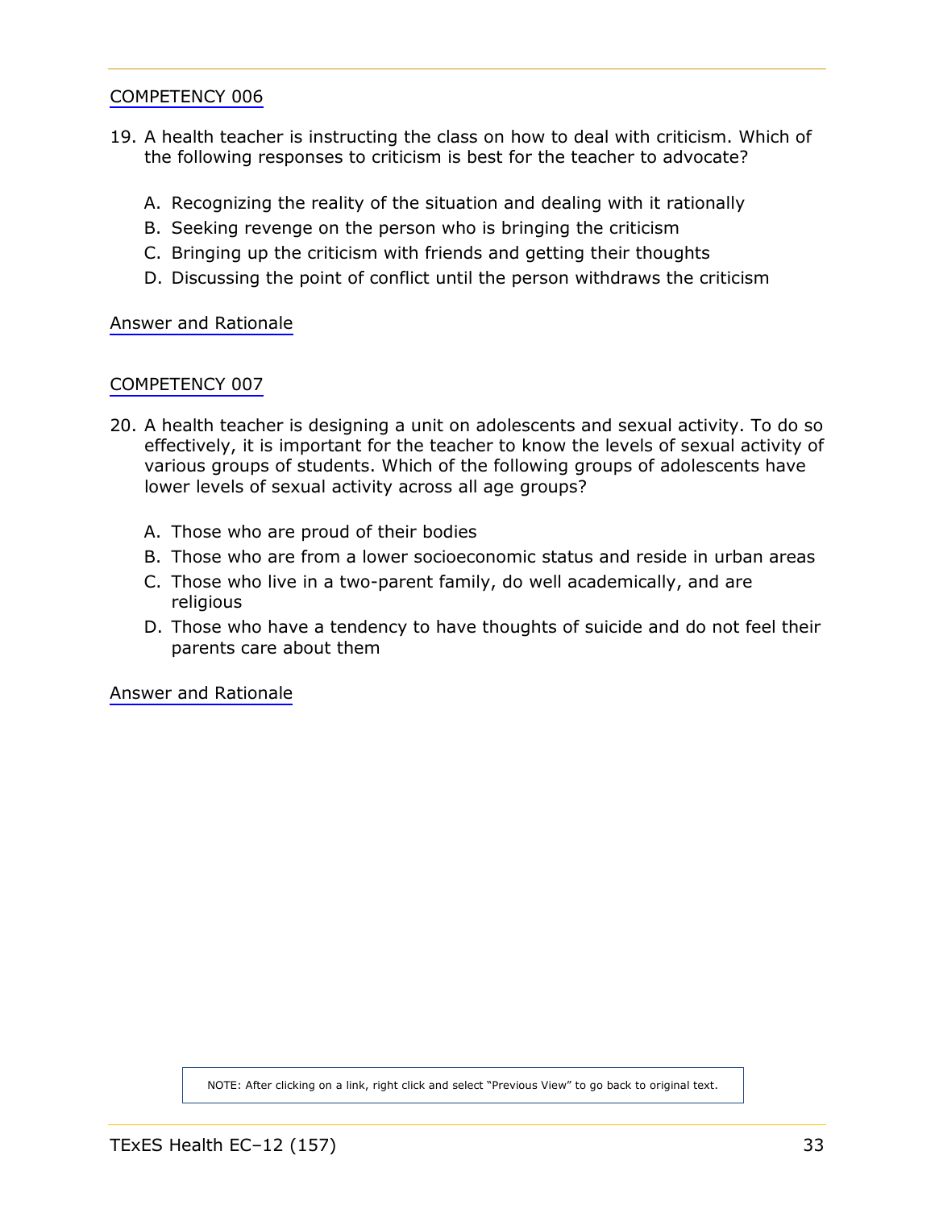COMPETENCY 006

19. A health teacher is instructing the class on how to deal with criticism. Which of the following responses to criticism is best for the teacher to advocate?

    A. Recognizing the reality of the situation and dealing with it rationally
    B. Seeking revenge on the person who is bringing the criticism
    C. Bringing up the criticism with friends and getting their thoughts
    D. Discussing the point of conflict until the person withdraws the criticism

Answer and Rationale

COMPETENCY 007

20. A health teacher is designing a unit on adolescents and sexual activity. To do so effectively, it is important for the teacher to know the levels of sexual activity of various groups of students. Which of the following groups of adolescents have lower levels of sexual activity across all age groups?

    A. Those who are proud of their bodies
    B. Those who are from a lower socioeconomic status and reside in urban areas
    C. Those who live in a two-parent family, do well academically, and are religious
    D. Those who have a tendency to have thoughts of suicide and do not feel their parents care about them

Answer and Rationale

NOTE: After clicking on a link, right click and select "Previous View" to go back to original text.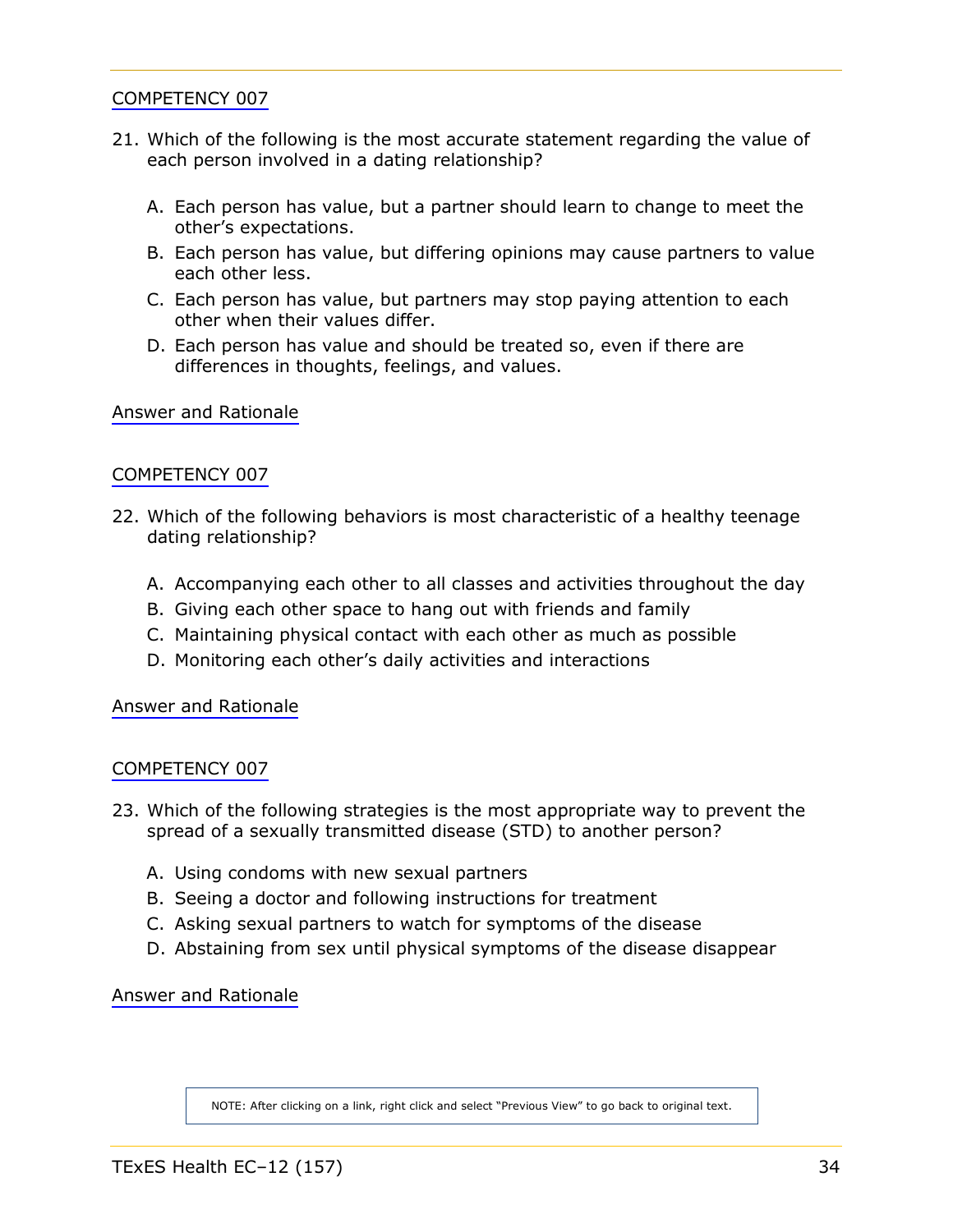COMPETENCY 007

21. Which of the following is the most accurate statement regarding the value of each person involved in a dating relationship?

    A. Each person has value, but a partner should learn to change to meet the other's expectations.
    B. Each person has value, but differing opinions may cause partners to value each other less.
    C. Each person has value, but partners may stop paying attention to each other when their values differ.
    D. Each person has value and should be treated so, even if there are differences in thoughts, feelings, and values.

Answer and Rationale

COMPETENCY 007

22. Which of the following behaviors is most characteristic of a healthy teenage dating relationship?

    A. Accompanying each other to all classes and activities throughout the day
    B. Giving each other space to hang out with friends and family
    C. Maintaining physical contact with each other as much as possible
    D. Monitoring each other's daily activities and interactions

Answer and Rationale

COMPETENCY 007

23. Which of the following strategies is the most appropriate way to prevent the spread of a sexually transmitted disease (STD) to another person?

    A. Using condoms with new sexual partners
    B. Seeing a doctor and following instructions for treatment
    C. Asking sexual partners to watch for symptoms of the disease
    D. Abstaining from sex until physical symptoms of the disease disappear

Answer and Rationale

NOTE: After clicking on a link, right click and select "Previous View" to go back to original text.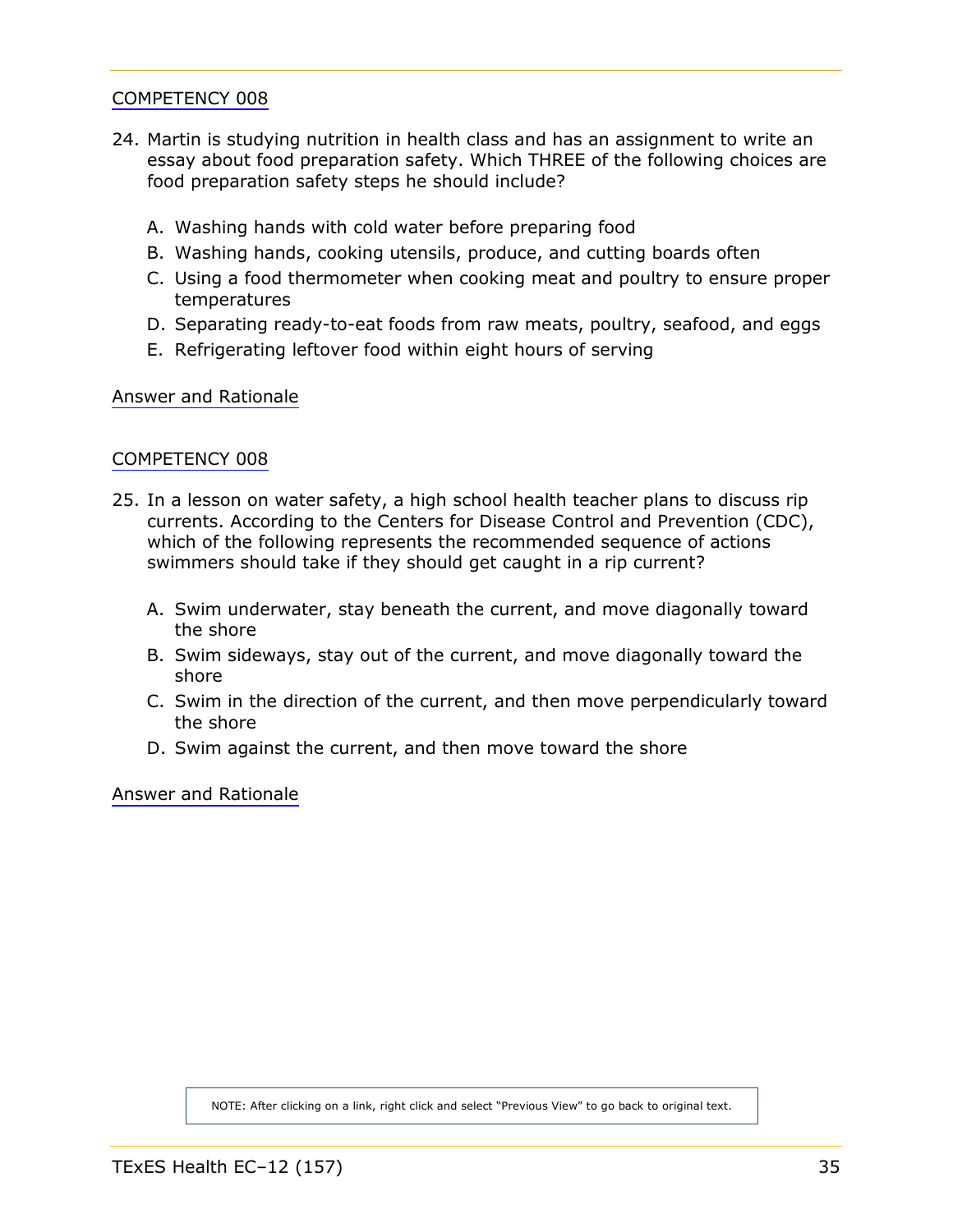COMPETENCY 008

24. Martin is studying nutrition in health class and has an assignment to write an essay about food preparation safety. Which THREE of the following choices are food preparation safety steps he should include?

    A. Washing hands with cold water before preparing food
    B. Washing hands, cooking utensils, produce, and cutting boards often
    C. Using a food thermometer when cooking meat and poultry to ensure proper temperatures
    D. Separating ready-to-eat foods from raw meats, poultry, seafood, and eggs
    E. Refrigerating leftover food within eight hours of serving

Answer and Rationale

COMPETENCY 008

25. In a lesson on water safety, a high school health teacher plans to discuss rip currents. According to the Centers for Disease Control and Prevention (CDC), which of the following represents the recommended sequence of actions swimmers should take if they should get caught in a rip current?

    A. Swim underwater, stay beneath the current, and move diagonally toward the shore
    B. Swim sideways, stay out of the current, and move diagonally toward the shore
    C. Swim in the direction of the current, and then move perpendicularly toward the shore
    D. Swim against the current, and then move toward the shore

Answer and Rationale

NOTE: After clicking on a link, right click and select "Previous View" to go back to original text.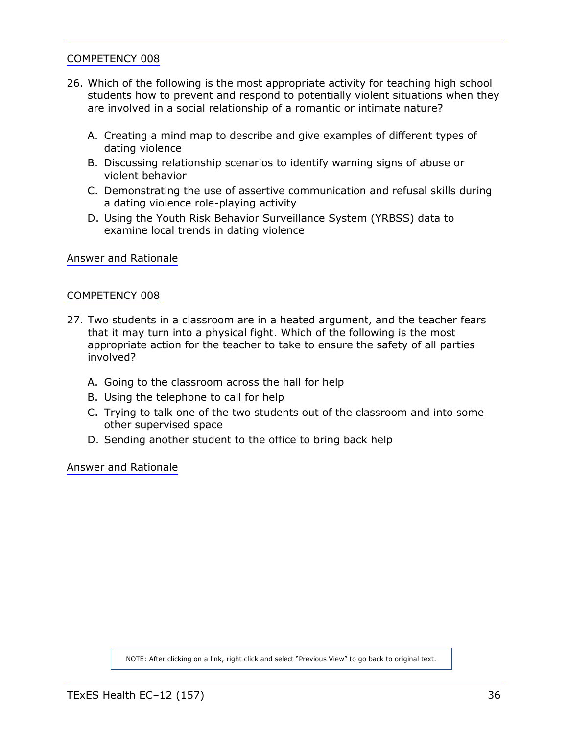COMPETENCY 008

26. Which of the following is the most appropriate activity for teaching high school students how to prevent and respond to potentially violent situations when they are involved in a social relationship of a romantic or intimate nature?

    A. Creating a mind map to describe and give examples of different types of dating violence
    B. Discussing relationship scenarios to identify warning signs of abuse or violent behavior
    C. Demonstrating the use of assertive communication and refusal skills during a dating violence role-playing activity
    D. Using the Youth Risk Behavior Surveillance System (YRBSS) data to examine local trends in dating violence

Answer and Rationale

COMPETENCY 008

27. Two students in a classroom are in a heated argument, and the teacher fears that it may turn into a physical fight. Which of the following is the most appropriate action for the teacher to take to ensure the safety of all parties involved?

    A. Going to the classroom across the hall for help
    B. Using the telephone to call for help
    C. Trying to talk one of the two students out of the classroom and into some other supervised space
    D. Sending another student to the office to bring back help

Answer and Rationale

NOTE: After clicking on a link, right click and select "Previous View" to go back to original text.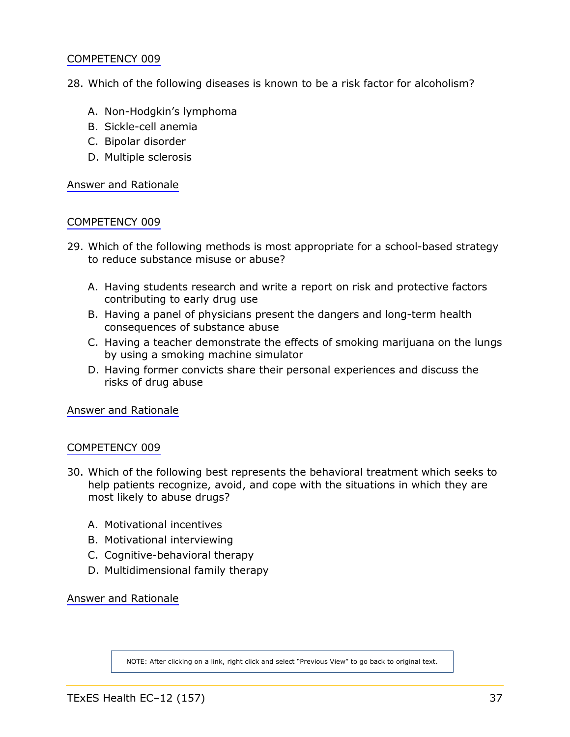COMPETENCY 009

28. Which of the following diseases is known to be a risk factor for alcoholism?

    A. Non-Hodgkin's lymphoma
    B. Sickle-cell anemia
    C. Bipolar disorder
    D. Multiple sclerosis

Answer and Rationale

COMPETENCY 009

29. Which of the following methods is most appropriate for a school-based strategy to reduce substance misuse or abuse?

    A. Having students research and write a report on risk and protective factors contributing to early drug use
    B. Having a panel of physicians present the dangers and long-term health consequences of substance abuse
    C. Having a teacher demonstrate the effects of smoking marijuana on the lungs by using a smoking machine simulator
    D. Having former convicts share their personal experiences and discuss the risks of drug abuse

Answer and Rationale

COMPETENCY 009

30. Which of the following best represents the behavioral treatment which seeks to help patients recognize, avoid, and cope with the situations in which they are most likely to abuse drugs?

    A. Motivational incentives
    B. Motivational interviewing
    C. Cognitive-behavioral therapy
    D. Multidimensional family therapy

Answer and Rationale

NOTE: After clicking on a link, right click and select "Previous View" to go back to original text.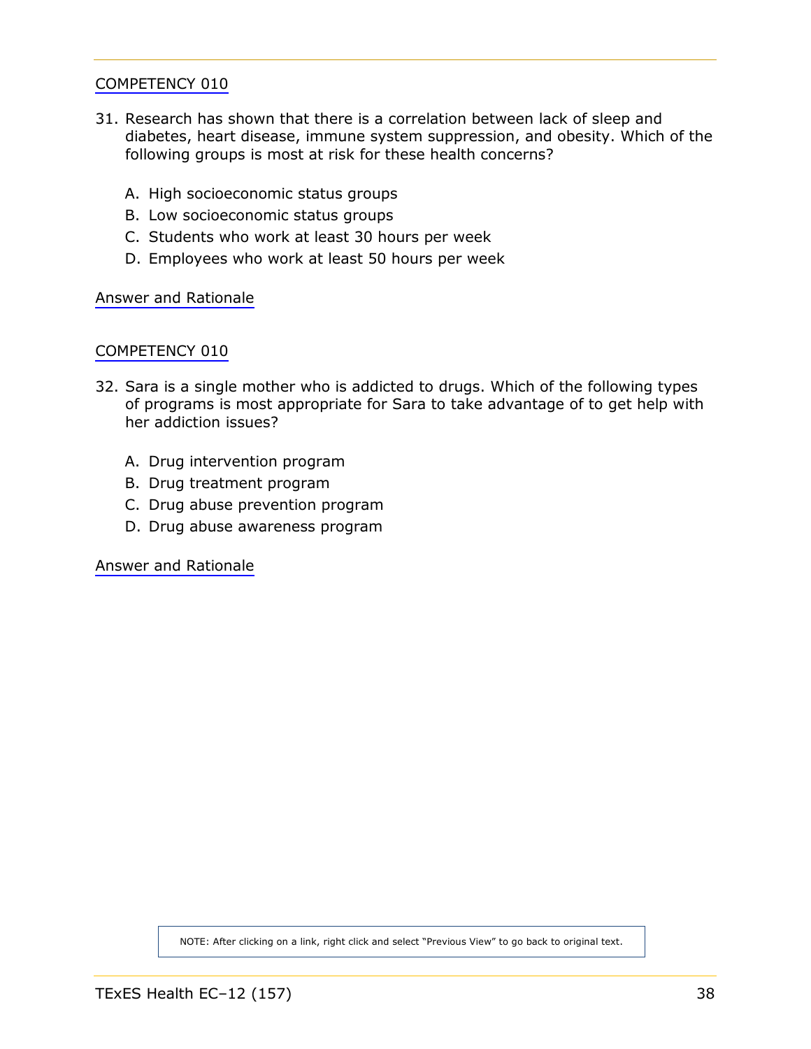COMPETENCY 010

31. Research has shown that there is a correlation between lack of sleep and diabetes, heart disease, immune system suppression, and obesity. Which of the following groups is most at risk for these health concerns?

    A. High socioeconomic status groups
    B. Low socioeconomic status groups
    C. Students who work at least 30 hours per week
    D. Employees who work at least 50 hours per week

Answer and Rationale

COMPETENCY 010

32. Sara is a single mother who is addicted to drugs. Which of the following types of programs is most appropriate for Sara to take advantage of to get help with her addiction issues?

    A. Drug intervention program
    B. Drug treatment program
    C. Drug abuse prevention program
    D. Drug abuse awareness program

Answer and Rationale

NOTE: After clicking on a link, right click and select "Previous View" to go back to original text.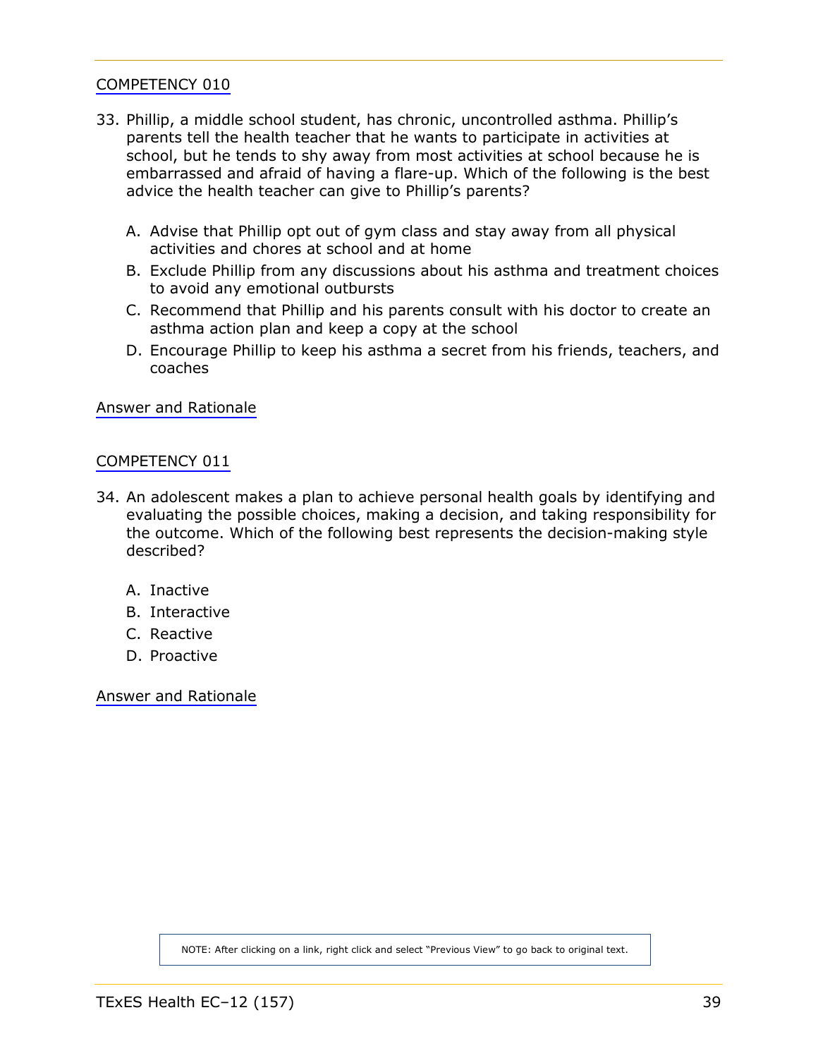COMPETENCY 010

33. Phillip, a middle school student, has chronic, uncontrolled asthma. Phillip's parents tell the health teacher that he wants to participate in activities at school, but he tends to shy away from most activities at school because he is embarrassed and afraid of having a flare-up. Which of the following is the best advice the health teacher can give to Phillip's parents?

    A. Advise that Phillip opt out of gym class and stay away from all physical activities and chores at school and at home
    B. Exclude Phillip from any discussions about his asthma and treatment choices to avoid any emotional outbursts
    C. Recommend that Phillip and his parents consult with his doctor to create an asthma action plan and keep a copy at the school
    D. Encourage Phillip to keep his asthma a secret from his friends, teachers, and coaches

Answer and Rationale

COMPETENCY 011

34. An adolescent makes a plan to achieve personal health goals by identifying and evaluating the possible choices, making a decision, and taking responsibility for the outcome. Which of the following best represents the decision-making style described?

    A. Inactive
    B. Interactive
    C. Reactive
    D. Proactive

Answer and Rationale

NOTE: After clicking on a link, right click and select "Previous View" to go back to original text.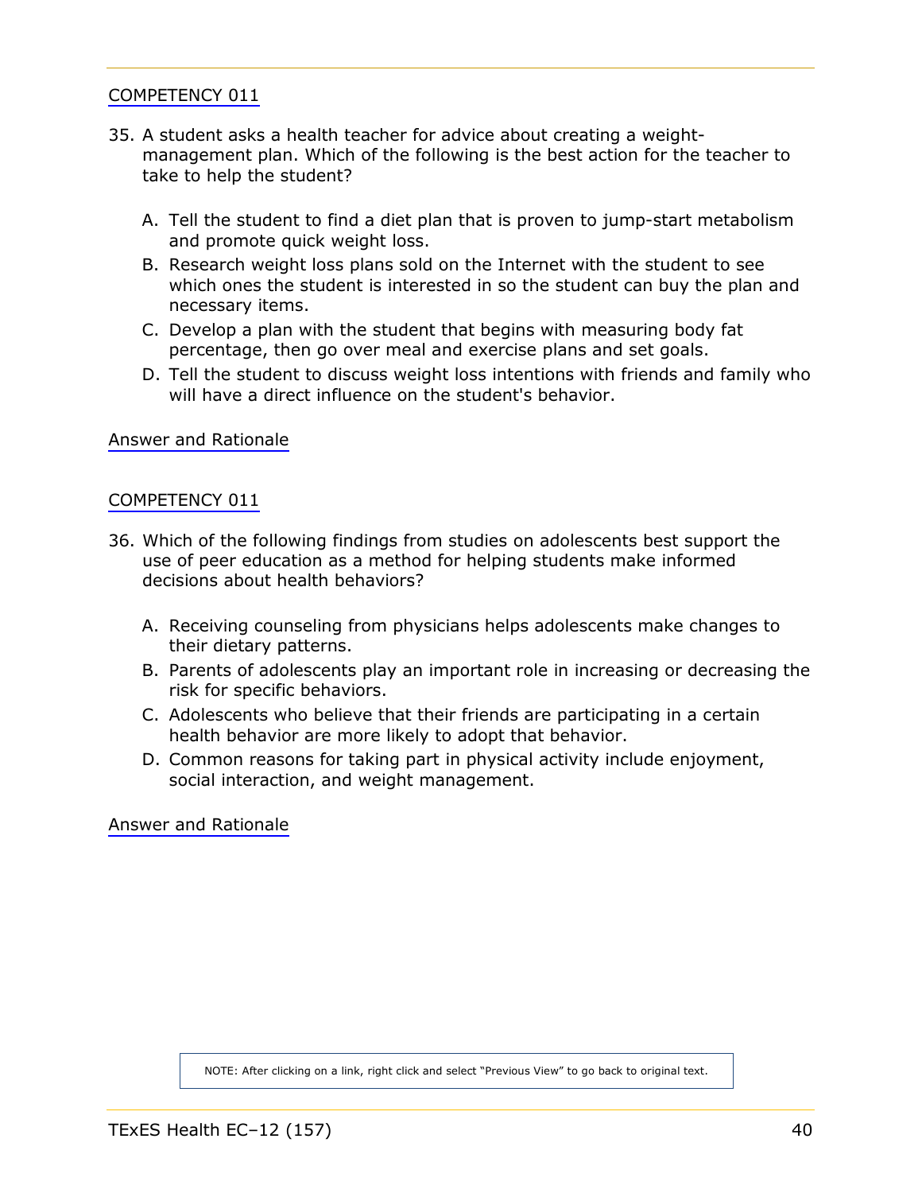COMPETENCY 011

35. A student asks a health teacher for advice about creating a weight-management plan. Which of the following is the best action for the teacher to take to help the student?

    A. Tell the student to find a diet plan that is proven to jump-start metabolism and promote quick weight loss.
    B. Research weight loss plans sold on the Internet with the student to see which ones the student is interested in so the student can buy the plan and necessary items.
    C. Develop a plan with the student that begins with measuring body fat percentage, then go over meal and exercise plans and set goals.
    D. Tell the student to discuss weight loss intentions with friends and family who will have a direct influence on the student's behavior.

Answer and Rationale

COMPETENCY 011

36. Which of the following findings from studies on adolescents best support the use of peer education as a method for helping students make informed decisions about health behaviors?

    A. Receiving counseling from physicians helps adolescents make changes to their dietary patterns.
    B. Parents of adolescents play an important role in increasing or decreasing the risk for specific behaviors.
    C. Adolescents who believe that their friends are participating in a certain health behavior are more likely to adopt that behavior.
    D. Common reasons for taking part in physical activity include enjoyment, social interaction, and weight management.

Answer and Rationale

NOTE: After clicking on a link, right click and select "Previous View" to go back to original text.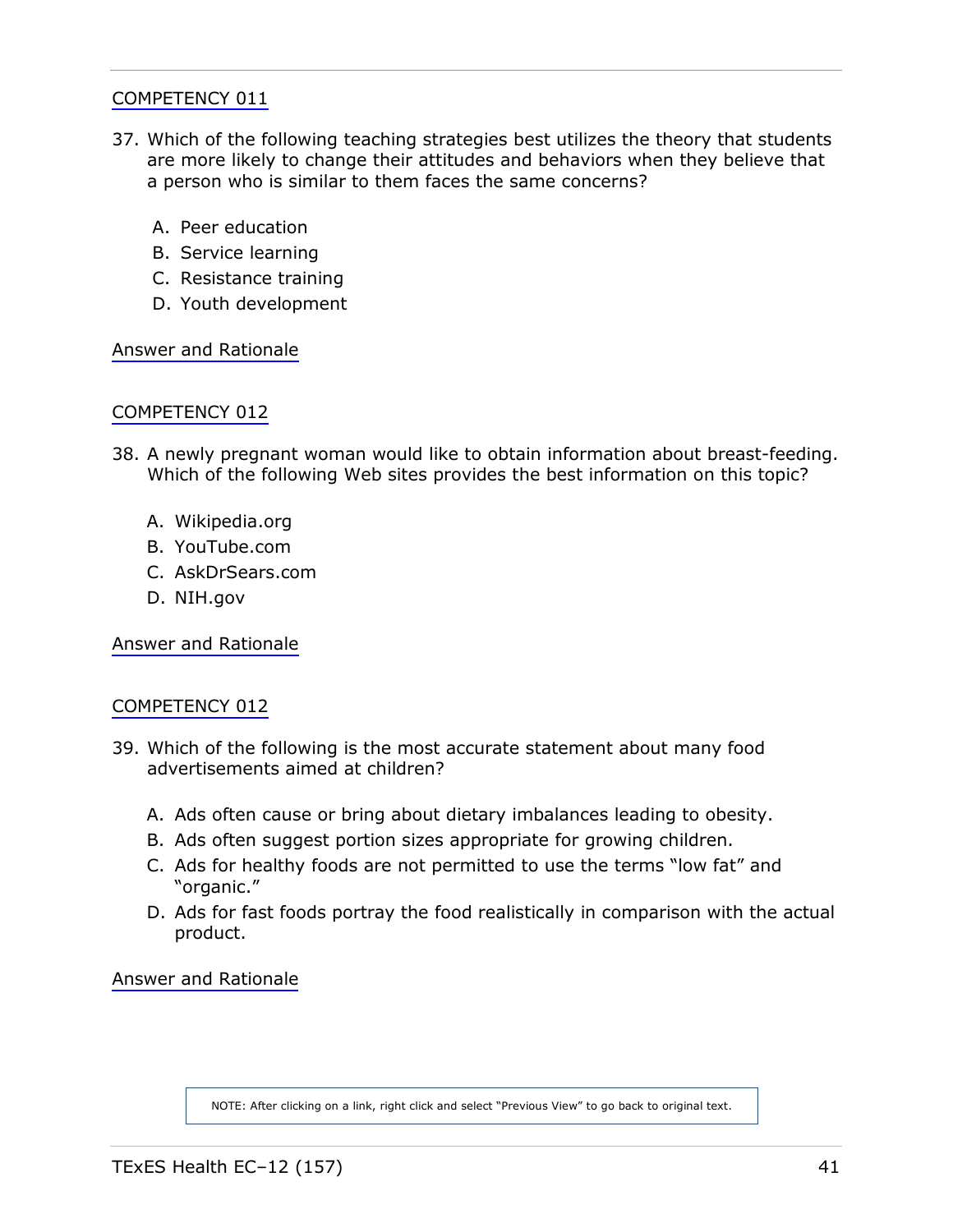COMPETENCY 011

37. Which of the following teaching strategies best utilizes the theory that students are more likely to change their attitudes and behaviors when they believe that a person who is similar to them faces the same concerns?

   A. Peer education
   B. Service learning
   C. Resistance training
   D. Youth development

Answer and Rationale

COMPETENCY 012

38. A newly pregnant woman would like to obtain information about breast-feeding. Which of the following Web sites provides the best information on this topic?

   A. Wikipedia.org
   B. YouTube.com
   C. AskDrSears.com
   D. NIH.gov

Answer and Rationale

COMPETENCY 012

39. Which of the following is the most accurate statement about many food advertisements aimed at children?

   A. Ads often cause or bring about dietary imbalances leading to obesity.
   B. Ads often suggest portion sizes appropriate for growing children.
   C. Ads for healthy foods are not permitted to use the terms "low fat" and "organic."
   D. Ads for fast foods portray the food realistically in comparison with the actual product.

Answer and Rationale

NOTE: After clicking on a link, right click and select "Previous View" to go back to original text.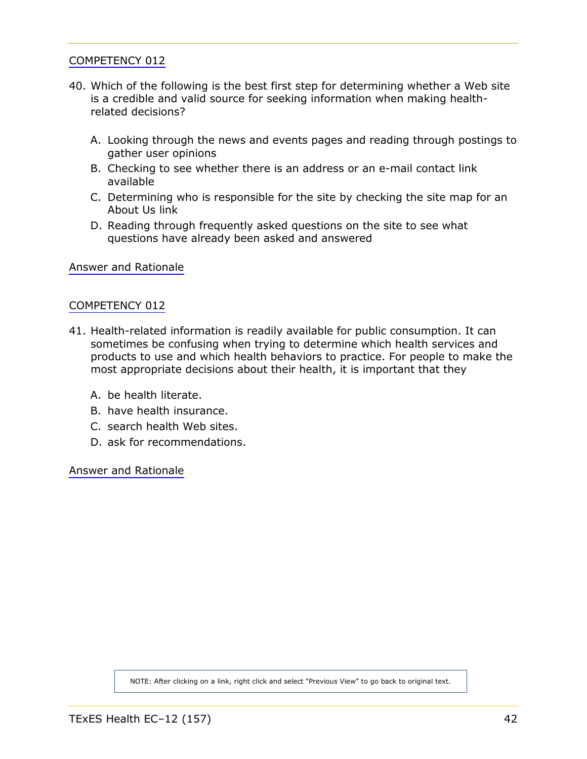COMPETENCY 012

40. Which of the following is the best first step for determining whether a Web site is a credible and valid source for seeking information when making health-related decisions?

    A. Looking through the news and events pages and reading through postings to gather user opinions
    B. Checking to see whether there is an address or an e-mail contact link available
    C. Determining who is responsible for the site by checking the site map for an About Us link
    D. Reading through frequently asked questions on the site to see what questions have already been asked and answered

Answer and Rationale

COMPETENCY 012

41. Health-related information is readily available for public consumption. It can sometimes be confusing when trying to determine which health services and products to use and which health behaviors to practice. For people to make the most appropriate decisions about their health, it is important that they

    A. be health literate.
    B. have health insurance.
    C. search health Web sites.
    D. ask for recommendations.

Answer and Rationale

NOTE: After clicking on a link, right click and select "Previous View" to go back to original text.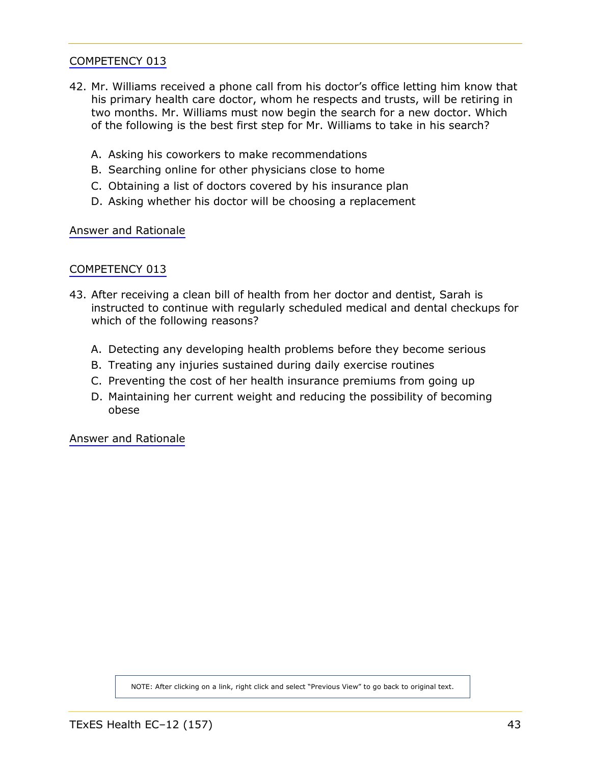COMPETENCY 013

42. Mr. Williams received a phone call from his doctor's office letting him know that his primary health care doctor, whom he respects and trusts, will be retiring in two months. Mr. Williams must now begin the search for a new doctor. Which of the following is the best first step for Mr. Williams to take in his search?

   A. Asking his coworkers to make recommendations
   B. Searching online for other physicians close to home
   C. Obtaining a list of doctors covered by his insurance plan
   D. Asking whether his doctor will be choosing a replacement

Answer and Rationale

COMPETENCY 013

43. After receiving a clean bill of health from her doctor and dentist, Sarah is instructed to continue with regularly scheduled medical and dental checkups for which of the following reasons?

   A. Detecting any developing health problems before they become serious
   B. Treating any injuries sustained during daily exercise routines
   C. Preventing the cost of her health insurance premiums from going up
   D. Maintaining her current weight and reducing the possibility of becoming obese

Answer and Rationale

NOTE: After clicking on a link, right click and select "Previous View" to go back to original text.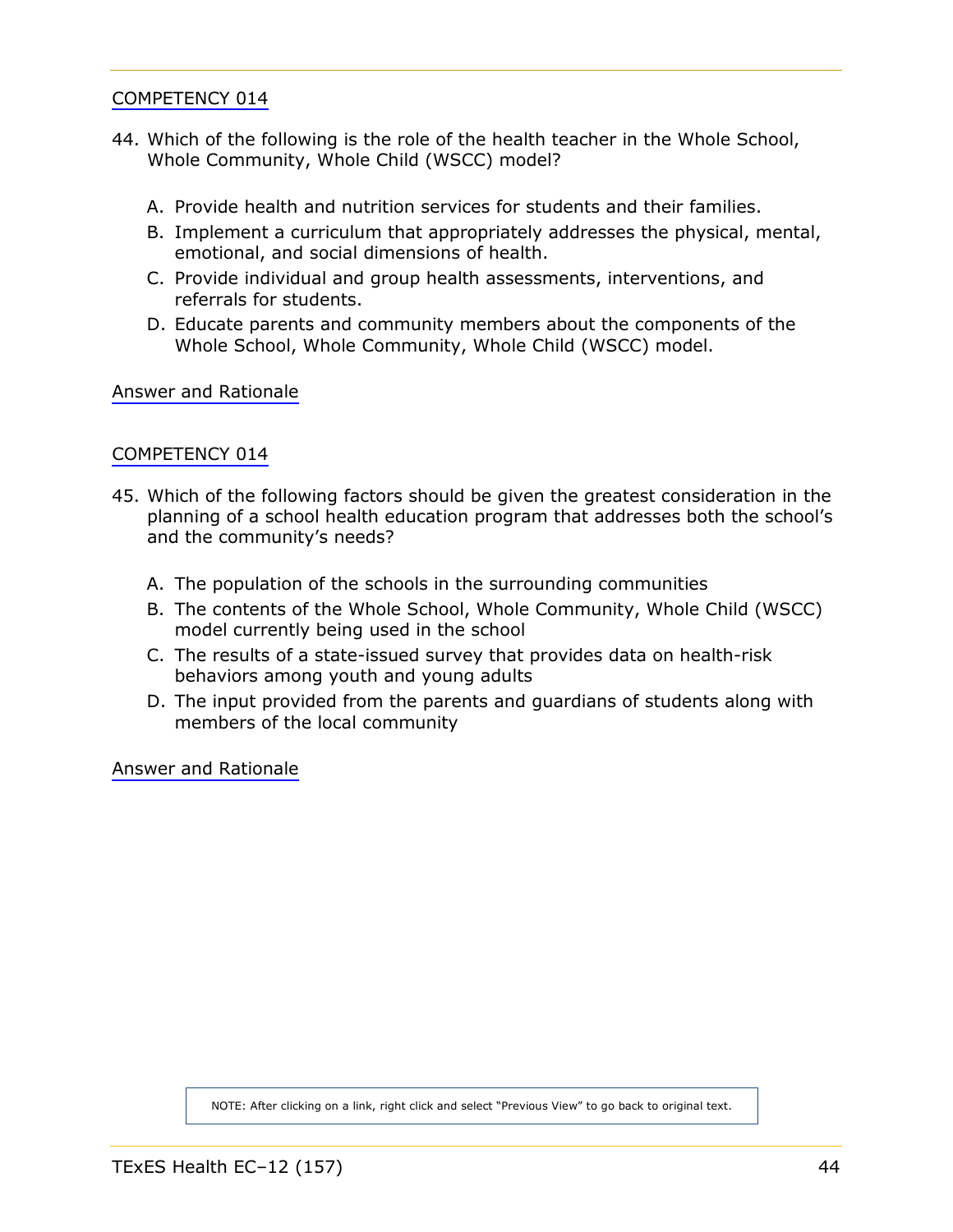COMPETENCY 014

44. Which of the following is the role of the health teacher in the Whole School, Whole Community, Whole Child (WSCC) model?

    A. Provide health and nutrition services for students and their families.
    B. Implement a curriculum that appropriately addresses the physical, mental, emotional, and social dimensions of health.
    C. Provide individual and group health assessments, interventions, and referrals for students.
    D. Educate parents and community members about the components of the Whole School, Whole Community, Whole Child (WSCC) model.

Answer and Rationale

COMPETENCY 014

45. Which of the following factors should be given the greatest consideration in the planning of a school health education program that addresses both the school's and the community's needs?

    A. The population of the schools in the surrounding communities
    B. The contents of the Whole School, Whole Community, Whole Child (WSCC) model currently being used in the school
    C. The results of a state-issued survey that provides data on health-risk behaviors among youth and young adults
    D. The input provided from the parents and guardians of students along with members of the local community

Answer and Rationale

NOTE: After clicking on a link, right click and select "Previous View" to go back to original text.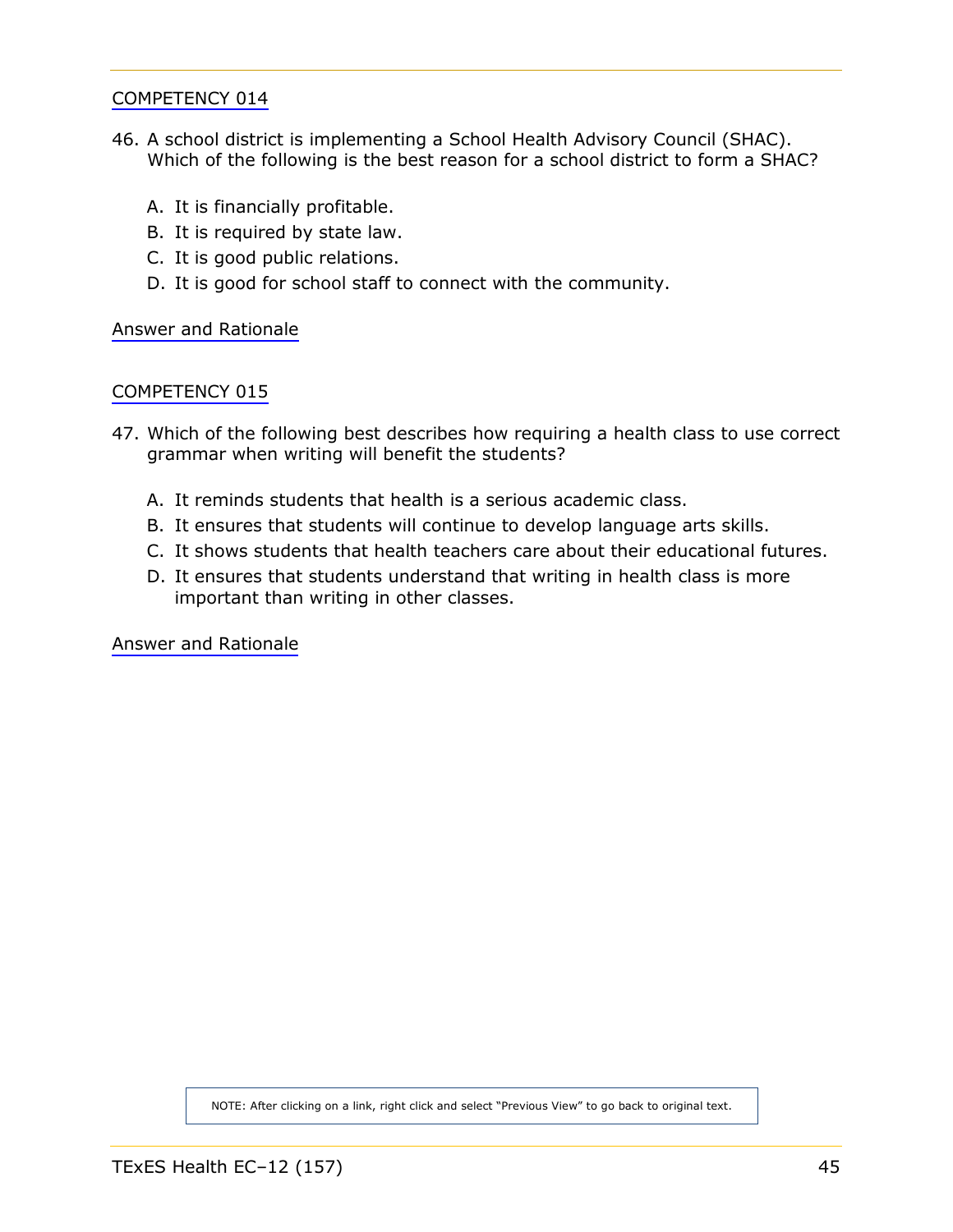COMPETENCY 014

46. A school district is implementing a School Health Advisory Council (SHAC). Which of the following is the best reason for a school district to form a SHAC?

    A. It is financially profitable.
    B. It is required by state law.
    C. It is good public relations.
    D. It is good for school staff to connect with the community.

Answer and Rationale

COMPETENCY 015

47. Which of the following best describes how requiring a health class to use correct grammar when writing will benefit the students?

    A. It reminds students that health is a serious academic class.
    B. It ensures that students will continue to develop language arts skills.
    C. It shows students that health teachers care about their educational futures.
    D. It ensures that students understand that writing in health class is more important than writing in other classes.

Answer and Rationale

NOTE: After clicking on a link, right click and select "Previous View" to go back to original text.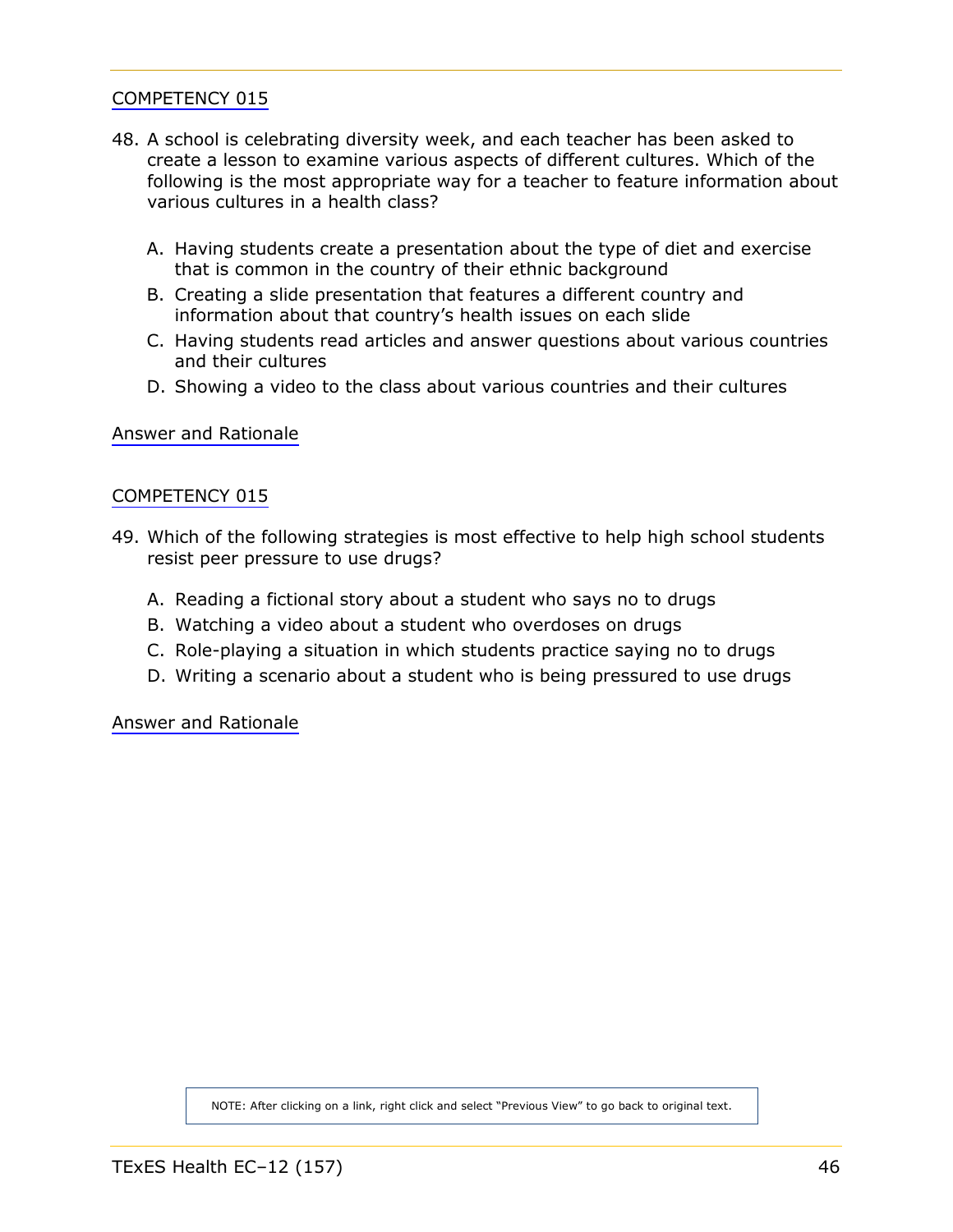COMPETENCY 015

48. A school is celebrating diversity week, and each teacher has been asked to create a lesson to examine various aspects of different cultures. Which of the following is the most appropriate way for a teacher to feature information about various cultures in a health class?

    A. Having students create a presentation about the type of diet and exercise that is common in the country of their ethnic background
    B. Creating a slide presentation that features a different country and information about that country's health issues on each slide
    C. Having students read articles and answer questions about various countries and their cultures
    D. Showing a video to the class about various countries and their cultures

Answer and Rationale

COMPETENCY 015

49. Which of the following strategies is most effective to help high school students resist peer pressure to use drugs?

    A. Reading a fictional story about a student who says no to drugs
    B. Watching a video about a student who overdoses on drugs
    C. Role-playing a situation in which students practice saying no to drugs
    D. Writing a scenario about a student who is being pressured to use drugs

Answer and Rationale

NOTE: After clicking on a link, right click and select "Previous View" to go back to original text.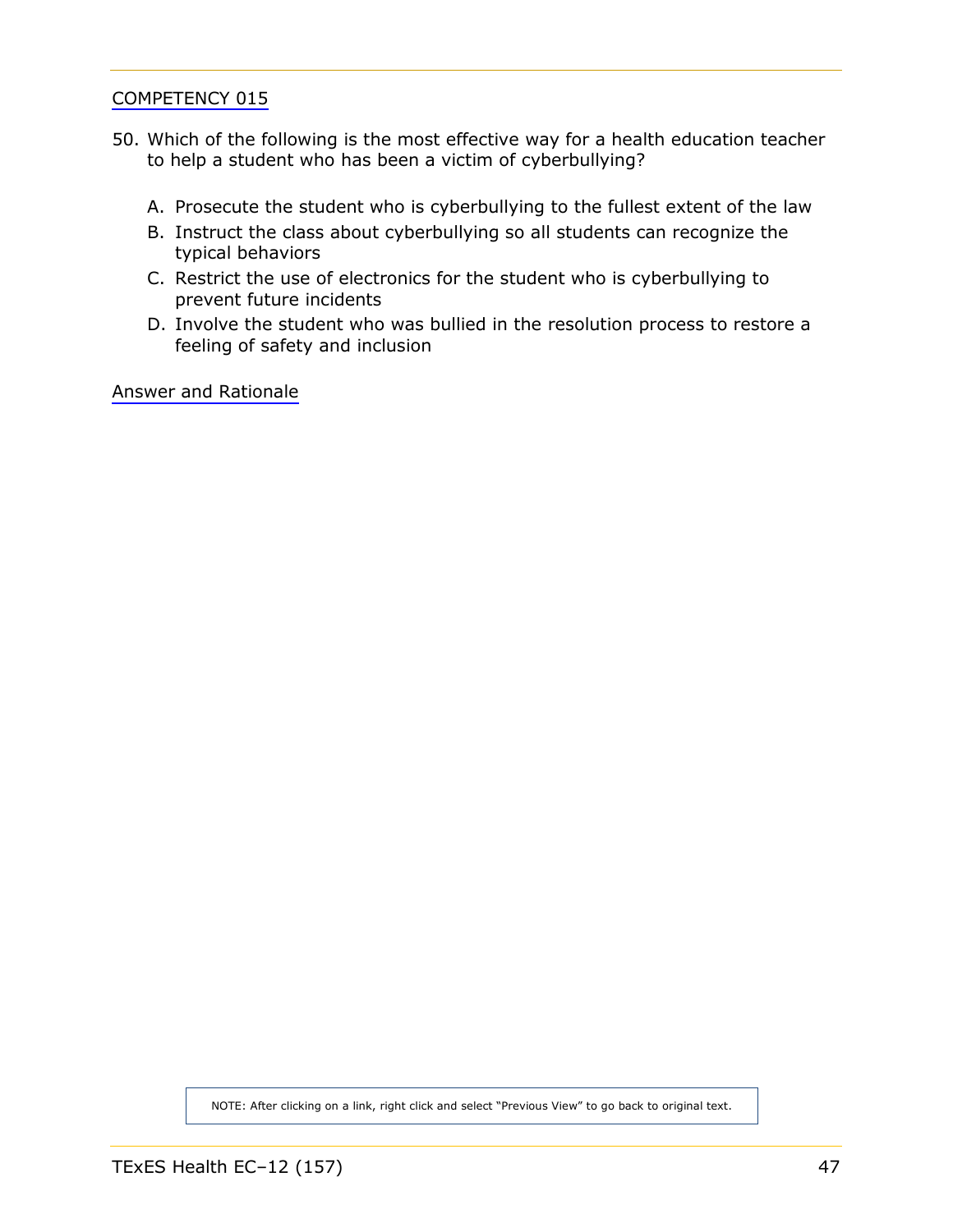COMPETENCY 015

50. Which of the following is the most effective way for a health education teacher to help a student who has been a victim of cyberbullying?

    A. Prosecute the student who is cyberbullying to the fullest extent of the law
    B. Instruct the class about cyberbullying so all students can recognize the typical behaviors
    C. Restrict the use of electronics for the student who is cyberbullying to prevent future incidents
    D. Involve the student who was bullied in the resolution process to restore a feeling of safety and inclusion

Answer and Rationale

NOTE: After clicking on a link, right click and select "Previous View" to go back to original text.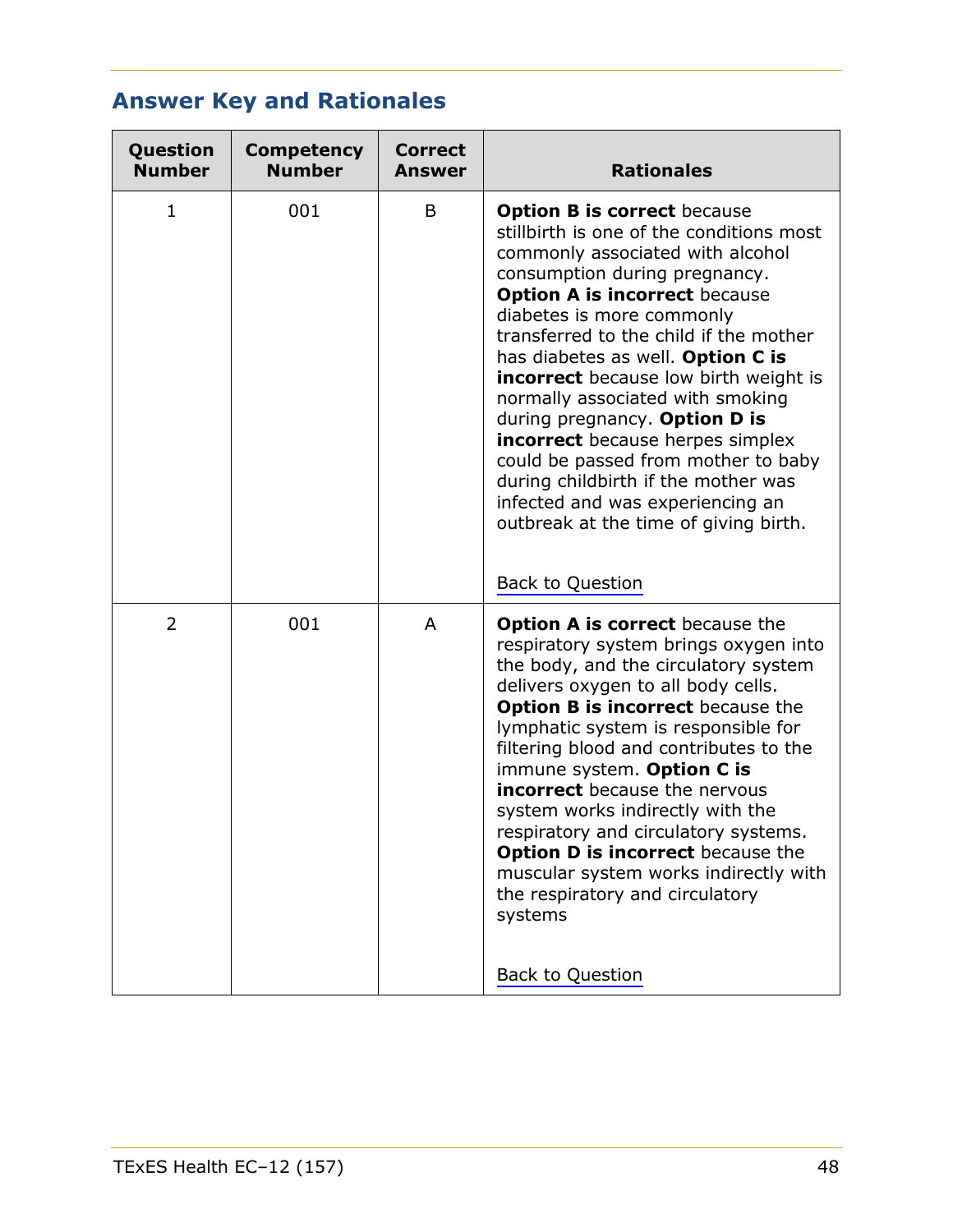## Answer Key and Rationales

| Question Number | Competency Number | Correct Answer | Rationales |
|---|---|---|---|
| 1 | 001 | B | **Option B is correct** because stillbirth is one of the conditions most commonly associated with alcohol consumption during pregnancy. **Option A is incorrect** because diabetes is more commonly transferred to the child if the mother has diabetes as well. **Option C is incorrect** because low birth weight is normally associated with smoking during pregnancy. **Option D is incorrect** because herpes simplex could be passed from mother to baby during childbirth if the mother was infected and was experiencing an outbreak at the time of giving birth. <br><br> Back to Question |
| 2 | 001 | A | **Option A is correct** because the respiratory system brings oxygen into the body, and the circulatory system delivers oxygen to all body cells. **Option B is incorrect** because the lymphatic system is responsible for filtering blood and contributes to the immune system. **Option C is incorrect** because the nervous system works indirectly with the respiratory and circulatory systems. **Option D is incorrect** because the muscular system works indirectly with the respiratory and circulatory systems <br><br> Back to Question |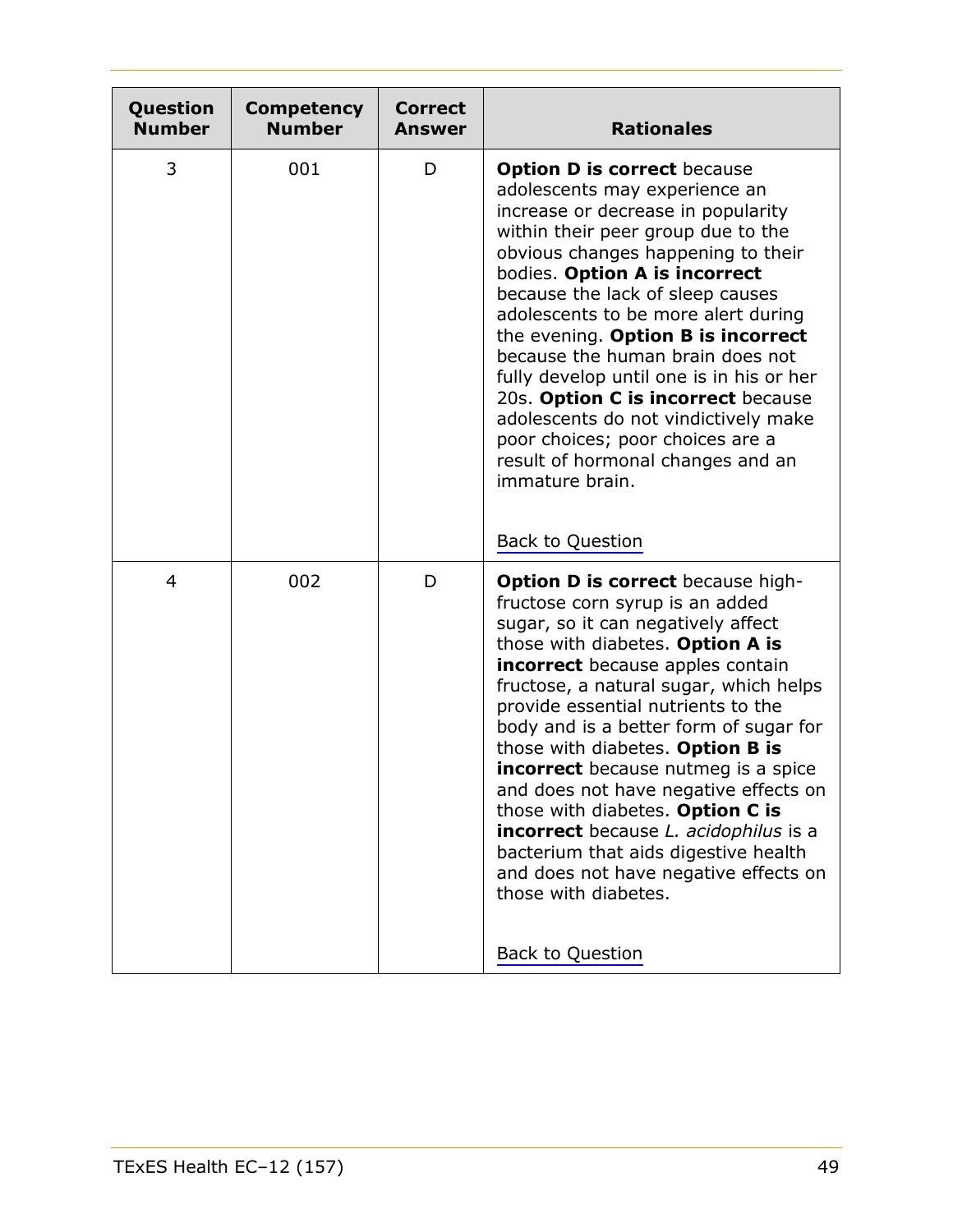| Question Number | Competency Number | Correct Answer | Rationales |
|---|---|---|---|
| 3 | 001 | D | **Option D is correct** because adolescents may experience an increase or decrease in popularity within their peer group due to the obvious changes happening to their bodies. **Option A is incorrect** because the lack of sleep causes adolescents to be more alert during the evening. **Option B is incorrect** because the human brain does not fully develop until one is in his or her 20s. **Option C is incorrect** because adolescents do not vindictively make poor choices; poor choices are a result of hormonal changes and an immature brain. <br><br> Back to Question |
| 4 | 002 | D | **Option D is correct** because high-fructose corn syrup is an added sugar, so it can negatively affect those with diabetes. **Option A is incorrect** because apples contain fructose, a natural sugar, which helps provide essential nutrients to the body and is a better form of sugar for those with diabetes. **Option B is incorrect** because nutmeg is a spice and does not have negative effects on those with diabetes. **Option C is incorrect** because *L. acidophilus* is a bacterium that aids digestive health and does not have negative effects on those with diabetes. <br><br> Back to Question |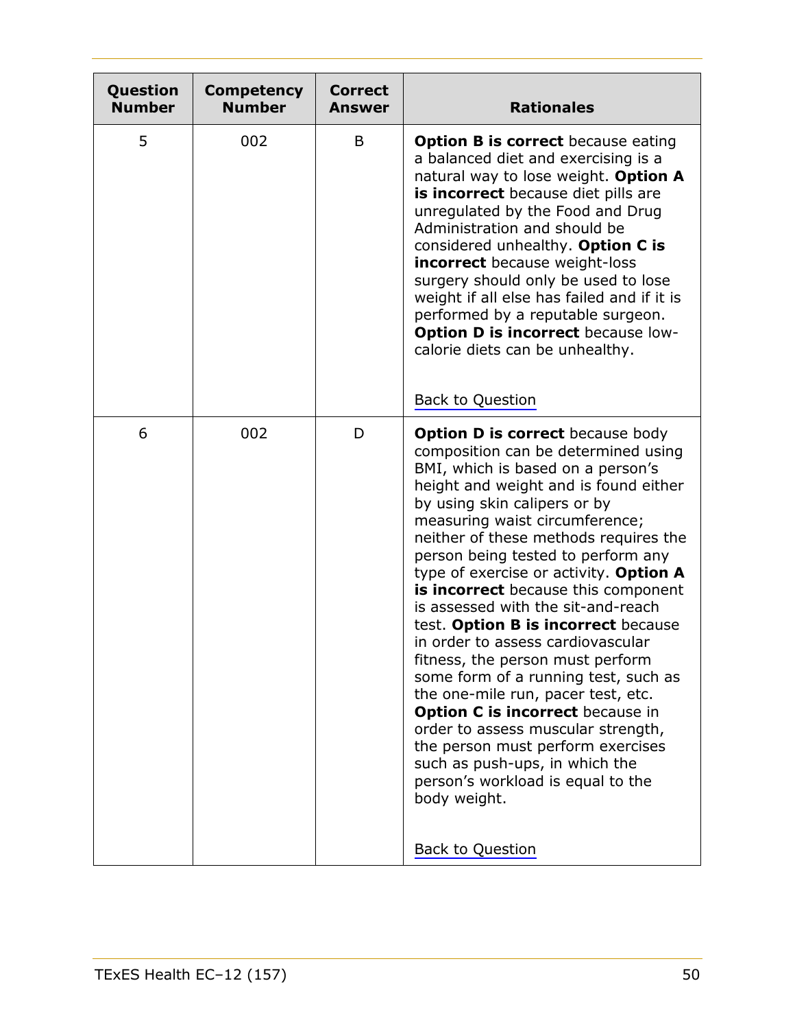| Question Number | Competency Number | Correct Answer | Rationales |
|---|---|---|---|
| 5 | 002 | B | **Option B is correct** because eating a balanced diet and exercising is a natural way to lose weight. **Option A is incorrect** because diet pills are unregulated by the Food and Drug Administration and should be considered unhealthy. **Option C is incorrect** because weight-loss surgery should only be used to lose weight if all else has failed and if it is performed by a reputable surgeon. **Option D is incorrect** because low-calorie diets can be unhealthy. <br><br> Back to Question |
| 6 | 002 | D | **Option D is correct** because body composition can be determined using BMI, which is based on a person's height and weight and is found either by using skin calipers or by measuring waist circumference; neither of these methods requires the person being tested to perform any type of exercise or activity. **Option A is incorrect** because this component is assessed with the sit-and-reach test. **Option B is incorrect** because in order to assess cardiovascular fitness, the person must perform some form of a running test, such as the one-mile run, pacer test, etc. **Option C is incorrect** because in order to assess muscular strength, the person must perform exercises such as push-ups, in which the person's workload is equal to the body weight. <br><br> Back to Question |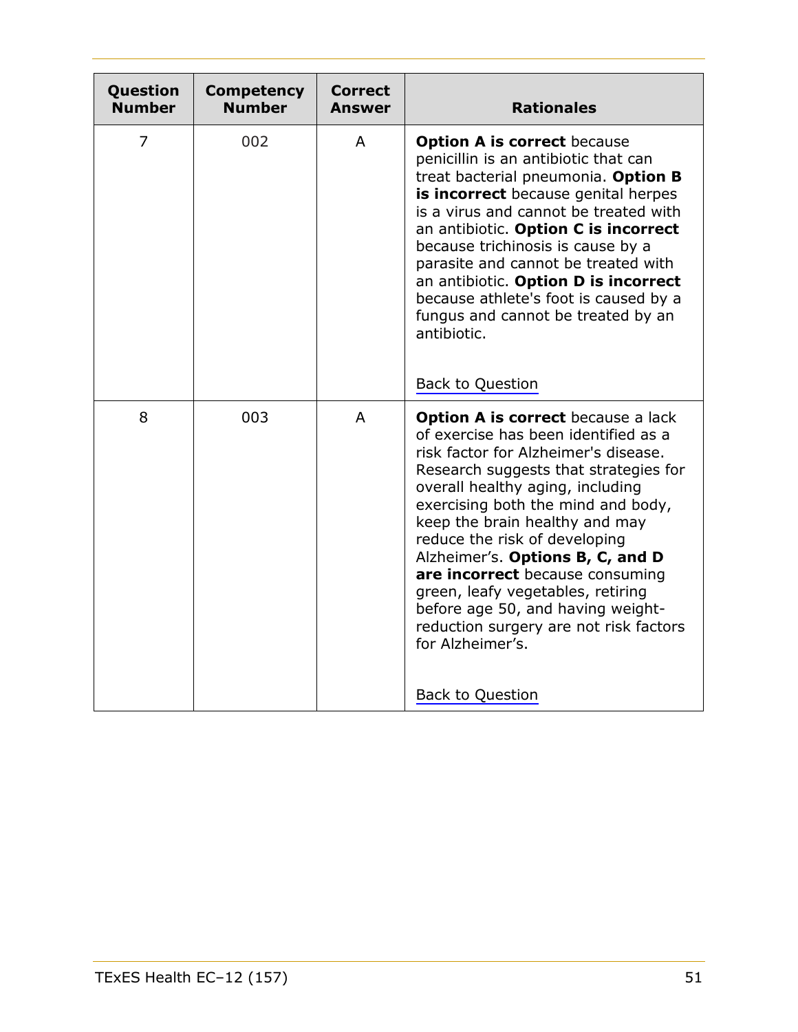| Question Number | Competency Number | Correct Answer | Rationales |
|---|---|---|---|
| 7 | 002 | A | **Option A is correct** because penicillin is an antibiotic that can treat bacterial pneumonia. **Option B is incorrect** because genital herpes is a virus and cannot be treated with an antibiotic. **Option C is incorrect** because trichinosis is cause by a parasite and cannot be treated with an antibiotic. **Option D is incorrect** because athlete's foot is caused by a fungus and cannot be treated by an antibiotic. <br><br> Back to Question |
| 8 | 003 | A | **Option A is correct** because a lack of exercise has been identified as a risk factor for Alzheimer's disease. Research suggests that strategies for overall healthy aging, including exercising both the mind and body, keep the brain healthy and may reduce the risk of developing Alzheimer's. **Options B, C, and D are incorrect** because consuming green, leafy vegetables, retiring before age 50, and having weight-reduction surgery are not risk factors for Alzheimer's. <br><br> Back to Question |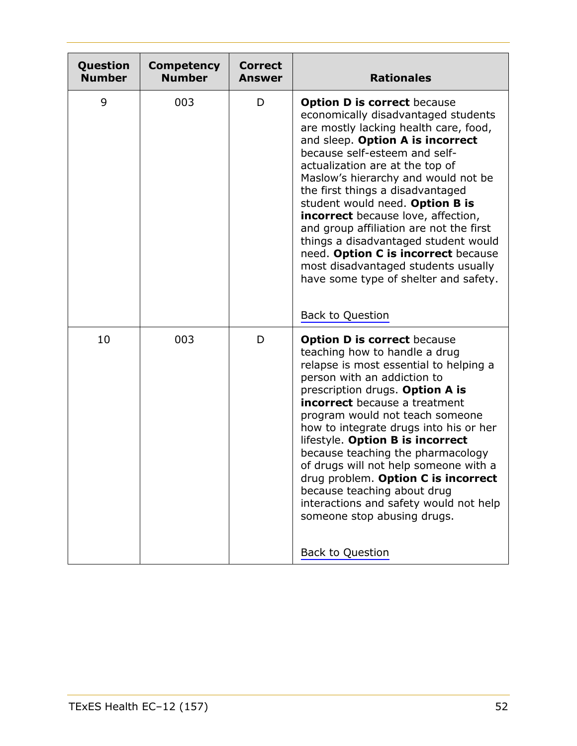| Question Number | Competency Number | Correct Answer | Rationales |
|---|---|---|---|
| 9 | 003 | D | **Option D is correct** because economically disadvantaged students are mostly lacking health care, food, and sleep. **Option A is incorrect** because self-esteem and self-actualization are at the top of Maslow's hierarchy and would not be the first things a disadvantaged student would need. **Option B is incorrect** because love, affection, and group affiliation are not the first things a disadvantaged student would need. **Option C is incorrect** because most disadvantaged students usually have some type of shelter and safety. <br><br> Back to Question |
| 10 | 003 | D | **Option D is correct** because teaching how to handle a drug relapse is most essential to helping a person with an addiction to prescription drugs. **Option A is incorrect** because a treatment program would not teach someone how to integrate drugs into his or her lifestyle. **Option B is incorrect** because teaching the pharmacology of drugs will not help someone with a drug problem. **Option C is incorrect** because teaching about drug interactions and safety would not help someone stop abusing drugs. <br><br> Back to Question |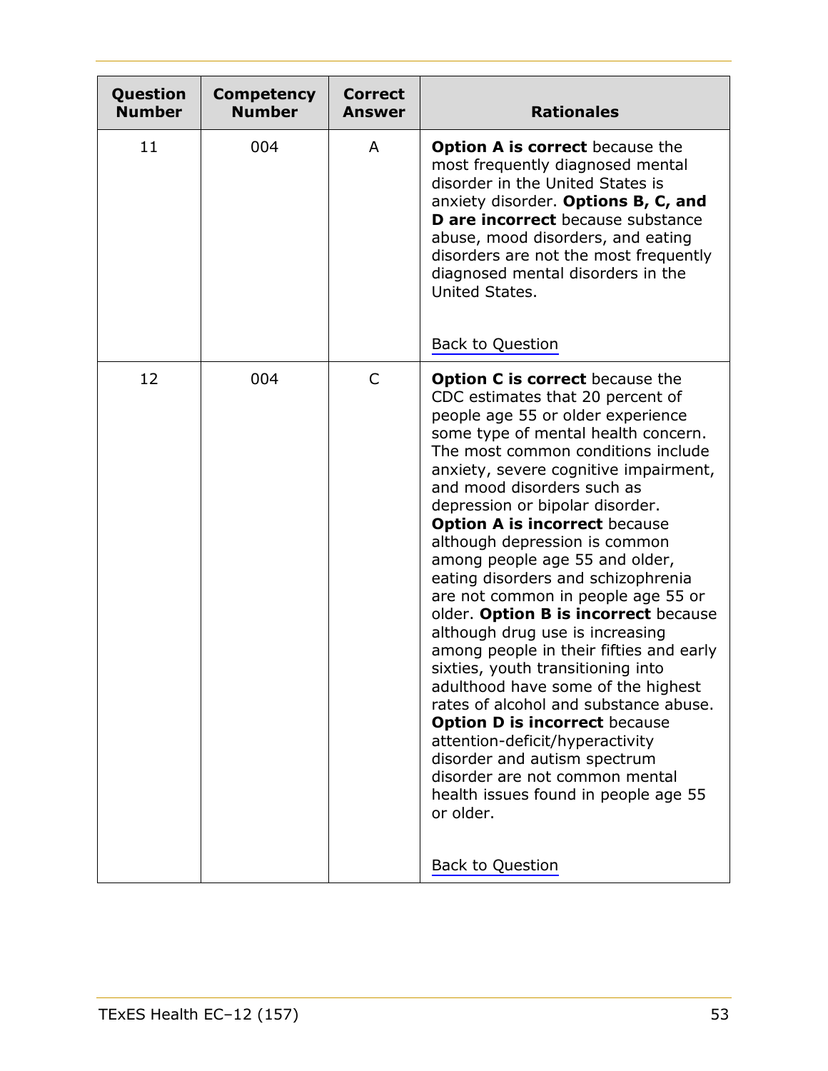| Question Number | Competency Number | Correct Answer | Rationales |
| --- | --- | --- | --- |
| 11 | 004 | A | **Option A is correct** because the most frequently diagnosed mental disorder in the United States is anxiety disorder. **Options B, C, and D are incorrect** because substance abuse, mood disorders, and eating disorders are not the most frequently diagnosed mental disorders in the United States. <br><br> Back to Question |
| 12 | 004 | C | **Option C is correct** because the CDC estimates that 20 percent of people age 55 or older experience some type of mental health concern. The most common conditions include anxiety, severe cognitive impairment, and mood disorders such as depression or bipolar disorder. **Option A is incorrect** because although depression is common among people age 55 and older, eating disorders and schizophrenia are not common in people age 55 or older. **Option B is incorrect** because although drug use is increasing among people in their fifties and early sixties, youth transitioning into adulthood have some of the highest rates of alcohol and substance abuse. **Option D is incorrect** because attention-deficit/hyperactivity disorder and autism spectrum disorder are not common mental health issues found in people age 55 or older. <br><br> Back to Question |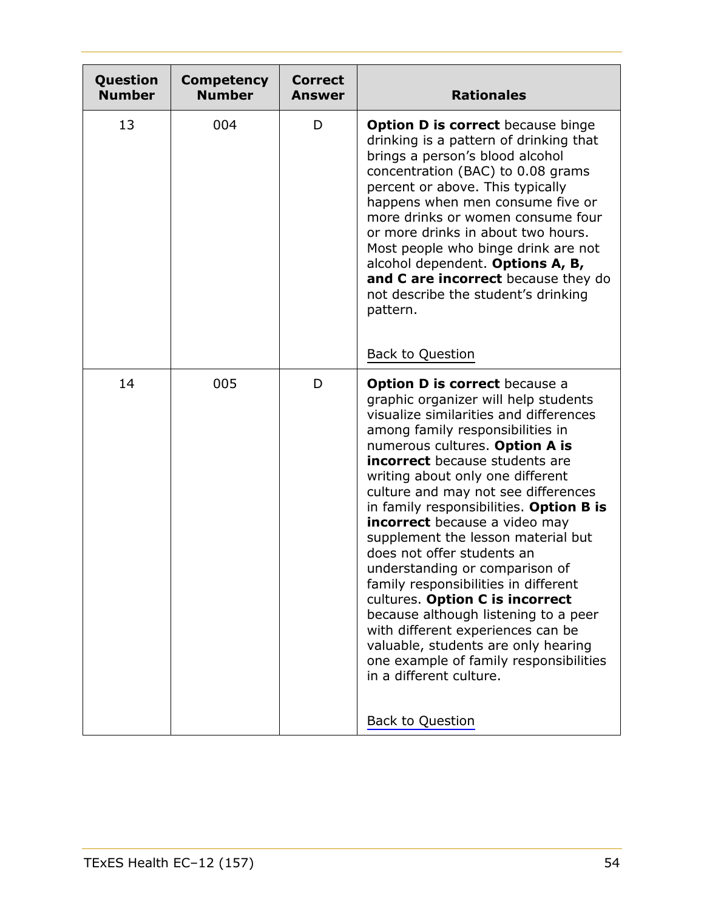| Question Number | Competency Number | Correct Answer | Rationales |
|---|---|---|---|
| 13 | 004 | D | **Option D is correct** because binge drinking is a pattern of drinking that brings a person's blood alcohol concentration (BAC) to 0.08 grams percent or above. This typically happens when men consume five or more drinks or women consume four or more drinks in about two hours. Most people who binge drink are not alcohol dependent. **Options A, B, and C are incorrect** because they do not describe the student's drinking pattern. Back to Question |
| 14 | 005 | D | **Option D is correct** because a graphic organizer will help students visualize similarities and differences among family responsibilities in numerous cultures. **Option A is incorrect** because students are writing about only one different culture and may not see differences in family responsibilities. **Option B is incorrect** because a video may supplement the lesson material but does not offer students an understanding or comparison of family responsibilities in different cultures. **Option C is incorrect** because although listening to a peer with different experiences can be valuable, students are only hearing one example of family responsibilities in a different culture. Back to Question |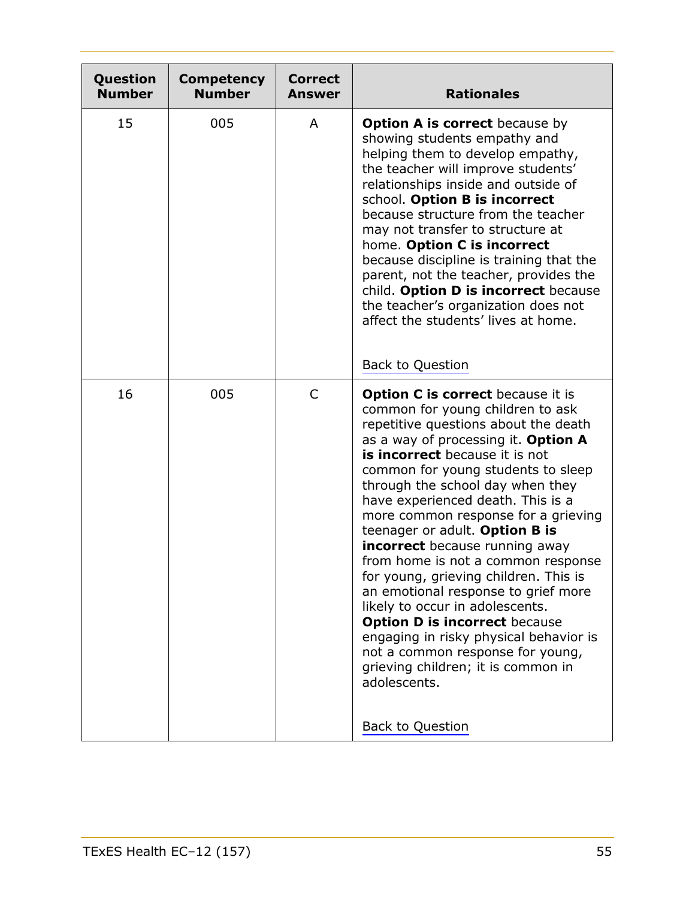| Question Number | Competency Number | Correct Answer | Rationales |
| --- | --- | --- | --- |
| 15 | 005 | A | **Option A is correct** because by showing students empathy and helping them to develop empathy, the teacher will improve students' relationships inside and outside of school. **Option B is incorrect** because structure from the teacher may not transfer to structure at home. **Option C is incorrect** because discipline is training that the parent, not the teacher, provides the child. **Option D is incorrect** because the teacher's organization does not affect the students' lives at home. Back to Question |
| 16 | 005 | C | **Option C is correct** because it is common for young children to ask repetitive questions about the death as a way of processing it. **Option A is incorrect** because it is not common for young students to sleep through the school day when they have experienced death. This is a more common response for a grieving teenager or adult. **Option B is incorrect** because running away from home is not a common response for young, grieving children. This is an emotional response to grief more likely to occur in adolescents. **Option D is incorrect** because engaging in risky physical behavior is not a common response for young, grieving children; it is common in adolescents. Back to Question |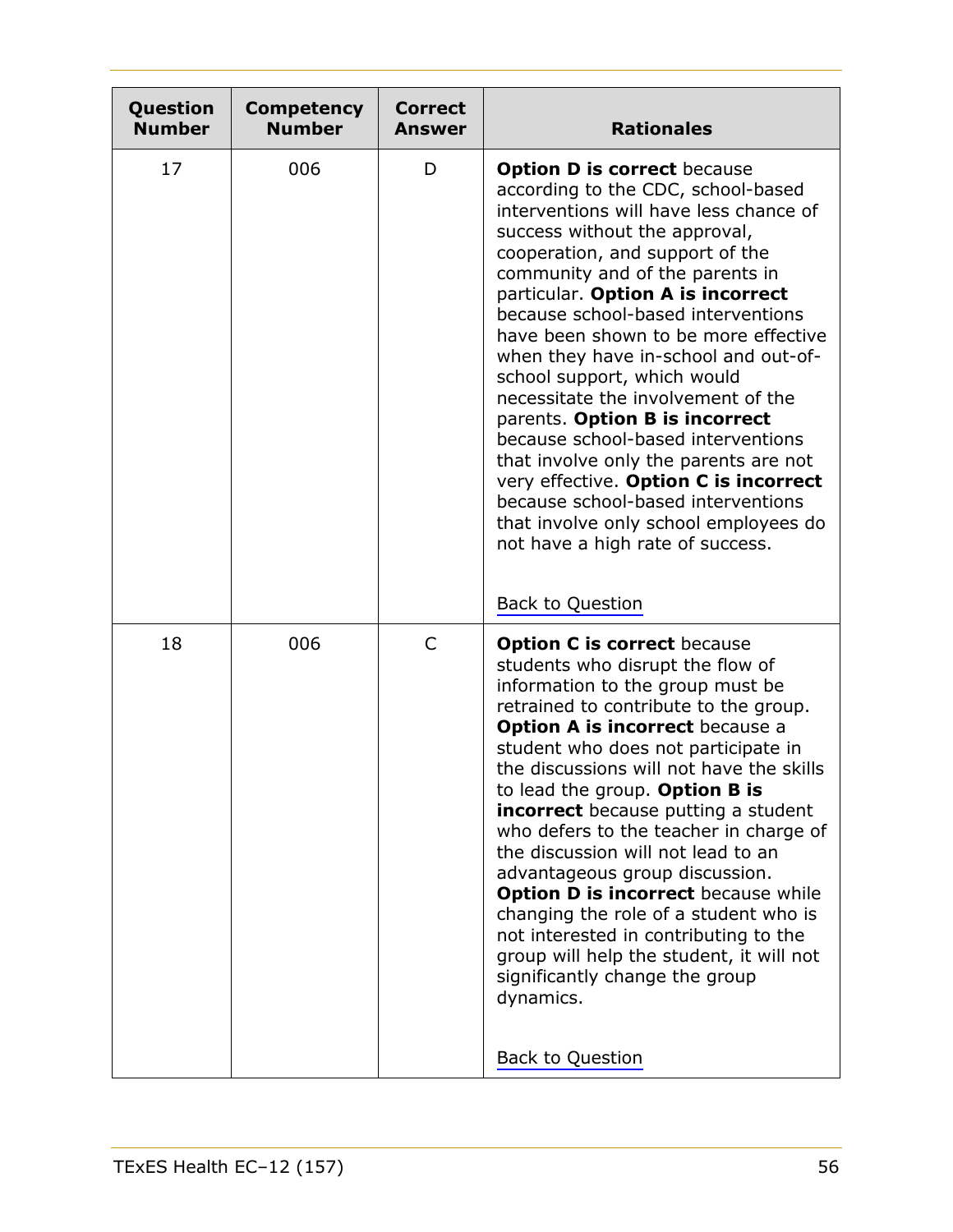| Question Number | Competency Number | Correct Answer | Rationales |
|---|---|---|---|
| 17 | 006 | D | **Option D is correct** because according to the CDC, school-based interventions will have less chance of success without the approval, cooperation, and support of the community and of the parents in particular. **Option A is incorrect** because school-based interventions have been shown to be more effective when they have in-school and out-of-school support, which would necessitate the involvement of the parents. **Option B is incorrect** because school-based interventions that involve only the parents are not very effective. **Option C is incorrect** because school-based interventions that involve only school employees do not have a high rate of success.<br><br>Back to Question |
| 18 | 006 | C | **Option C is correct** because students who disrupt the flow of information to the group must be retrained to contribute to the group. **Option A is incorrect** because a student who does not participate in the discussions will not have the skills to lead the group. **Option B is incorrect** because putting a student who defers to the teacher in charge of the discussion will not lead to an advantageous group discussion. **Option D is incorrect** because while changing the role of a student who is not interested in contributing to the group will help the student, it will not significantly change the group dynamics.<br><br>Back to Question |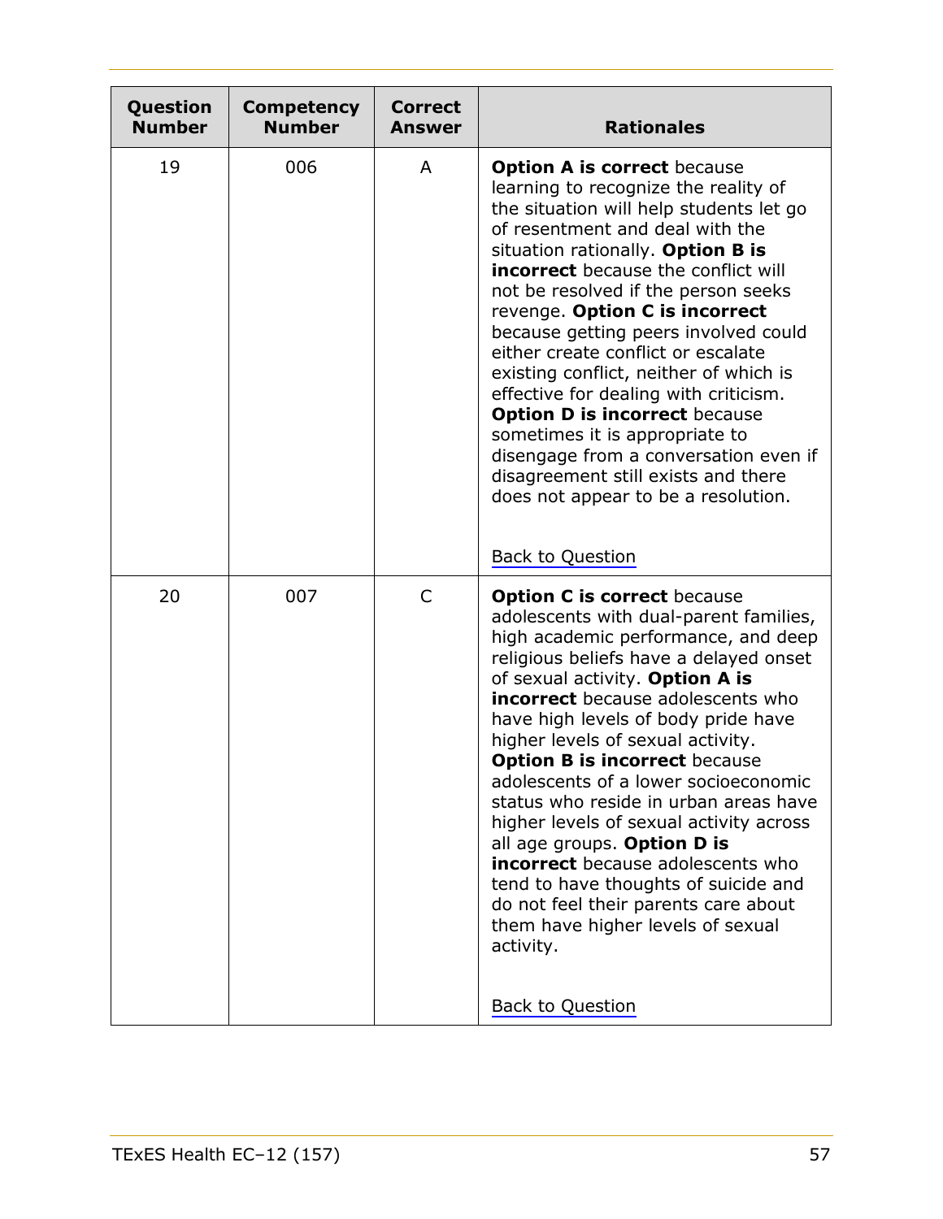| Question Number | Competency Number | Correct Answer | Rationales |
|---|---|---|---|
| 19 | 006 | A | **Option A is correct** because learning to recognize the reality of the situation will help students let go of resentment and deal with the situation rationally. **Option B is incorrect** because the conflict will not be resolved if the person seeks revenge. **Option C is incorrect** because getting peers involved could either create conflict or escalate existing conflict, neither of which is effective for dealing with criticism. **Option D is incorrect** because sometimes it is appropriate to disengage from a conversation even if disagreement still exists and there does not appear to be a resolution. <br><br> Back to Question |
| 20 | 007 | C | **Option C is correct** because adolescents with dual-parent families, high academic performance, and deep religious beliefs have a delayed onset of sexual activity. **Option A is incorrect** because adolescents who have high levels of body pride have higher levels of sexual activity. **Option B is incorrect** because adolescents of a lower socioeconomic status who reside in urban areas have higher levels of sexual activity across all age groups. **Option D is incorrect** because adolescents who tend to have thoughts of suicide and do not feel their parents care about them have higher levels of sexual activity. <br><br> Back to Question |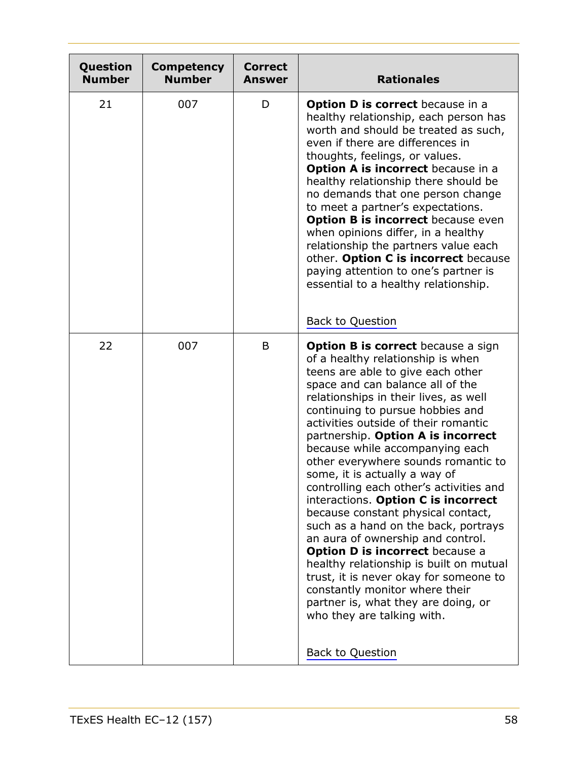| Question Number | Competency Number | Correct Answer | Rationales |
|---|---|---|---|
| 21 | 007 | D | **Option D is correct** because in a healthy relationship, each person has worth and should be treated as such, even if there are differences in thoughts, feelings, or values. **Option A is incorrect** because in a healthy relationship there should be no demands that one person change to meet a partner's expectations. **Option B is incorrect** because even when opinions differ, in a healthy relationship the partners value each other. **Option C is incorrect** because paying attention to one's partner is essential to a healthy relationship. <br><br> Back to Question |
| 22 | 007 | B | **Option B is correct** because a sign of a healthy relationship is when teens are able to give each other space and can balance all of the relationships in their lives, as well continuing to pursue hobbies and activities outside of their romantic partnership. **Option A is incorrect** because while accompanying each other everywhere sounds romantic to some, it is actually a way of controlling each other's activities and interactions. **Option C is incorrect** because constant physical contact, such as a hand on the back, portrays an aura of ownership and control. **Option D is incorrect** because a healthy relationship is built on mutual trust, it is never okay for someone to constantly monitor where their partner is, what they are doing, or who they are talking with. <br><br> Back to Question |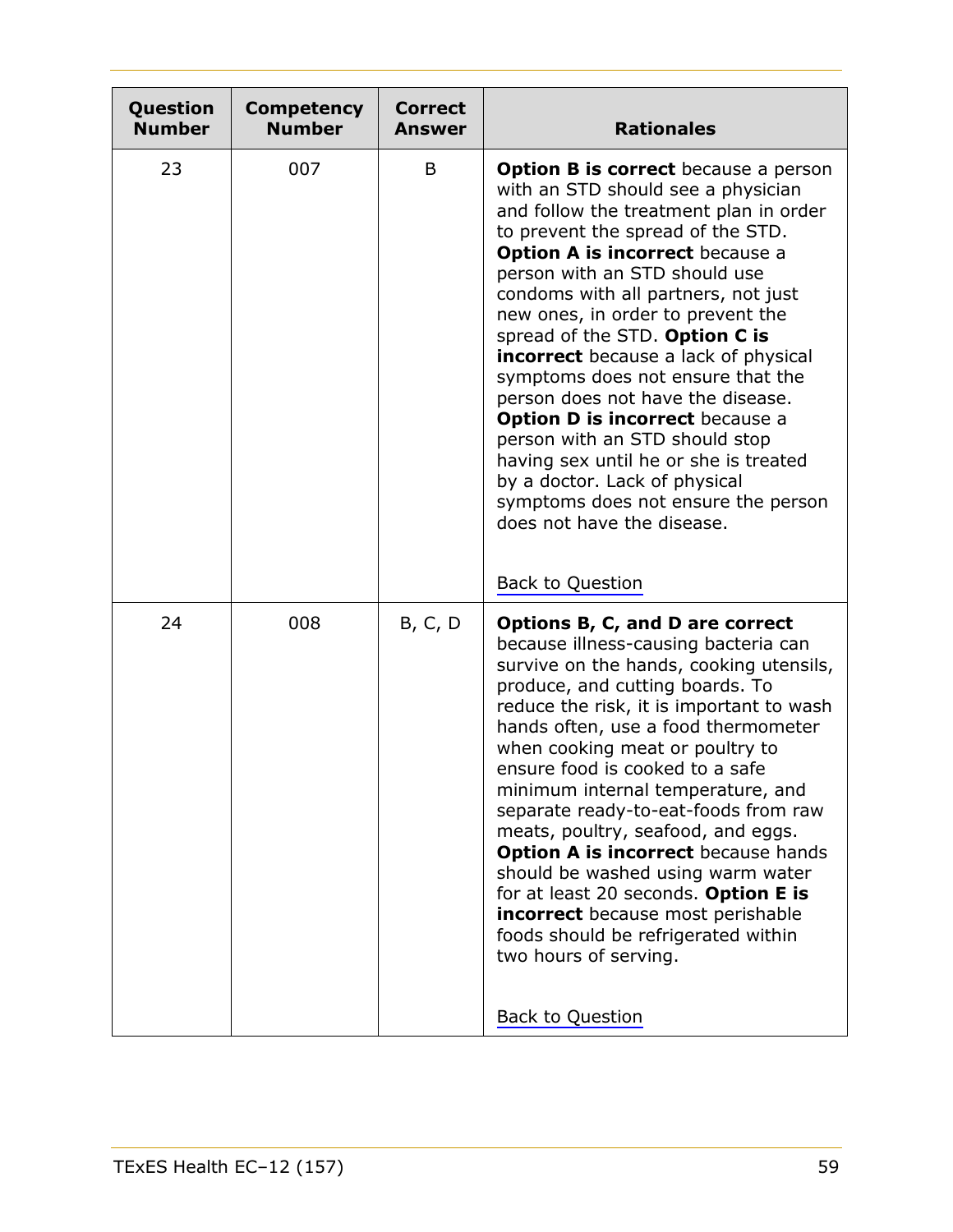| Question Number | Competency Number | Correct Answer | Rationales |
|---|---|---|---|
| 23 | 007 | B | **Option B is correct** because a person with an STD should see a physician and follow the treatment plan in order to prevent the spread of the STD. **Option A is incorrect** because a person with an STD should use condoms with all partners, not just new ones, in order to prevent the spread of the STD. **Option C is incorrect** because a lack of physical symptoms does not ensure that the person does not have the disease. **Option D is incorrect** because a person with an STD should stop having sex until he or she is treated by a doctor. Lack of physical symptoms does not ensure the person does not have the disease. <br><br> Back to Question |
| 24 | 008 | B, C, D | **Options B, C, and D are correct** because illness-causing bacteria can survive on the hands, cooking utensils, produce, and cutting boards. To reduce the risk, it is important to wash hands often, use a food thermometer when cooking meat or poultry to ensure food is cooked to a safe minimum internal temperature, and separate ready-to-eat-foods from raw meats, poultry, seafood, and eggs. **Option A is incorrect** because hands should be washed using warm water for at least 20 seconds. **Option E is incorrect** because most perishable foods should be refrigerated within two hours of serving. <br><br> Back to Question |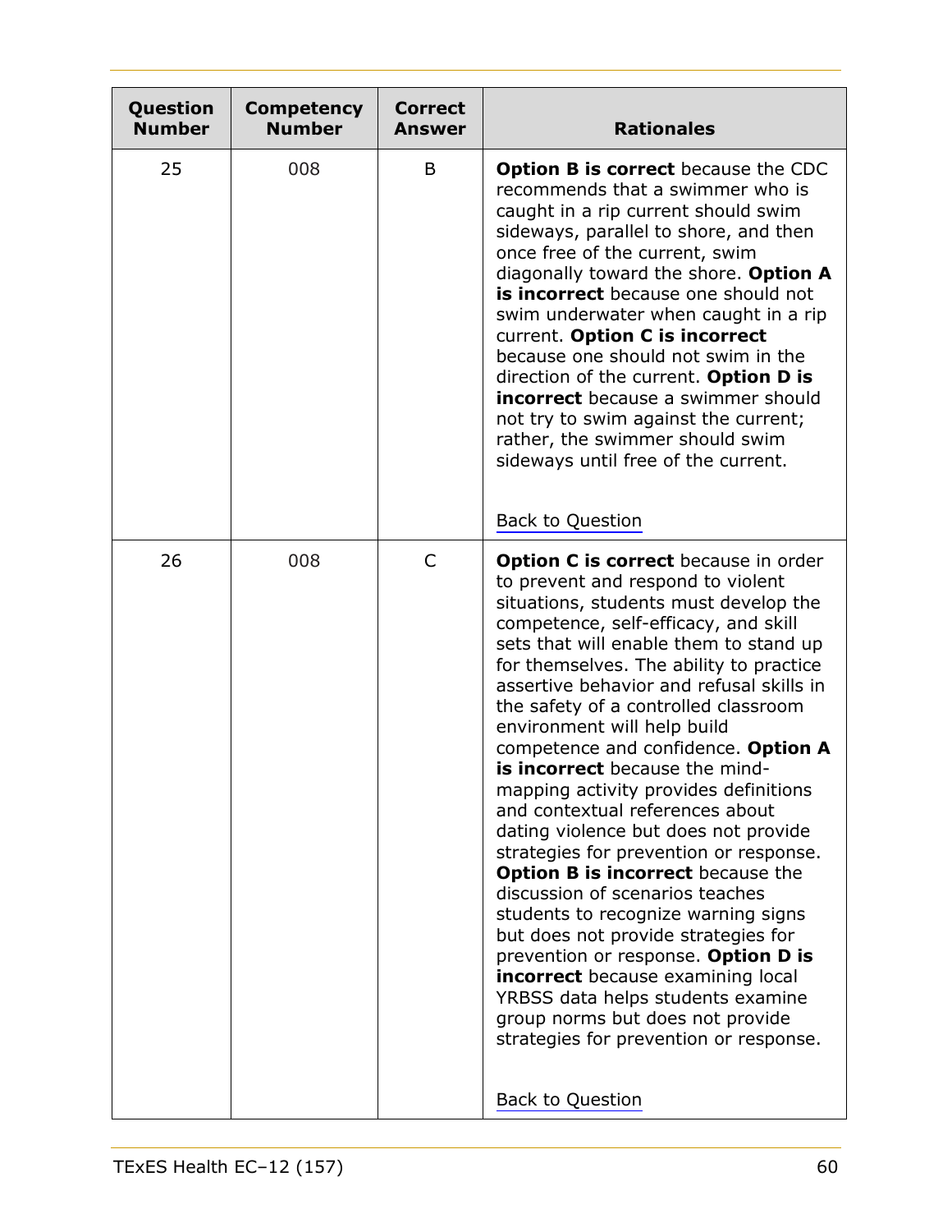| Question Number | Competency Number | Correct Answer | Rationales |
|---|---|---|---|
| 25 | 008 | B | **Option B is correct** because the CDC recommends that a swimmer who is caught in a rip current should swim sideways, parallel to shore, and then once free of the current, swim diagonally toward the shore. **Option A is incorrect** because one should not swim underwater when caught in a rip current. **Option C is incorrect** because one should not swim in the direction of the current. **Option D is incorrect** because a swimmer should not try to swim against the current; rather, the swimmer should swim sideways until free of the current. <br><br> Back to Question |
| 26 | 008 | C | **Option C is correct** because in order to prevent and respond to violent situations, students must develop the competence, self-efficacy, and skill sets that will enable them to stand up for themselves. The ability to practice assertive behavior and refusal skills in the safety of a controlled classroom environment will help build competence and confidence. **Option A is incorrect** because the mind-mapping activity provides definitions and contextual references about dating violence but does not provide strategies for prevention or response. **Option B is incorrect** because the discussion of scenarios teaches students to recognize warning signs but does not provide strategies for prevention or response. **Option D is incorrect** because examining local YRBSS data helps students examine group norms but does not provide strategies for prevention or response. <br><br> Back to Question |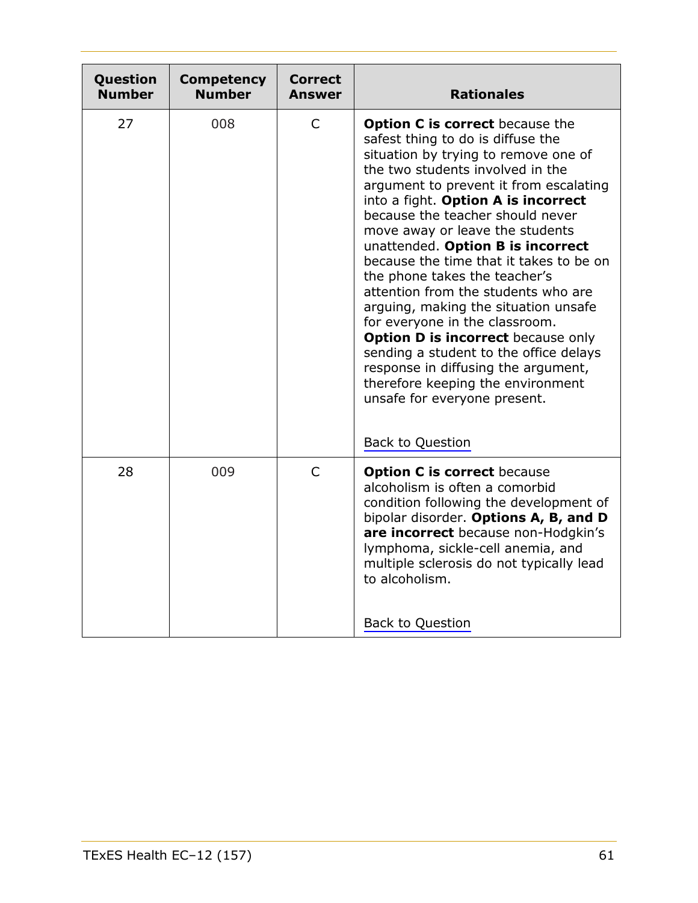| Question Number | Competency Number | Correct Answer | Rationales |
|---|---|---|---|
| 27 | 008 | C | **Option C is correct** because the safest thing to do is diffuse the situation by trying to remove one of the two students involved in the argument to prevent it from escalating into a fight. **Option A is incorrect** because the teacher should never move away or leave the students unattended. **Option B is incorrect** because the time that it takes to be on the phone takes the teacher's attention from the students who are arguing, making the situation unsafe for everyone in the classroom. **Option D is incorrect** because only sending a student to the office delays response in diffusing the argument, therefore keeping the environment unsafe for everyone present. <br><br> Back to Question |
| 28 | 009 | C | **Option C is correct** because alcoholism is often a comorbid condition following the development of bipolar disorder. **Options A, B, and D are incorrect** because non-Hodgkin's lymphoma, sickle-cell anemia, and multiple sclerosis do not typically lead to alcoholism. <br><br> Back to Question |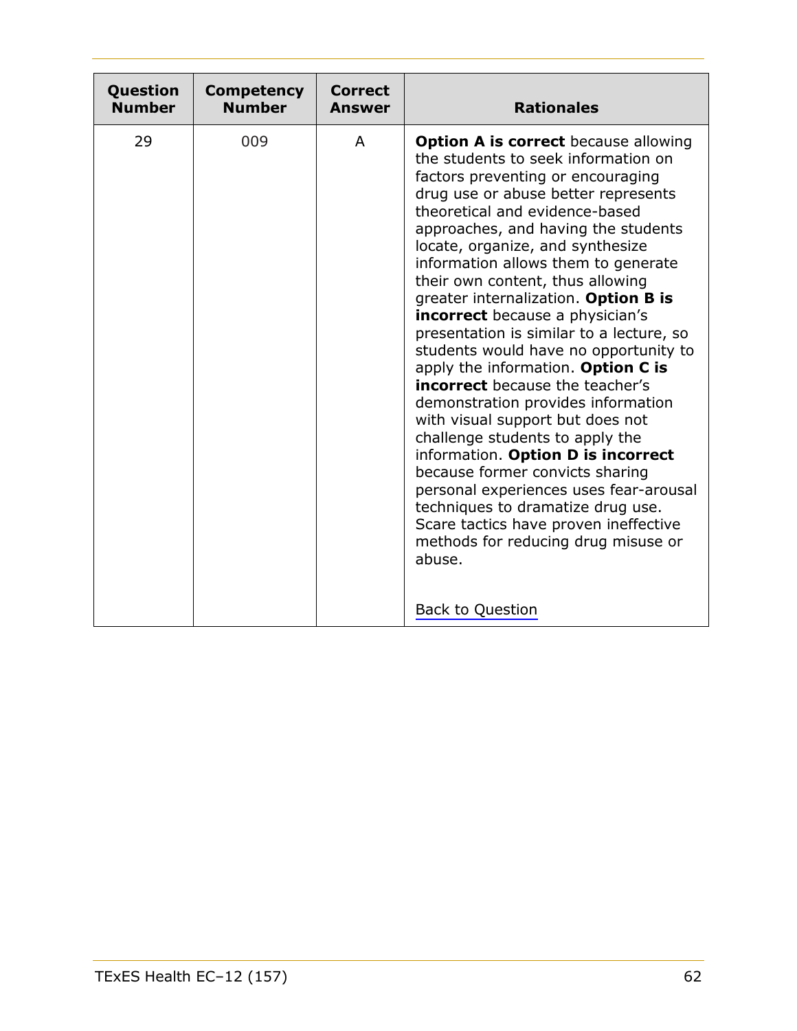| Question Number | Competency Number | Correct Answer | Rationales |
|---|---|---|---|
| 29 | 009 | A | **Option A is correct** because allowing the students to seek information on factors preventing or encouraging drug use or abuse better represents theoretical and evidence-based approaches, and having the students locate, organize, and synthesize information allows them to generate their own content, thus allowing greater internalization. **Option B is incorrect** because a physician's presentation is similar to a lecture, so students would have no opportunity to apply the information. **Option C is incorrect** because the teacher's demonstration provides information with visual support but does not challenge students to apply the information. **Option D is incorrect** because former convicts sharing personal experiences uses fear-arousal techniques to dramatize drug use. Scare tactics have proven ineffective methods for reducing drug misuse or abuse. <br><br> Back to Question |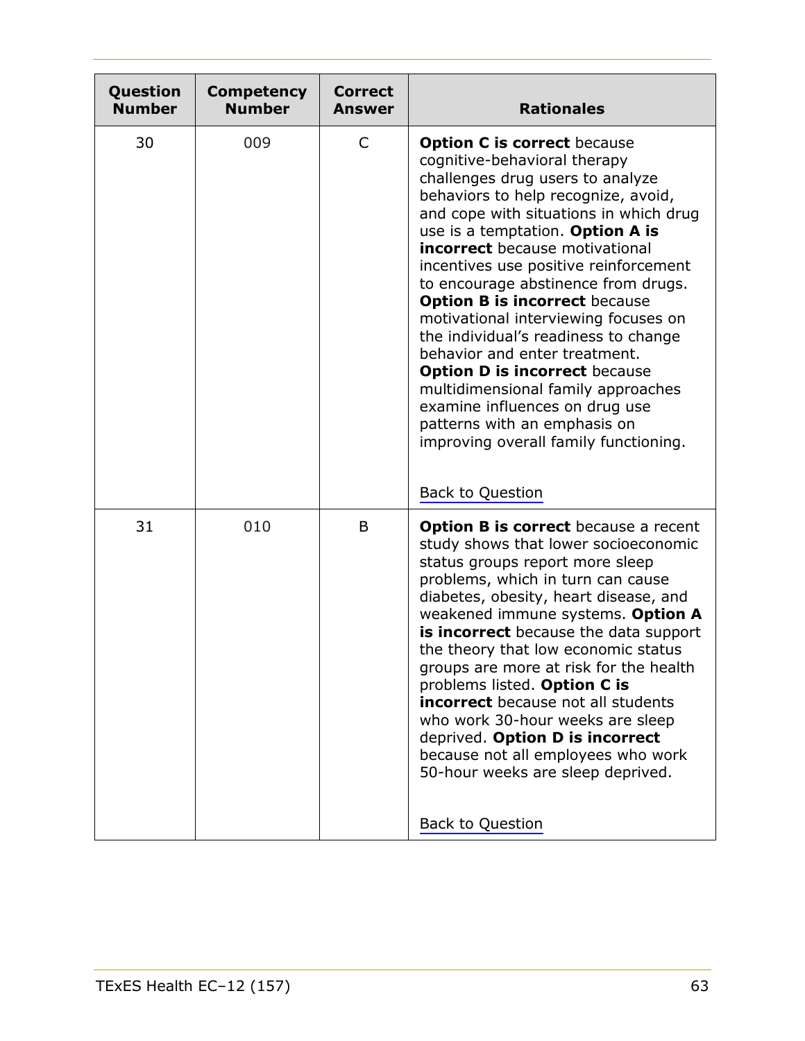| Question Number | Competency Number | Correct Answer | Rationales |
|---|---|---|---|
| 30 | 009 | C | **Option C is correct** because cognitive-behavioral therapy challenges drug users to analyze behaviors to help recognize, avoid, and cope with situations in which drug use is a temptation. **Option A is incorrect** because motivational incentives use positive reinforcement to encourage abstinence from drugs. **Option B is incorrect** because motivational interviewing focuses on the individual's readiness to change behavior and enter treatment. **Option D is incorrect** because multidimensional family approaches examine influences on drug use patterns with an emphasis on improving overall family functioning. Back to Question |
| 31 | 010 | B | **Option B is correct** because a recent study shows that lower socioeconomic status groups report more sleep problems, which in turn can cause diabetes, obesity, heart disease, and weakened immune systems. **Option A is incorrect** because the data support the theory that low economic status groups are more at risk for the health problems listed. **Option C is incorrect** because not all students who work 30-hour weeks are sleep deprived. **Option D is incorrect** because not all employees who work 50-hour weeks are sleep deprived. Back to Question |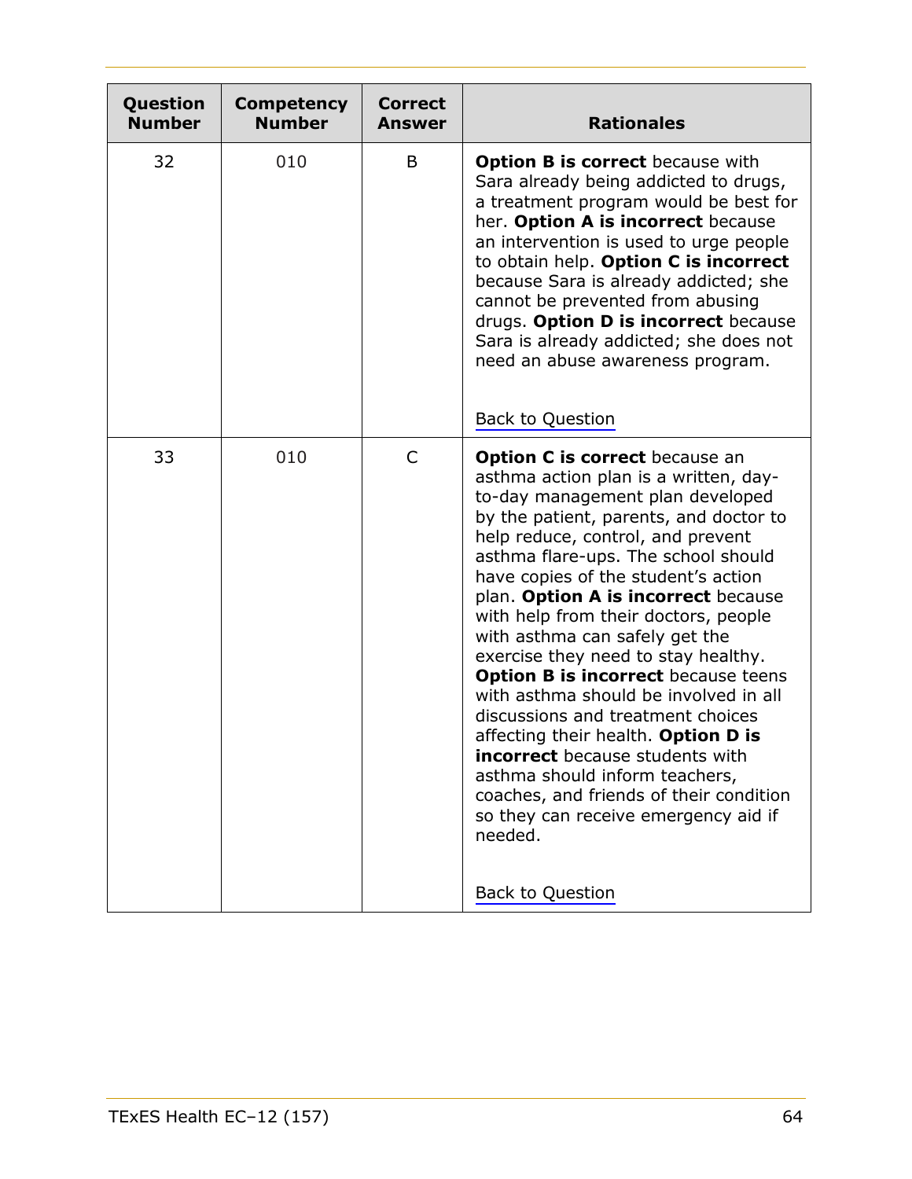| Question Number | Competency Number | Correct Answer | Rationales |
|---|---|---|---|
| 32 | 010 | B | **Option B is correct** because with Sara already being addicted to drugs, a treatment program would be best for her. **Option A is incorrect** because an intervention is used to urge people to obtain help. **Option C is incorrect** because Sara is already addicted; she cannot be prevented from abusing drugs. **Option D is incorrect** because Sara is already addicted; she does not need an abuse awareness program. Back to Question |
| 33 | 010 | C | **Option C is correct** because an asthma action plan is a written, day-to-day management plan developed by the patient, parents, and doctor to help reduce, control, and prevent asthma flare-ups. The school should have copies of the student's action plan. **Option A is incorrect** because with help from their doctors, people with asthma can safely get the exercise they need to stay healthy. **Option B is incorrect** because teens with asthma should be involved in all discussions and treatment choices affecting their health. **Option D is incorrect** because students with asthma should inform teachers, coaches, and friends of their condition so they can receive emergency aid if needed. Back to Question |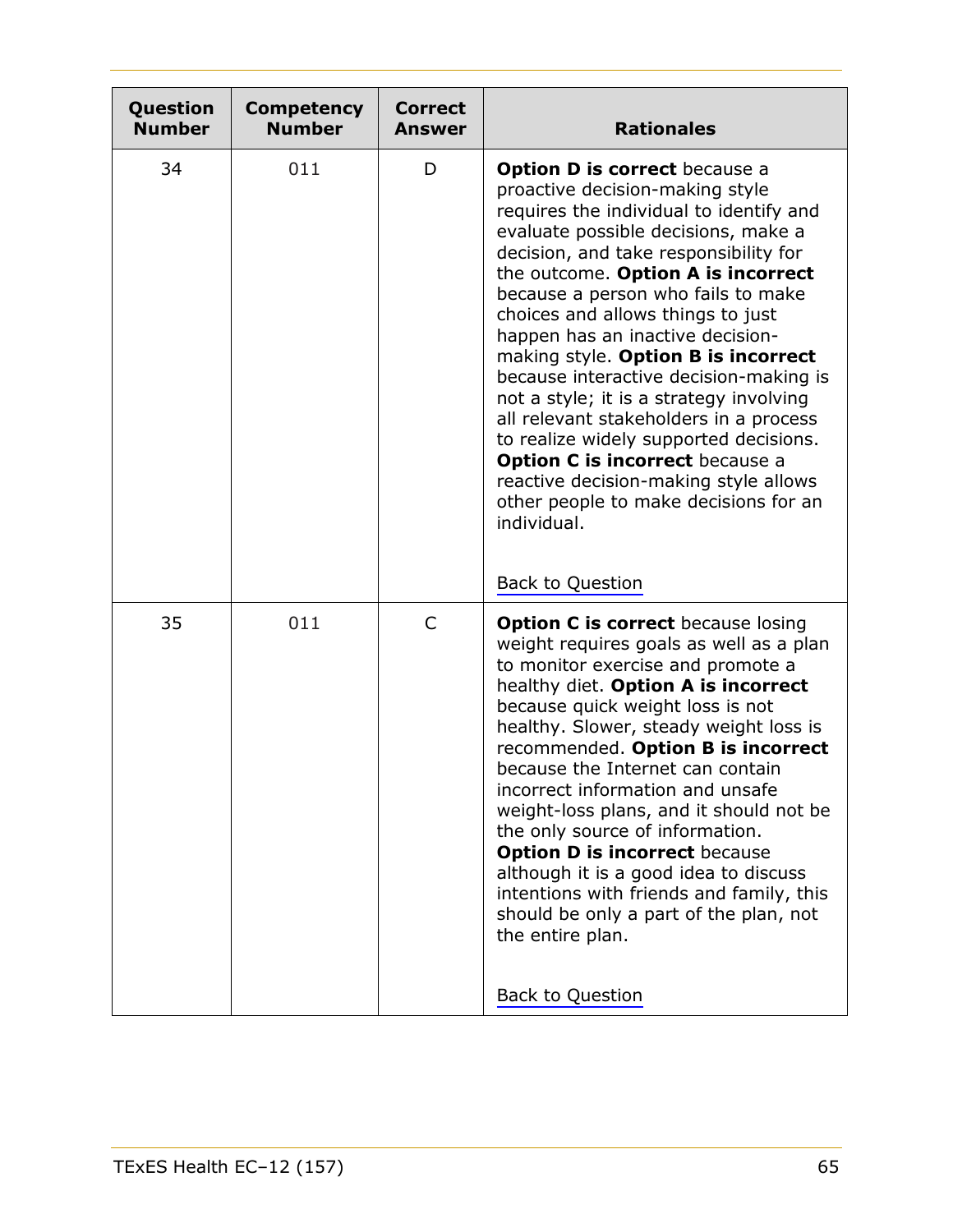| Question Number | Competency Number | Correct Answer | Rationales |
|---|---|---|---|
| 34 | 011 | D | **Option D is correct** because a proactive decision-making style requires the individual to identify and evaluate possible decisions, make a decision, and take responsibility for the outcome. **Option A is incorrect** because a person who fails to make choices and allows things to just happen has an inactive decision-making style. **Option B is incorrect** because interactive decision-making is not a style; it is a strategy involving all relevant stakeholders in a process to realize widely supported decisions. **Option C is incorrect** because a reactive decision-making style allows other people to make decisions for an individual.<br><br>Back to Question |
| 35 | 011 | C | **Option C is correct** because losing weight requires goals as well as a plan to monitor exercise and promote a healthy diet. **Option A is incorrect** because quick weight loss is not healthy. Slower, steady weight loss is recommended. **Option B is incorrect** because the Internet can contain incorrect information and unsafe weight-loss plans, and it should not be the only source of information. **Option D is incorrect** because although it is a good idea to discuss intentions with friends and family, this should be only a part of the plan, not the entire plan.<br><br>Back to Question |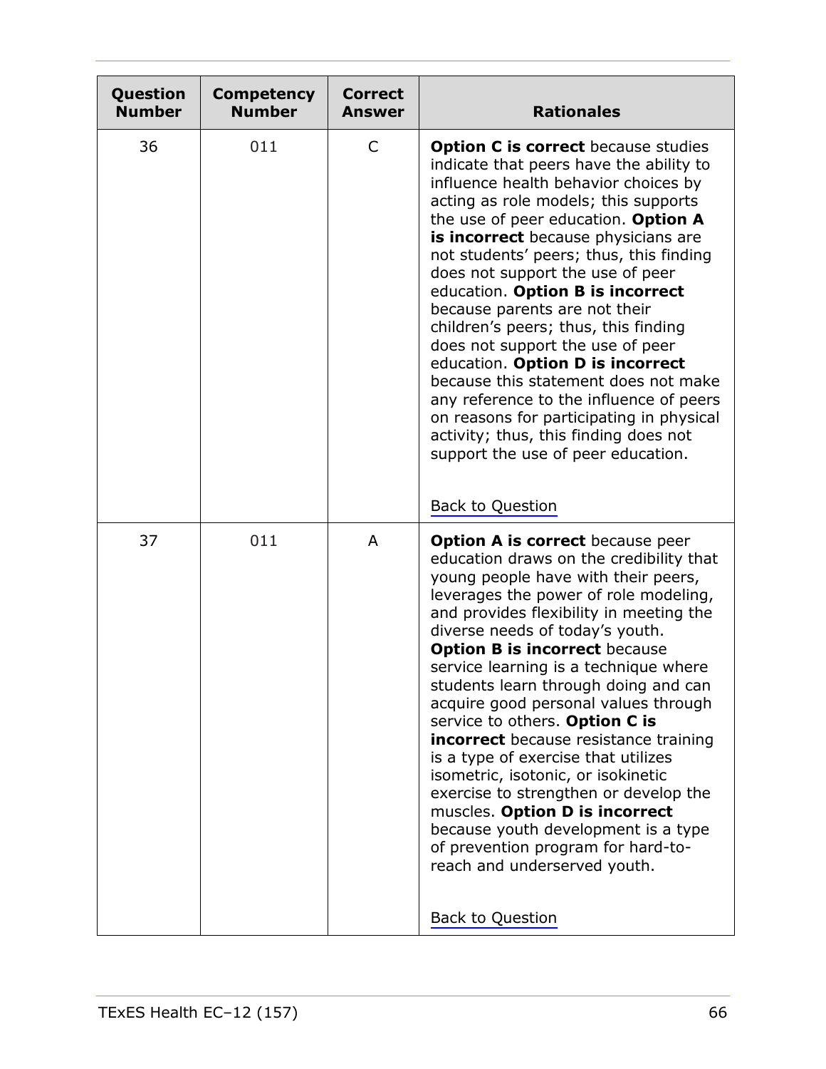| Question Number | Competency Number | Correct Answer | Rationales |
|---|---|---|---|
| 36 | 011 | C | **Option C is correct** because studies indicate that peers have the ability to influence health behavior choices by acting as role models; this supports the use of peer education. **Option A is incorrect** because physicians are not students' peers; thus, this finding does not support the use of peer education. **Option B is incorrect** because parents are not their children's peers; thus, this finding does not support the use of peer education. **Option D is incorrect** because this statement does not make any reference to the influence of peers on reasons for participating in physical activity; thus, this finding does not support the use of peer education. <br><br> Back to Question |
| 37 | 011 | A | **Option A is correct** because peer education draws on the credibility that young people have with their peers, leverages the power of role modeling, and provides flexibility in meeting the diverse needs of today's youth. **Option B is incorrect** because service learning is a technique where students learn through doing and can acquire good personal values through service to others. **Option C is incorrect** because resistance training is a type of exercise that utilizes isometric, isotonic, or isokinetic exercise to strengthen or develop the muscles. **Option D is incorrect** because youth development is a type of prevention program for hard-to-reach and underserved youth. <br><br> Back to Question |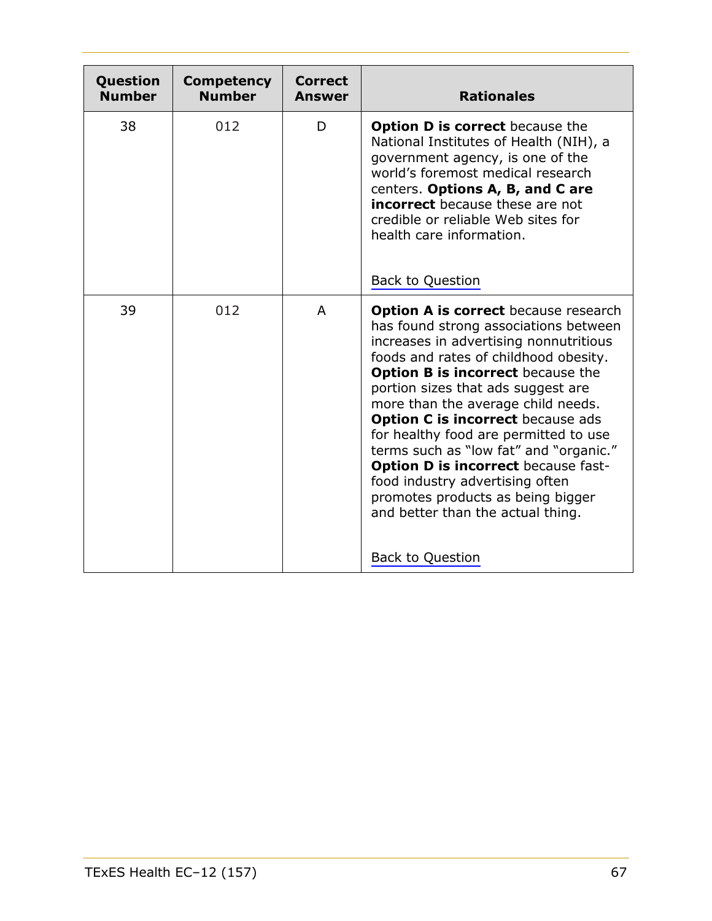| Question Number | Competency Number | Correct Answer | Rationales |
|---|---|---|---|
| 38 | 012 | D | **Option D is correct** because the National Institutes of Health (NIH), a government agency, is one of the world's foremost medical research centers. **Options A, B, and C are incorrect** because these are not credible or reliable Web sites for health care information. <br><br> Back to Question |
| 39 | 012 | A | **Option A is correct** because research has found strong associations between increases in advertising nonnutritious foods and rates of childhood obesity. **Option B is incorrect** because the portion sizes that ads suggest are more than the average child needs. **Option C is incorrect** because ads for healthy food are permitted to use terms such as "low fat" and "organic." **Option D is incorrect** because fast-food industry advertising often promotes products as being bigger and better than the actual thing. <br><br> Back to Question |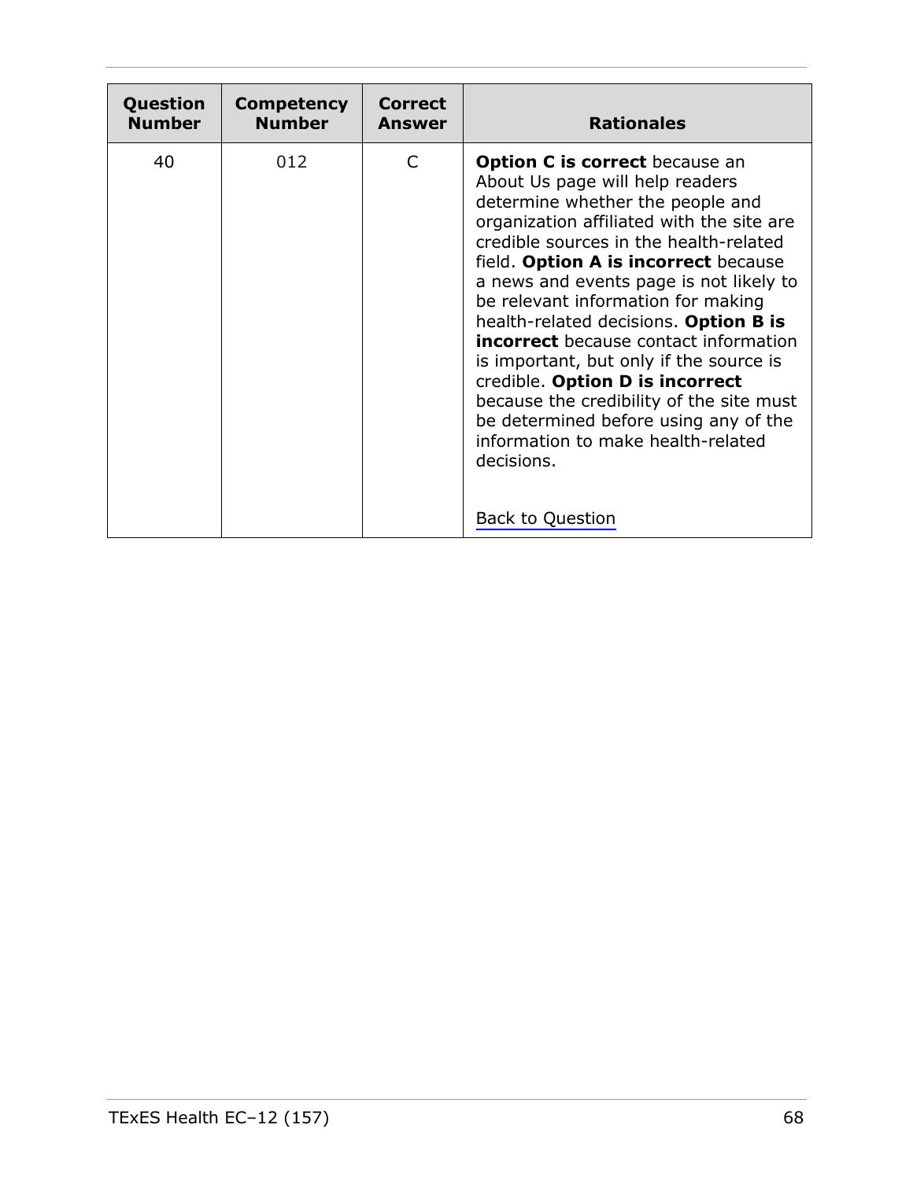| Question Number | Competency Number | Correct Answer | Rationales |
|---|---|---|---|
| 40 | 012 | C | **Option C is correct** because an About Us page will help readers determine whether the people and organization affiliated with the site are credible sources in the health-related field. **Option A is incorrect** because a news and events page is not likely to be relevant information for making health-related decisions. **Option B is incorrect** because contact information is important, but only if the source is credible. **Option D is incorrect** because the credibility of the site must be determined before using any of the information to make health-related decisions. <br><br> Back to Question |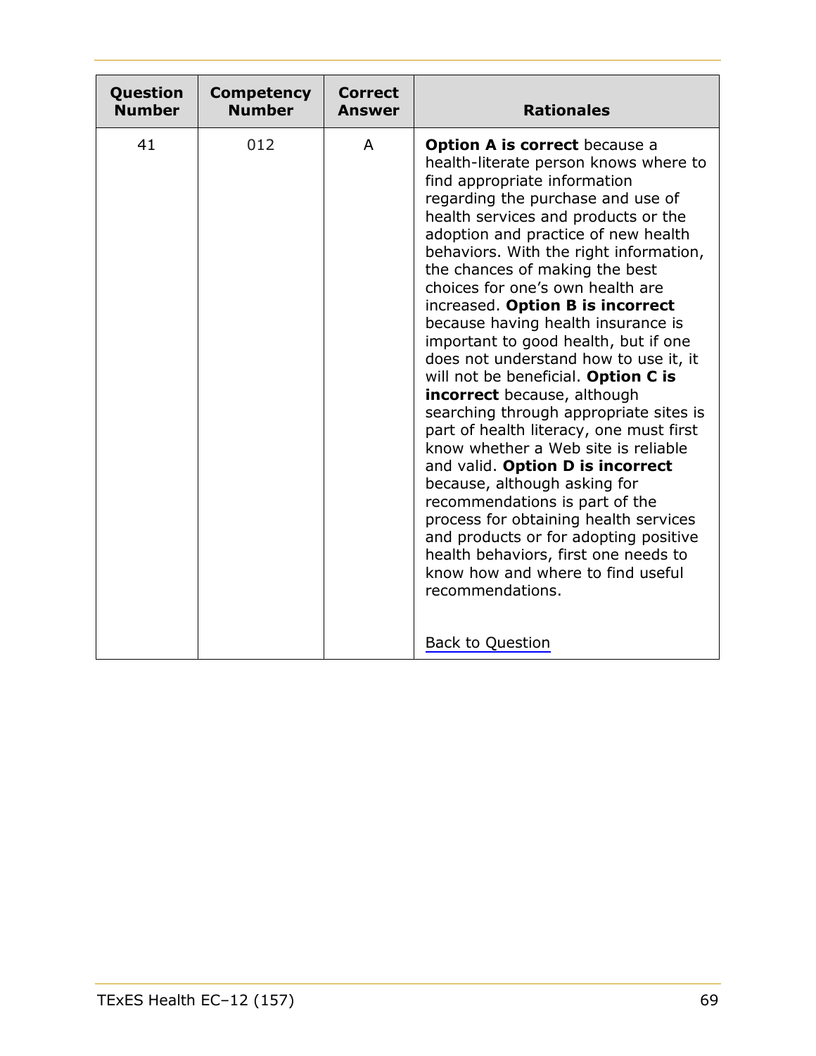| Question Number | Competency Number | Correct Answer | Rationales |
|---|---|---|---|
| 41 | 012 | A | **Option A is correct** because a health-literate person knows where to find appropriate information regarding the purchase and use of health services and products or the adoption and practice of new health behaviors. With the right information, the chances of making the best choices for one's own health are increased. **Option B is incorrect** because having health insurance is important to good health, but if one does not understand how to use it, it will not be beneficial. **Option C is incorrect** because, although searching through appropriate sites is part of health literacy, one must first know whether a Web site is reliable and valid. **Option D is incorrect** because, although asking for recommendations is part of the process for obtaining health services and products or for adopting positive health behaviors, first one needs to know how and where to find useful recommendations. <br><br> Back to Question |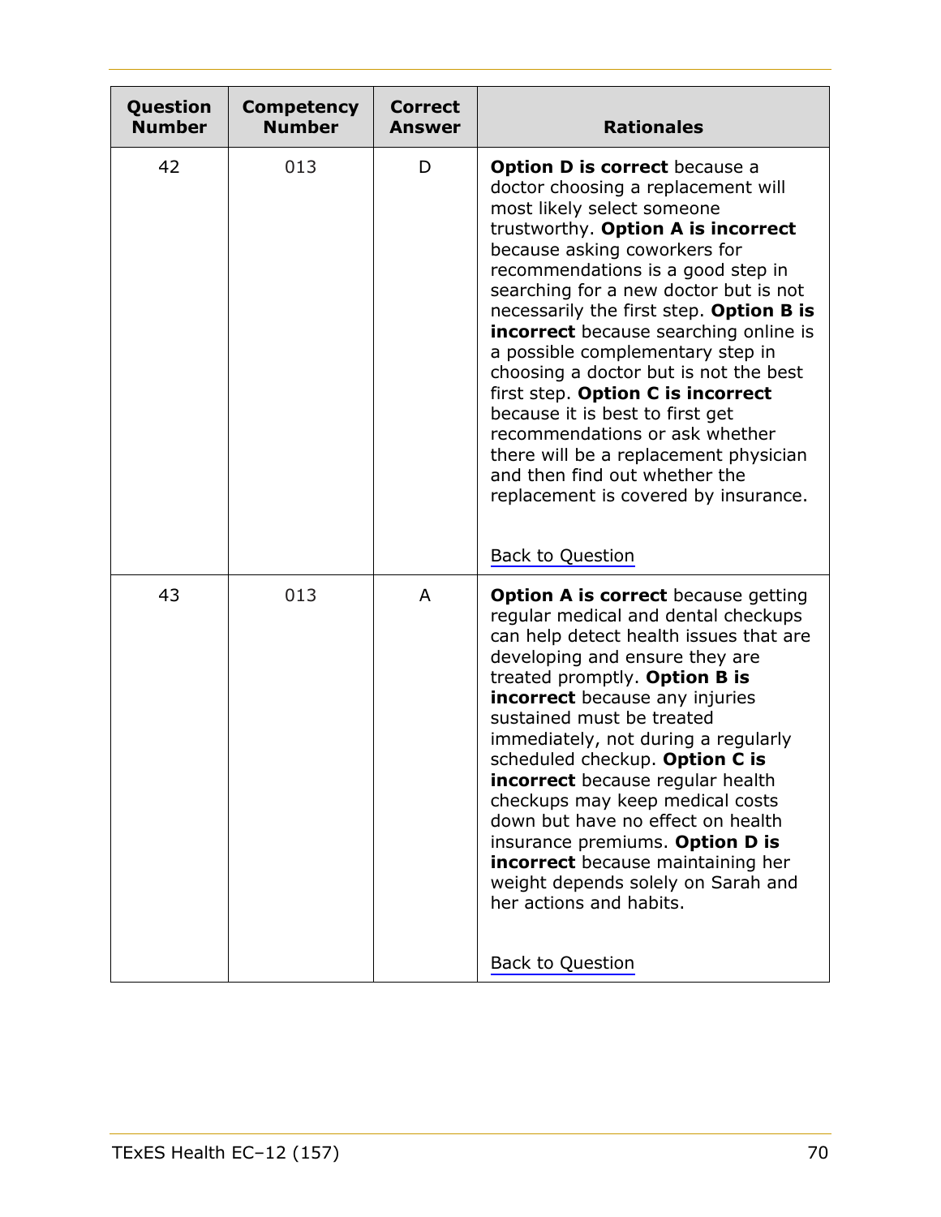| Question Number | Competency Number | Correct Answer | Rationales |
| --- | --- | --- | --- |
| 42 | 013 | D | **Option D is correct** because a doctor choosing a replacement will most likely select someone trustworthy. **Option A is incorrect** because asking coworkers for recommendations is a good step in searching for a new doctor but is not necessarily the first step. **Option B is incorrect** because searching online is a possible complementary step in choosing a doctor but is not the best first step. **Option C is incorrect** because it is best to first get recommendations or ask whether there will be a replacement physician and then find out whether the replacement is covered by insurance. <br><br> Back to Question |
| 43 | 013 | A | **Option A is correct** because getting regular medical and dental checkups can help detect health issues that are developing and ensure they are treated promptly. **Option B is incorrect** because any injuries sustained must be treated immediately, not during a regularly scheduled checkup. **Option C is incorrect** because regular health checkups may keep medical costs down but have no effect on health insurance premiums. **Option D is incorrect** because maintaining her weight depends solely on Sarah and her actions and habits. <br><br> Back to Question |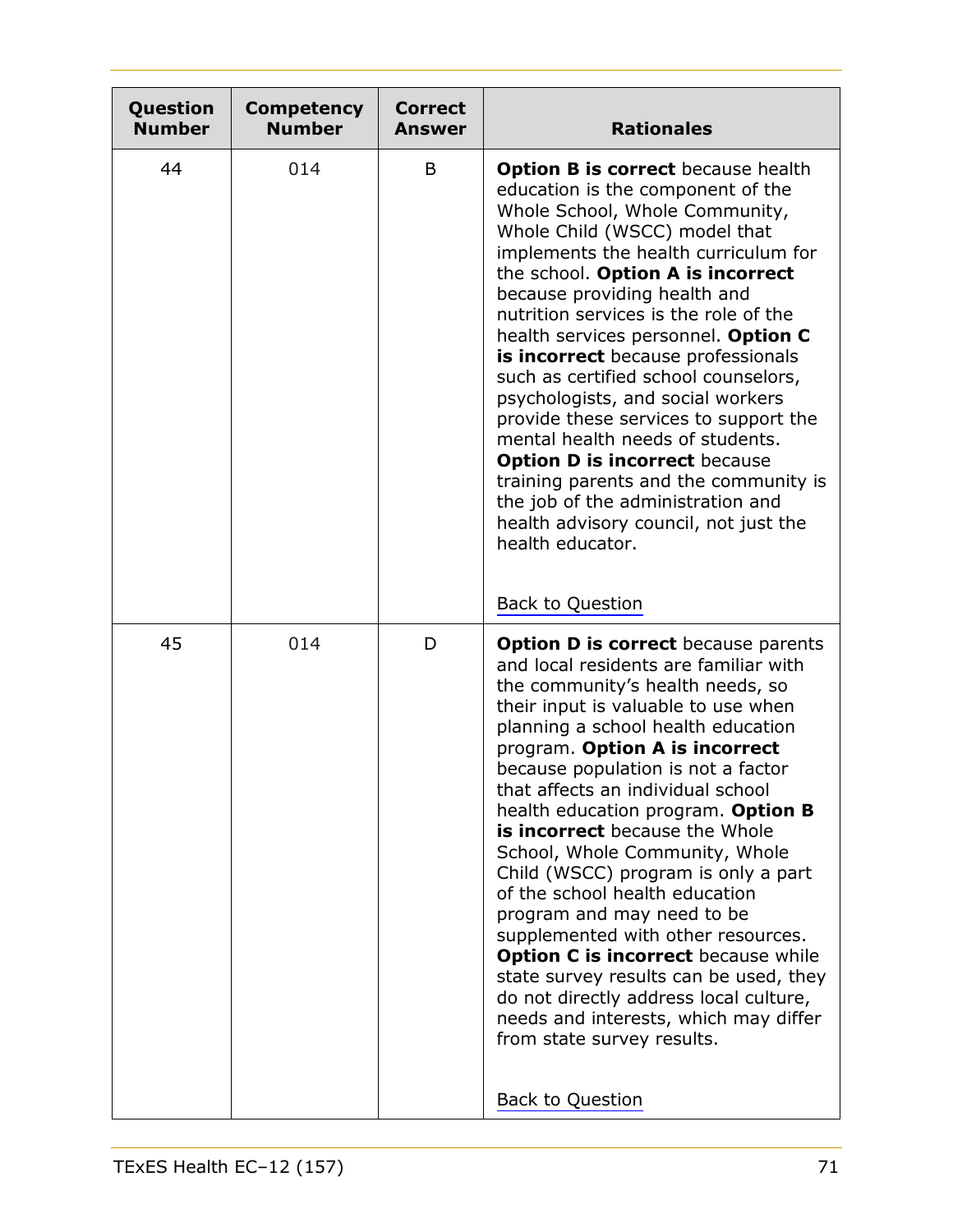| Question Number | Competency Number | Correct Answer | Rationales |
|---|---|---|---|
| 44 | 014 | B | **Option B is correct** because health education is the component of the Whole School, Whole Community, Whole Child (WSCC) model that implements the health curriculum for the school. **Option A is incorrect** because providing health and nutrition services is the role of the health services personnel. **Option C is incorrect** because professionals such as certified school counselors, psychologists, and social workers provide these services to support the mental health needs of students. **Option D is incorrect** because training parents and the community is the job of the administration and health advisory council, not just the health educator. <br><br> Back to Question |
| 45 | 014 | D | **Option D is correct** because parents and local residents are familiar with the community's health needs, so their input is valuable to use when planning a school health education program. **Option A is incorrect** because population is not a factor that affects an individual school health education program. **Option B is incorrect** because the Whole School, Whole Community, Whole Child (WSCC) program is only a part of the school health education program and may need to be supplemented with other resources. **Option C is incorrect** because while state survey results can be used, they do not directly address local culture, needs and interests, which may differ from state survey results. <br><br> Back to Question |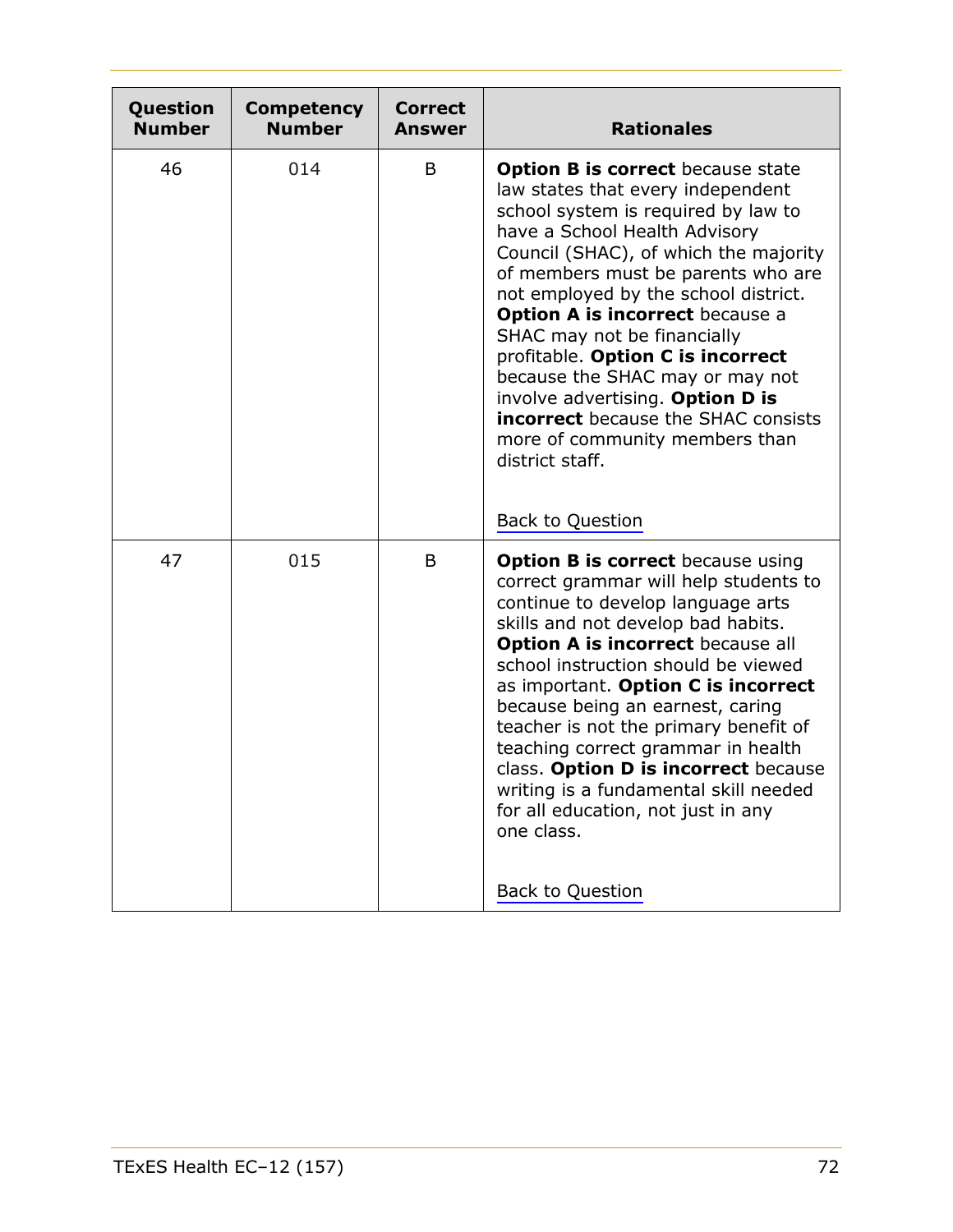| Question Number | Competency Number | Correct Answer | Rationales |
|---|---|---|---|
| 46 | 014 | B | **Option B is correct** because state law states that every independent school system is required by law to have a School Health Advisory Council (SHAC), of which the majority of members must be parents who are not employed by the school district. **Option A is incorrect** because a SHAC may not be financially profitable. **Option C is incorrect** because the SHAC may or may not involve advertising. **Option D is incorrect** because the SHAC consists more of community members than district staff. <br><br> Back to Question |
| 47 | 015 | B | **Option B is correct** because using correct grammar will help students to continue to develop language arts skills and not develop bad habits. **Option A is incorrect** because all school instruction should be viewed as important. **Option C is incorrect** because being an earnest, caring teacher is not the primary benefit of teaching correct grammar in health class. **Option D is incorrect** because writing is a fundamental skill needed for all education, not just in any one class. <br><br> Back to Question |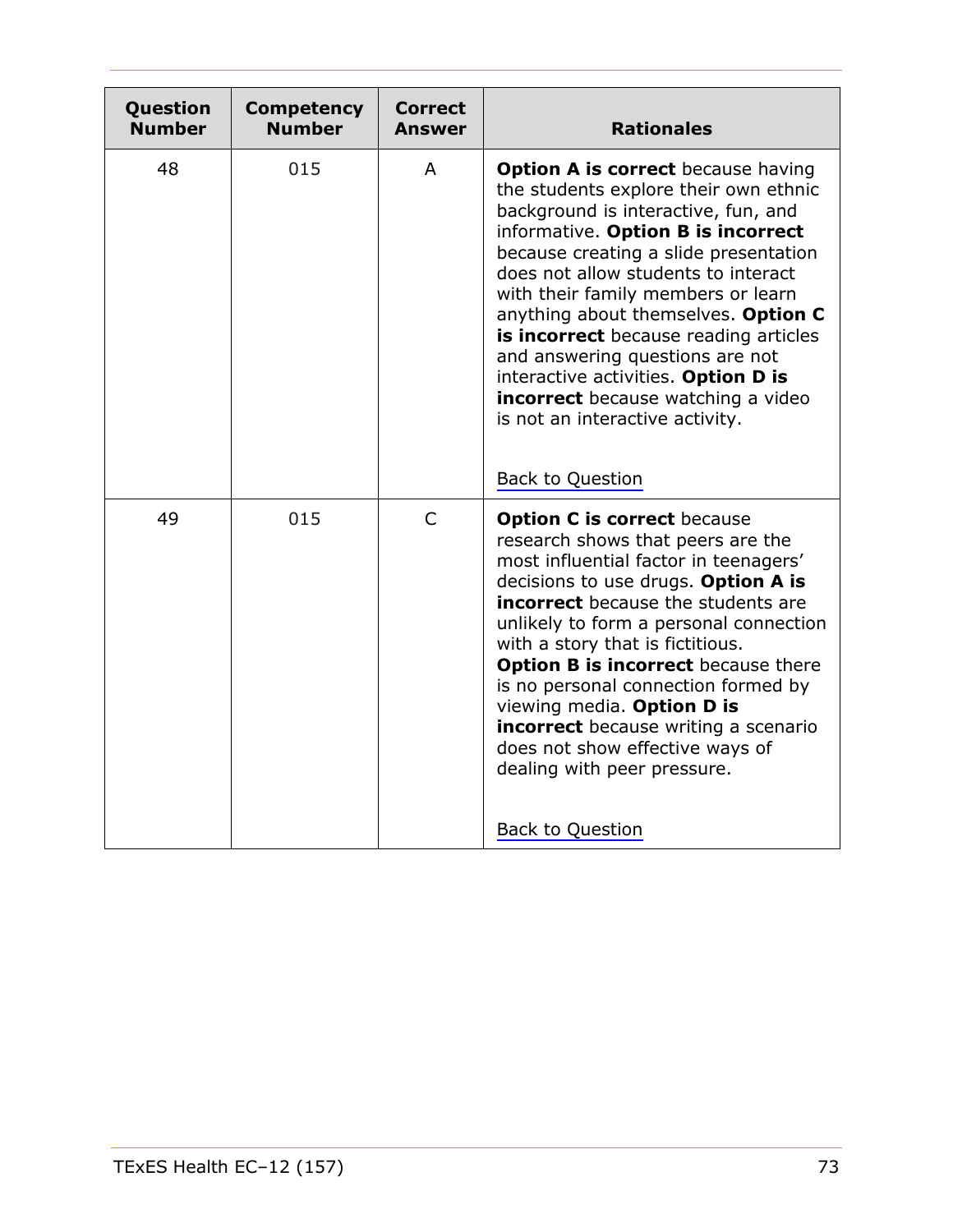| Question Number | Competency Number | Correct Answer | Rationales |
|---|---|---|---|
| 48 | 015 | A | **Option A is correct** because having the students explore their own ethnic background is interactive, fun, and informative. **Option B is incorrect** because creating a slide presentation does not allow students to interact with their family members or learn anything about themselves. **Option C is incorrect** because reading articles and answering questions are not interactive activities. **Option D is incorrect** because watching a video is not an interactive activity. <br><br> Back to Question |
| 49 | 015 | C | **Option C is correct** because research shows that peers are the most influential factor in teenagers' decisions to use drugs. **Option A is incorrect** because the students are unlikely to form a personal connection with a story that is fictitious. **Option B is incorrect** because there is no personal connection formed by viewing media. **Option D is incorrect** because writing a scenario does not show effective ways of dealing with peer pressure. <br><br> Back to Question |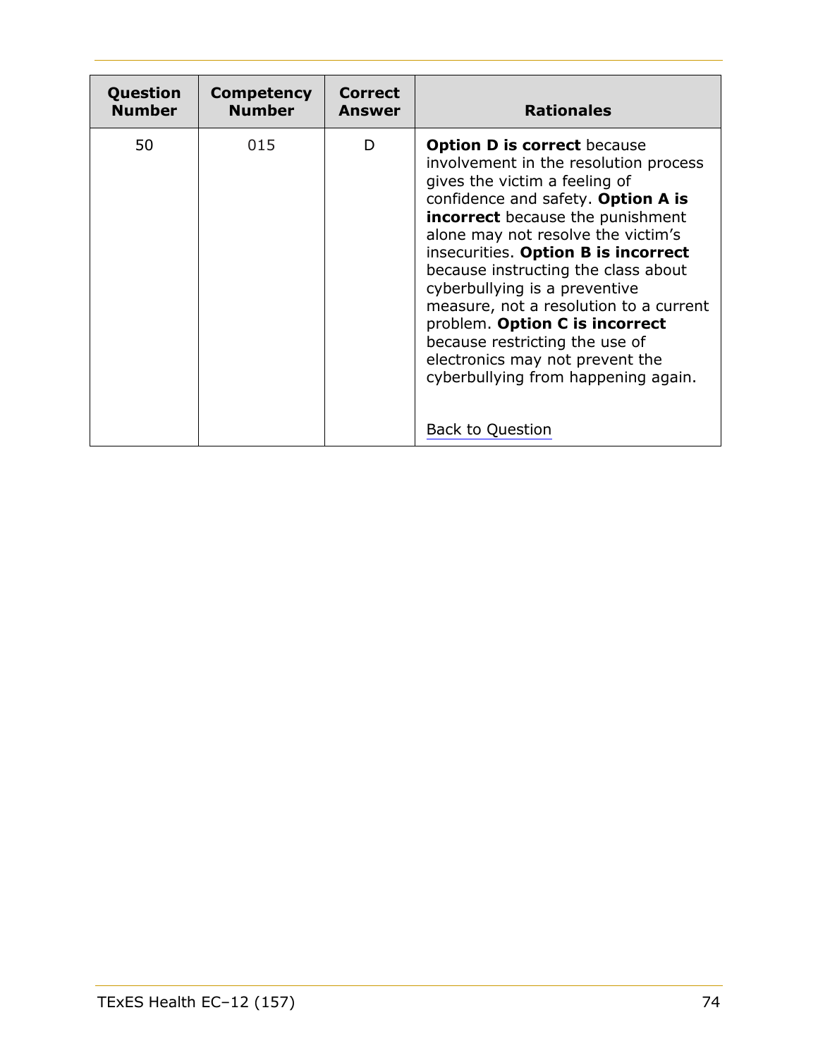| Question Number | Competency Number | Correct Answer | Rationales |
|---|---|---|---|
| 50 | 015 | D | **Option D is correct** because involvement in the resolution process gives the victim a feeling of confidence and safety. **Option A is incorrect** because the punishment alone may not resolve the victim's insecurities. **Option B is incorrect** because instructing the class about cyberbullying is a preventive measure, not a resolution to a current problem. **Option C is incorrect** because restricting the use of electronics may not prevent the cyberbullying from happening again.<br><br>Back to Question |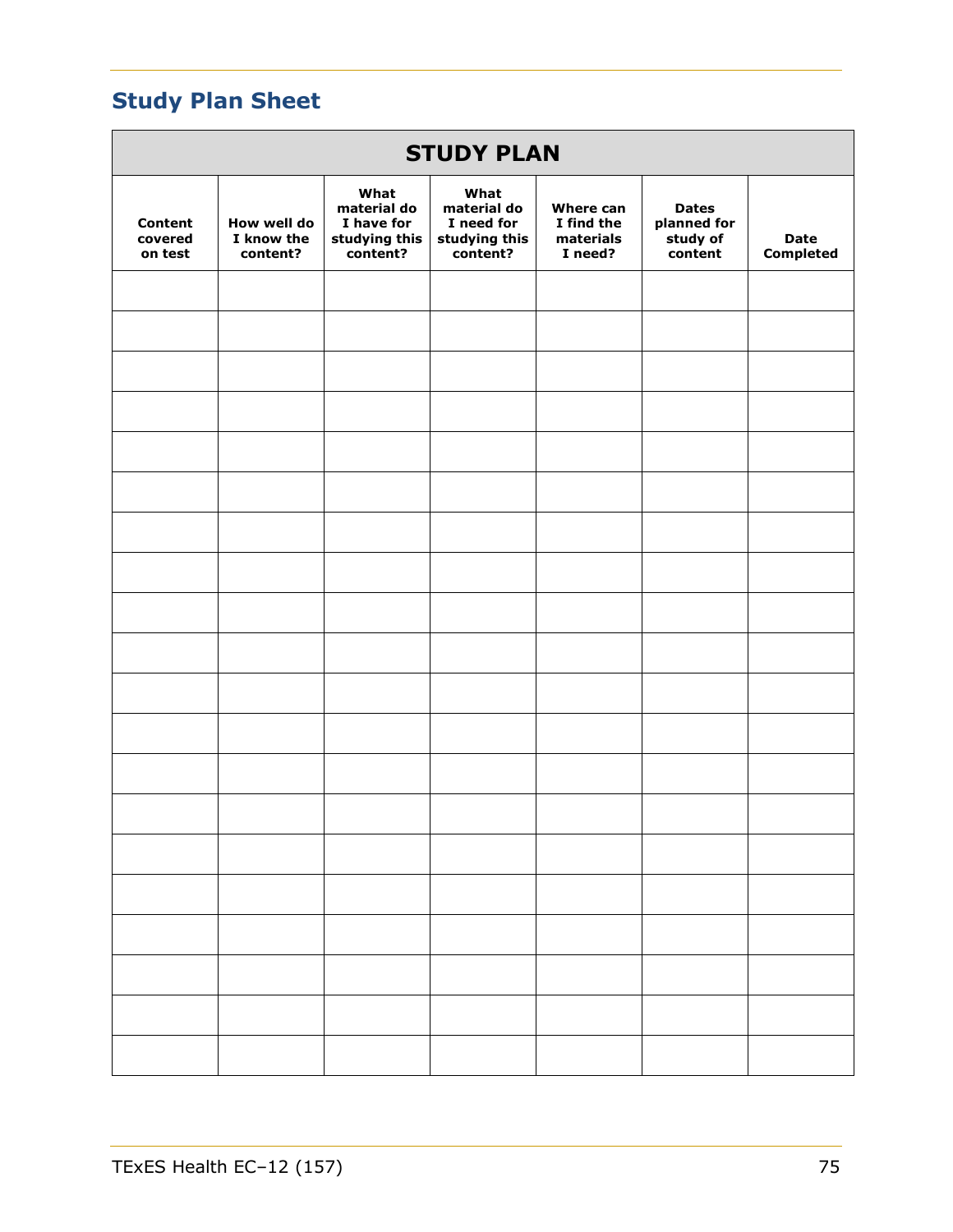## Study Plan Sheet

| STUDY PLAN | | | | | | |
|---|---|---|---|---|---|---|
| Content covered on test | How well do I know the content? | What material do I have for studying this content? | What material do I need for studying this content? | Where can I find the materials I need? | Dates planned for study of content | Date Completed |
| | | | | | | |
| | | | | | | |
| | | | | | | |
| | | | | | | |
| | | | | | | |
| | | | | | | |
| | | | | | | |
| | | | | | | |
| | | | | | | |
| | | | | | | |
| | | | | | | |
| | | | | | | |
| | | | | | | |
| | | | | | | |
| | | | | | | |
| | | | | | | |
| | | | | | | |
| | | | | | | |
| | | | | | | |
| | | | | | | |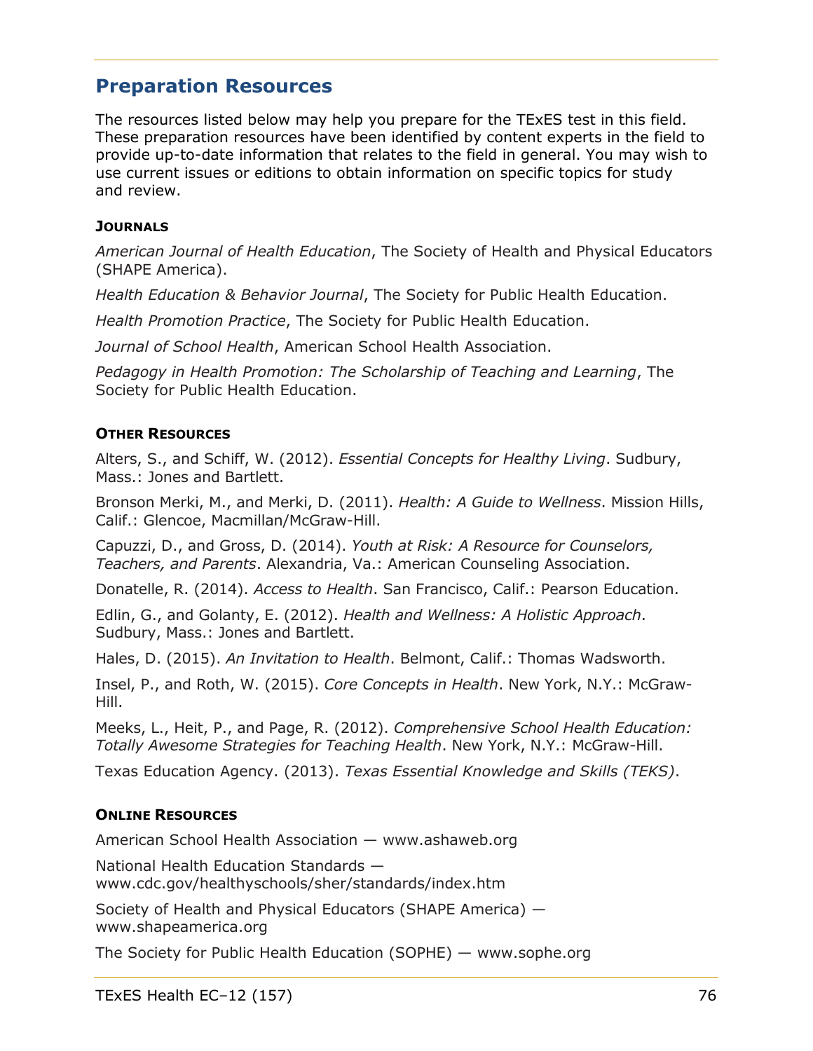## Preparation Resources

The resources listed below may help you prepare for the TExES test in this field. These preparation resources have been identified by content experts in the field to provide up-to-date information that relates to the field in general. You may wish to use current issues or editions to obtain information on specific topics for study and review.

### Journals

*American Journal of Health Education*, The Society of Health and Physical Educators (SHAPE America).

*Health Education & Behavior Journal*, The Society for Public Health Education.

*Health Promotion Practice*, The Society for Public Health Education.

*Journal of School Health*, American School Health Association.

*Pedagogy in Health Promotion: The Scholarship of Teaching and Learning*, The Society for Public Health Education.

### Other Resources

Alters, S., and Schiff, W. (2012). *Essential Concepts for Healthy Living*. Sudbury, Mass.: Jones and Bartlett.

Bronson Merki, M., and Merki, D. (2011). *Health: A Guide to Wellness*. Mission Hills, Calif.: Glencoe, Macmillan/McGraw-Hill.

Capuzzi, D., and Gross, D. (2014). *Youth at Risk: A Resource for Counselors, Teachers, and Parents*. Alexandria, Va.: American Counseling Association.

Donatelle, R. (2014). *Access to Health*. San Francisco, Calif.: Pearson Education.

Edlin, G., and Golanty, E. (2012). *Health and Wellness: A Holistic Approach*. Sudbury, Mass.: Jones and Bartlett.

Hales, D. (2015). *An Invitation to Health*. Belmont, Calif.: Thomas Wadsworth.

Insel, P., and Roth, W. (2015). *Core Concepts in Health*. New York, N.Y.: McGraw-Hill.

Meeks, L., Heit, P., and Page, R. (2012). *Comprehensive School Health Education: Totally Awesome Strategies for Teaching Health*. New York, N.Y.: McGraw-Hill.

Texas Education Agency. (2013). *Texas Essential Knowledge and Skills (TEKS)*.

### Online Resources

American School Health Association — www.ashaweb.org

National Health Education Standards — www.cdc.gov/healthyschools/sher/standards/index.htm

Society of Health and Physical Educators (SHAPE America) — www.shapeamerica.org

The Society for Public Health Education (SOPHE) — www.sophe.org